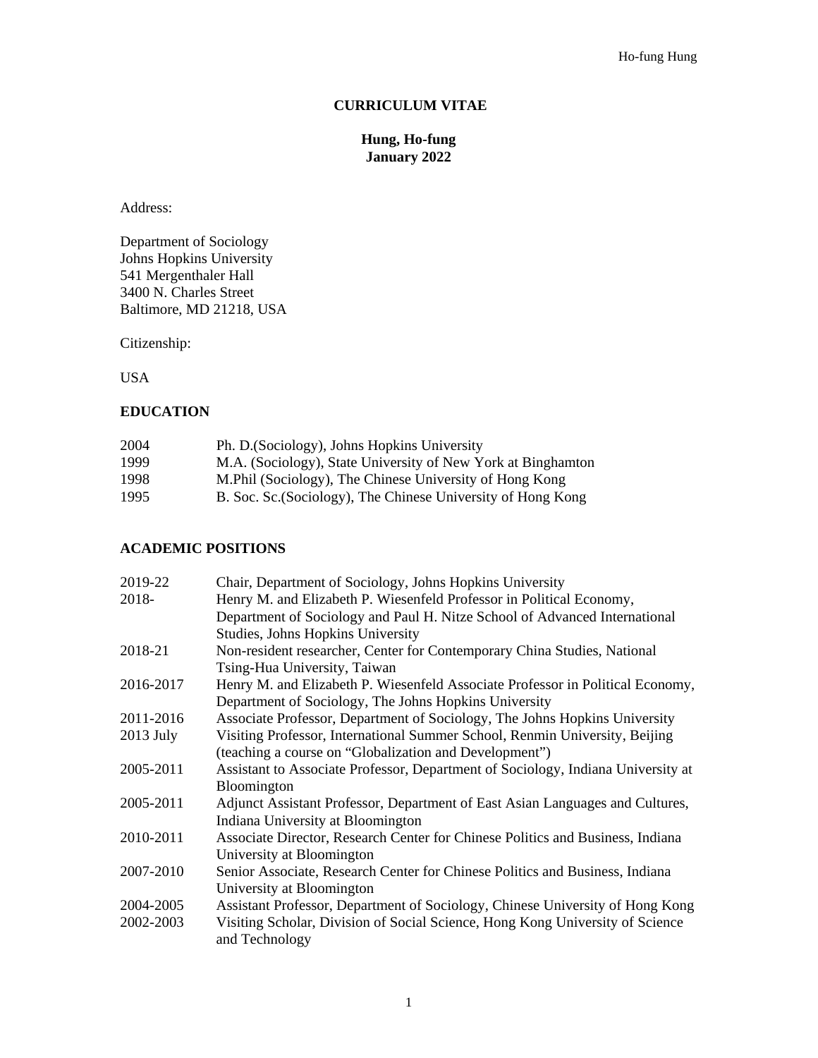# CURRICULUM VITAE

**Hung, Ho-fung**
**January 2022**

Address:

Department of Sociology
Johns Hopkins University
541 Mergenthaler Hall
3400 N. Charles Street
Baltimore, MD 21218, USA

Citizenship:

USA

## EDUCATION

| | |
|---|---|
| 2004 | Ph. D.(Sociology), Johns Hopkins University |
| 1999 | M.A. (Sociology), State University of New York at Binghamton |
| 1998 | M.Phil (Sociology), The Chinese University of Hong Kong |
| 1995 | B. Soc. Sc.(Sociology), The Chinese University of Hong Kong |

## ACADEMIC POSITIONS

| | |
|---|---|
| 2019-22 | Chair, Department of Sociology, Johns Hopkins University |
| 2018- | Henry M. and Elizabeth P. Wiesenfeld Professor in Political Economy, Department of Sociology and Paul H. Nitze School of Advanced International Studies, Johns Hopkins University |
| 2018-21 | Non-resident researcher, Center for Contemporary China Studies, National Tsing-Hua University, Taiwan |
| 2016-2017 | Henry M. and Elizabeth P. Wiesenfeld Associate Professor in Political Economy, Department of Sociology, The Johns Hopkins University |
| 2011-2016 | Associate Professor, Department of Sociology, The Johns Hopkins University |
| 2013 July | Visiting Professor, International Summer School, Renmin University, Beijing (teaching a course on "Globalization and Development") |
| 2005-2011 | Assistant to Associate Professor, Department of Sociology, Indiana University at Bloomington |
| 2005-2011 | Adjunct Assistant Professor, Department of East Asian Languages and Cultures, Indiana University at Bloomington |
| 2010-2011 | Associate Director, Research Center for Chinese Politics and Business, Indiana University at Bloomington |
| 2007-2010 | Senior Associate, Research Center for Chinese Politics and Business, Indiana University at Bloomington |
| 2004-2005 | Assistant Professor, Department of Sociology, Chinese University of Hong Kong |
| 2002-2003 | Visiting Scholar, Division of Social Science, Hong Kong University of Science and Technology |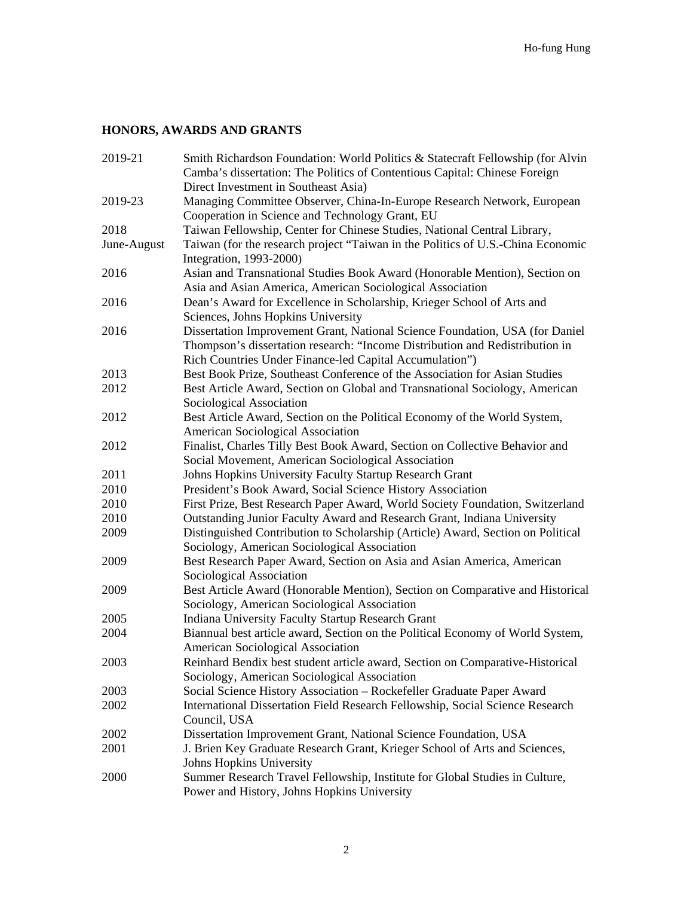## HONORS, AWARDS AND GRANTS

| | |
|---|---|
| 2019-21 | Smith Richardson Foundation: World Politics & Statecraft Fellowship (for Alvin Camba's dissertation: The Politics of Contentious Capital: Chinese Foreign Direct Investment in Southeast Asia) |
| 2019-23 | Managing Committee Observer, China-In-Europe Research Network, European Cooperation in Science and Technology Grant, EU |
| 2018 June-August | Taiwan Fellowship, Center for Chinese Studies, National Central Library, Taiwan (for the research project "Taiwan in the Politics of U.S.-China Economic Integration, 1993-2000) |
| 2016 | Asian and Transnational Studies Book Award (Honorable Mention), Section on Asia and Asian America, American Sociological Association |
| 2016 | Dean's Award for Excellence in Scholarship, Krieger School of Arts and Sciences, Johns Hopkins University |
| 2016 | Dissertation Improvement Grant, National Science Foundation, USA (for Daniel Thompson's dissertation research: "Income Distribution and Redistribution in Rich Countries Under Finance-led Capital Accumulation") |
| 2013 | Best Book Prize, Southeast Conference of the Association for Asian Studies |
| 2012 | Best Article Award, Section on Global and Transnational Sociology, American Sociological Association |
| 2012 | Best Article Award, Section on the Political Economy of the World System, American Sociological Association |
| 2012 | Finalist, Charles Tilly Best Book Award, Section on Collective Behavior and Social Movement, American Sociological Association |
| 2011 | Johns Hopkins University Faculty Startup Research Grant |
| 2010 | President's Book Award, Social Science History Association |
| 2010 | First Prize, Best Research Paper Award, World Society Foundation, Switzerland |
| 2010 | Outstanding Junior Faculty Award and Research Grant, Indiana University |
| 2009 | Distinguished Contribution to Scholarship (Article) Award, Section on Political Sociology, American Sociological Association |
| 2009 | Best Research Paper Award, Section on Asia and Asian America, American Sociological Association |
| 2009 | Best Article Award (Honorable Mention), Section on Comparative and Historical Sociology, American Sociological Association |
| 2005 | Indiana University Faculty Startup Research Grant |
| 2004 | Biannual best article award, Section on the Political Economy of World System, American Sociological Association |
| 2003 | Reinhard Bendix best student article award, Section on Comparative-Historical Sociology, American Sociological Association |
| 2003 | Social Science History Association – Rockefeller Graduate Paper Award |
| 2002 | International Dissertation Field Research Fellowship, Social Science Research Council, USA |
| 2002 | Dissertation Improvement Grant, National Science Foundation, USA |
| 2001 | J. Brien Key Graduate Research Grant, Krieger School of Arts and Sciences, Johns Hopkins University |
| 2000 | Summer Research Travel Fellowship, Institute for Global Studies in Culture, Power and History, Johns Hopkins University |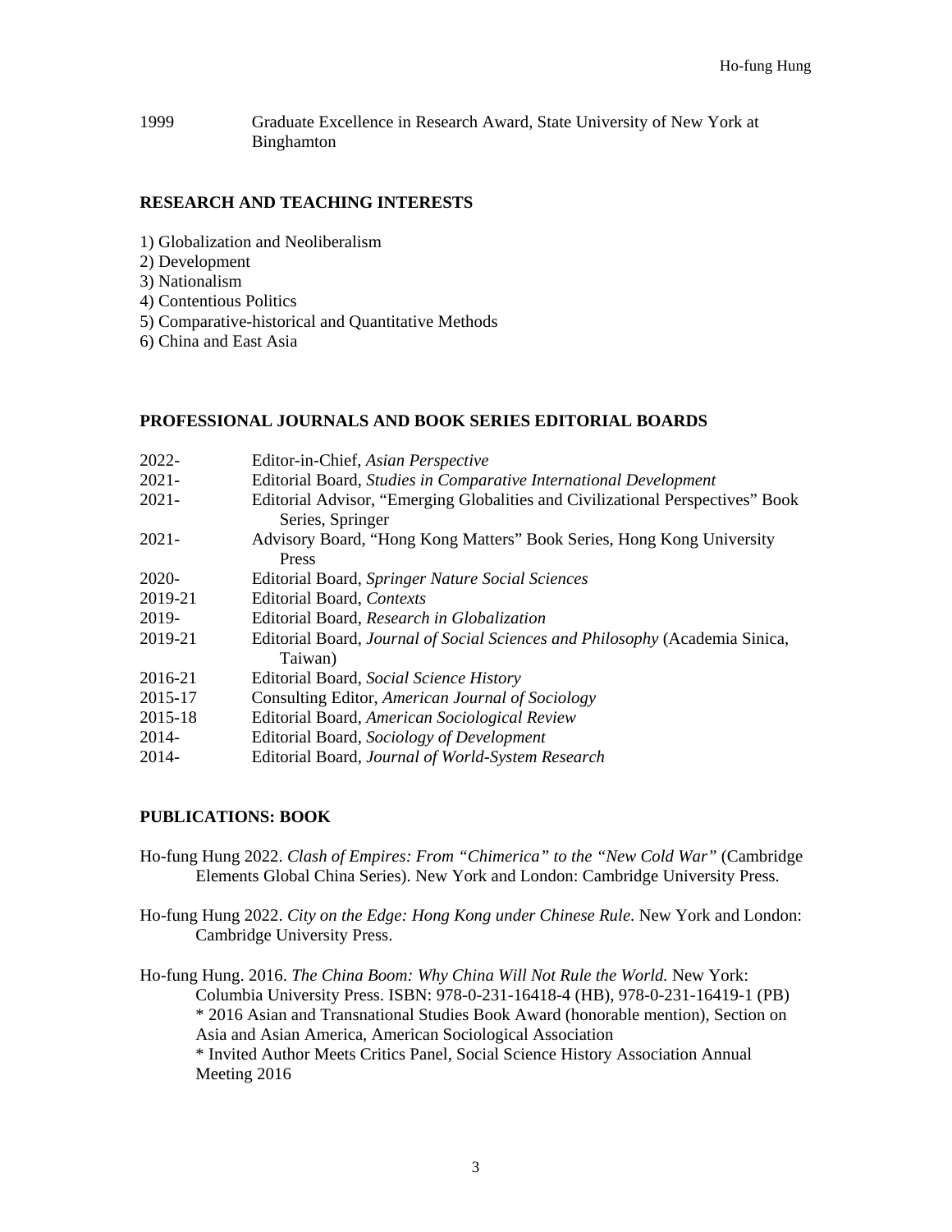| | |
|---|---|
| 1999 | Graduate Excellence in Research Award, State University of New York at Binghamton |

## RESEARCH AND TEACHING INTERESTS

1) Globalization and Neoliberalism
2) Development
3) Nationalism
4) Contentious Politics
5) Comparative-historical and Quantitative Methods
6) China and East Asia

## PROFESSIONAL JOURNALS AND BOOK SERIES EDITORIAL BOARDS

| | |
|---|---|
| 2022- | Editor-in-Chief, *Asian Perspective* |
| 2021- | Editorial Board, *Studies in Comparative International Development* |
| 2021- | Editorial Advisor, "Emerging Globalities and Civilizational Perspectives" Book Series, Springer |
| 2021- | Advisory Board, "Hong Kong Matters" Book Series, Hong Kong University Press |
| 2020- | Editorial Board, *Springer Nature Social Sciences* |
| 2019-21 | Editorial Board, *Contexts* |
| 2019- | Editorial Board, *Research in Globalization* |
| 2019-21 | Editorial Board, *Journal of Social Sciences and Philosophy* (Academia Sinica, Taiwan) |
| 2016-21 | Editorial Board, *Social Science History* |
| 2015-17 | Consulting Editor, *American Journal of Sociology* |
| 2015-18 | Editorial Board, *American Sociological Review* |
| 2014- | Editorial Board, *Sociology of Development* |
| 2014- | Editorial Board, *Journal of World-System Research* |

## PUBLICATIONS: BOOK

Ho-fung Hung 2022. *Clash of Empires: From "Chimerica" to the "New Cold War"* (Cambridge Elements Global China Series). New York and London: Cambridge University Press.

Ho-fung Hung 2022. *City on the Edge: Hong Kong under Chinese Rule*. New York and London: Cambridge University Press.

Ho-fung Hung. 2016. *The China Boom: Why China Will Not Rule the World.* New York: Columbia University Press. ISBN: 978-0-231-16418-4 (HB), 978-0-231-16419-1 (PB)
* 2016 Asian and Transnational Studies Book Award (honorable mention), Section on Asia and Asian America, American Sociological Association
* Invited Author Meets Critics Panel, Social Science History Association Annual Meeting 2016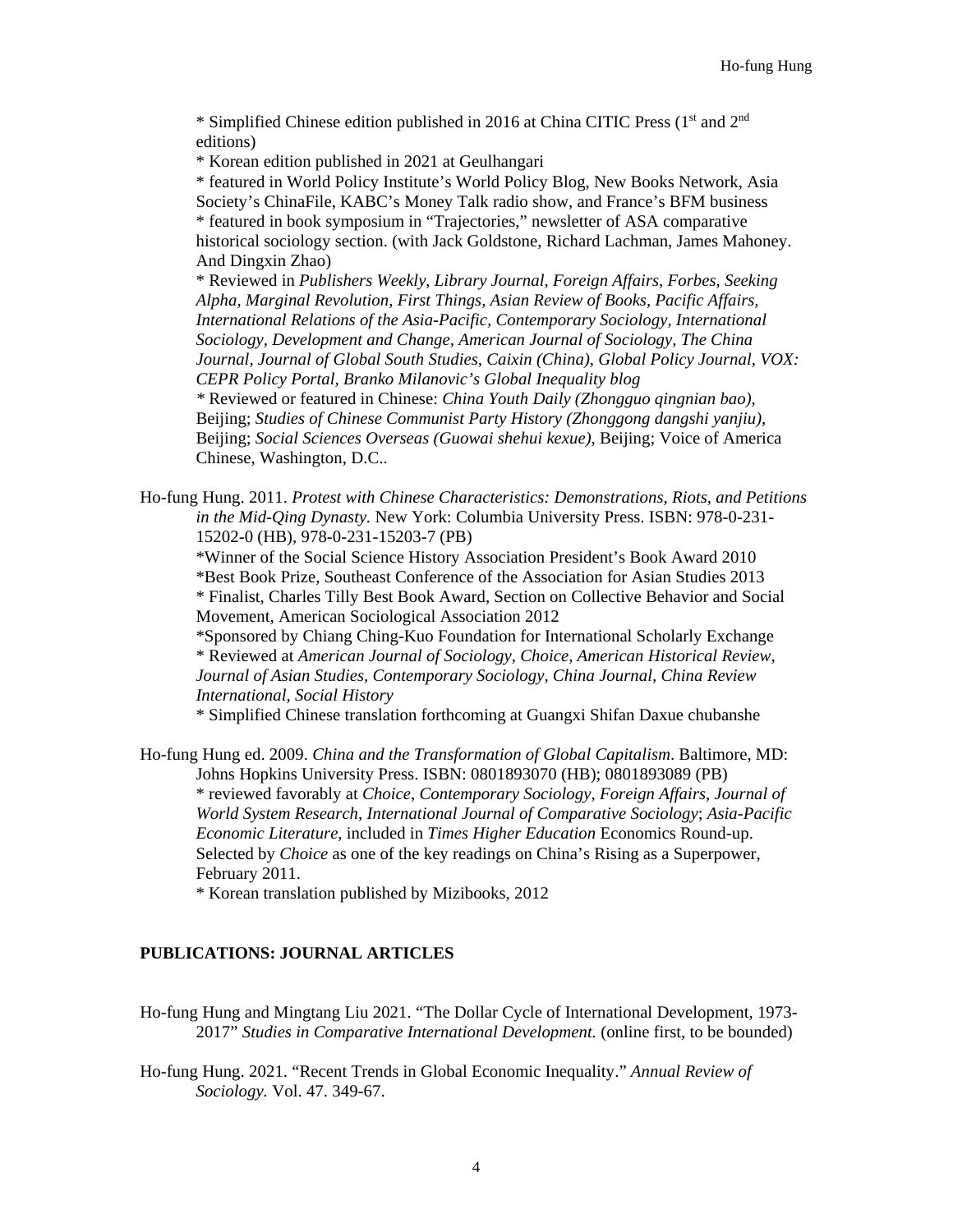* Simplified Chinese edition published in 2016 at China CITIC Press (1st and 2nd editions)
* Korean edition published in 2021 at Geulhangari
* featured in World Policy Institute's World Policy Blog, New Books Network, Asia Society's ChinaFile, KABC's Money Talk radio show, and France's BFM business
* featured in book symposium in "Trajectories," newsletter of ASA comparative historical sociology section. (with Jack Goldstone, Richard Lachman, James Mahoney. And Dingxin Zhao)
* Reviewed in *Publishers Weekly, Library Journal, Foreign Affairs, Forbes, Seeking Alpha, Marginal Revolution, First Things, Asian Review of Books, Pacific Affairs, International Relations of the Asia-Pacific, Contemporary Sociology, International Sociology, Development and Change, American Journal of Sociology, The China Journal, Journal of Global South Studies, Caixin (China), Global Policy Journal, VOX: CEPR Policy Portal, Branko Milanovic's Global Inequality blog*
* Reviewed or featured in Chinese: *China Youth Daily (Zhongguo qingnian bao)*, Beijing; *Studies of Chinese Communist Party History (Zhonggong dangshi yanjiu)*, Beijing; *Social Sciences Overseas (Guowai shehui kexue)*, Beijing; Voice of America Chinese, Washington, D.C..

Ho-fung Hung. 2011. *Protest with Chinese Characteristics: Demonstrations, Riots, and Petitions in the Mid-Qing Dynasty.* New York: Columbia University Press. ISBN: 978-0-231-15202-0 (HB), 978-0-231-15203-7 (PB)
*Winner of the Social Science History Association President's Book Award 2010
*Best Book Prize, Southeast Conference of the Association for Asian Studies 2013
* Finalist, Charles Tilly Best Book Award, Section on Collective Behavior and Social Movement, American Sociological Association 2012
*Sponsored by Chiang Ching-Kuo Foundation for International Scholarly Exchange
* Reviewed at *American Journal of Sociology, Choice, American Historical Review, Journal of Asian Studies, Contemporary Sociology, China Journal, China Review International, Social History*
* Simplified Chinese translation forthcoming at Guangxi Shifan Daxue chubanshe

Ho-fung Hung ed. 2009. *China and the Transformation of Global Capitalism*. Baltimore, MD: Johns Hopkins University Press. ISBN: 0801893070 (HB); 0801893089 (PB)
* reviewed favorably at *Choice*, *Contemporary Sociology*, *Foreign Affairs*, *Journal of World System Research*, *International Journal of Comparative Sociology*; *Asia-Pacific Economic Literature*, included in *Times Higher Education* Economics Round-up. Selected by *Choice* as one of the key readings on China's Rising as a Superpower, February 2011.
* Korean translation published by Mizibooks, 2012

## PUBLICATIONS: JOURNAL ARTICLES

Ho-fung Hung and Mingtang Liu 2021. "The Dollar Cycle of International Development, 1973-2017" *Studies in Comparative International Development.* (online first, to be bounded)

Ho-fung Hung. 2021. "Recent Trends in Global Economic Inequality." *Annual Review of Sociology.* Vol. 47. 349-67.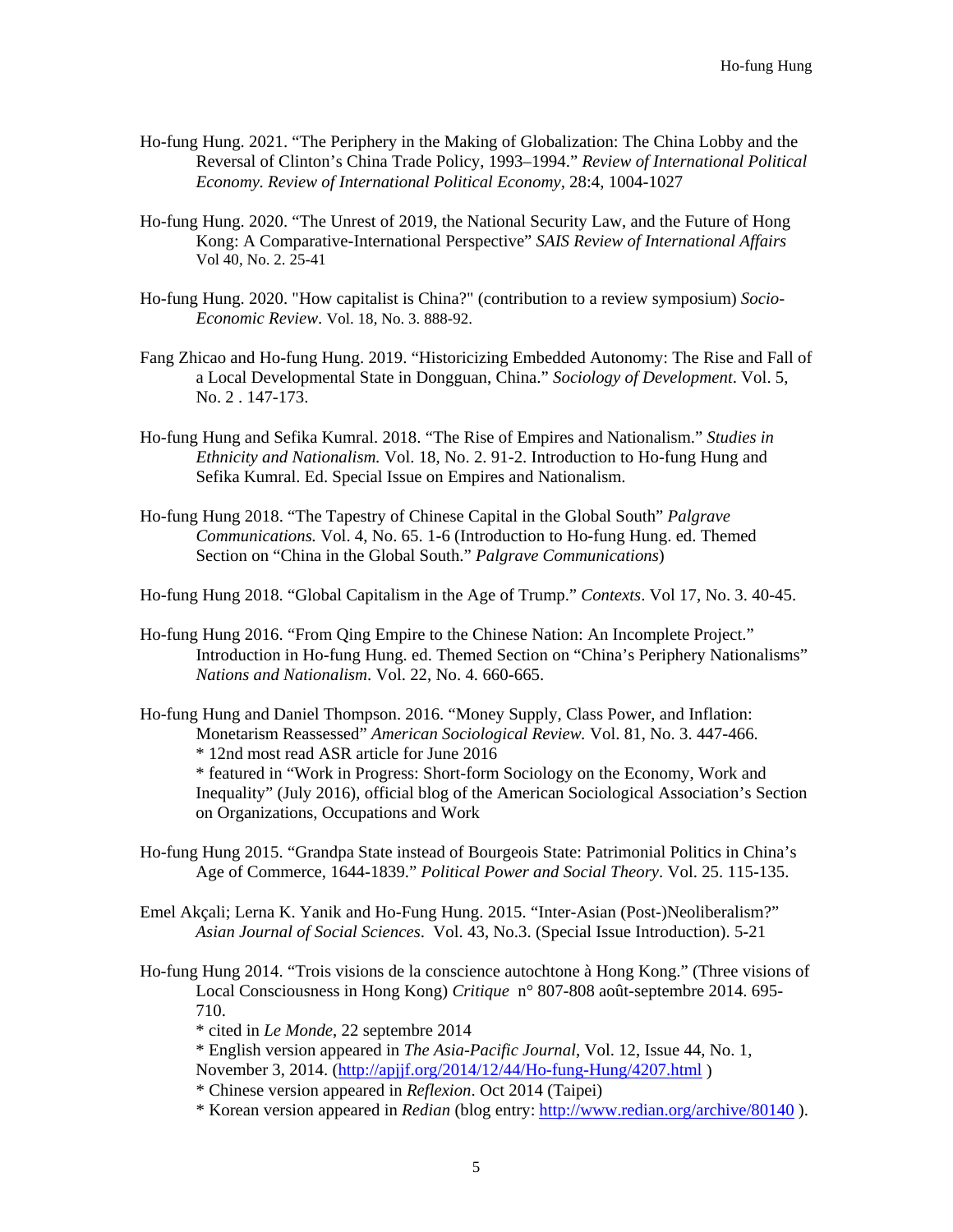Ho-fung Hung. 2021. “The Periphery in the Making of Globalization: The China Lobby and the Reversal of Clinton’s China Trade Policy, 1993–1994.” *Review of International Political Economy. Review of International Political Economy*, 28:4, 1004-1027

Ho-fung Hung. 2020. “The Unrest of 2019, the National Security Law, and the Future of Hong Kong: A Comparative-International Perspective” *SAIS Review of International Affairs* Vol 40, No. 2. 25-41

Ho-fung Hung. 2020. "How capitalist is China?" (contribution to a review symposium) *Socio-Economic Review*. Vol. 18, No. 3. 888-92.

Fang Zhicao and Ho-fung Hung. 2019. “Historicizing Embedded Autonomy: The Rise and Fall of a Local Developmental State in Dongguan, China.” *Sociology of Development*. Vol. 5, No. 2 . 147-173.

Ho-fung Hung and Sefika Kumral. 2018. “The Rise of Empires and Nationalism.” *Studies in Ethnicity and Nationalism.* Vol. 18, No. 2. 91-2. Introduction to Ho-fung Hung and Sefika Kumral. Ed. Special Issue on Empires and Nationalism.

Ho-fung Hung 2018. “The Tapestry of Chinese Capital in the Global South” *Palgrave Communications.* Vol. 4, No. 65. 1-6 (Introduction to Ho-fung Hung. ed. Themed Section on “China in the Global South.” *Palgrave Communications*)

Ho-fung Hung 2018. “Global Capitalism in the Age of Trump.” *Contexts*. Vol 17, No. 3. 40-45.

Ho-fung Hung 2016. “From Qing Empire to the Chinese Nation: An Incomplete Project.” Introduction in Ho-fung Hung. ed. Themed Section on “China’s Periphery Nationalisms” *Nations and Nationalism*. Vol. 22, No. 4. 660-665.

Ho-fung Hung and Daniel Thompson. 2016. “Money Supply, Class Power, and Inflation: Monetarism Reassessed” *American Sociological Review.* Vol. 81, No. 3. 447-466.
* 12nd most read ASR article for June 2016
* featured in “Work in Progress: Short-form Sociology on the Economy, Work and Inequality” (July 2016), official blog of the American Sociological Association’s Section on Organizations, Occupations and Work

Ho-fung Hung 2015. “Grandpa State instead of Bourgeois State: Patrimonial Politics in China’s Age of Commerce, 1644-1839.” *Political Power and Social Theory*. Vol. 25. 115-135.

Emel Akçali; Lerna K. Yanik and Ho-Fung Hung. 2015. “Inter-Asian (Post-)Neoliberalism?” *Asian Journal of Social Sciences*. Vol. 43, No.3. (Special Issue Introduction). 5-21

Ho-fung Hung 2014. “Trois visions de la conscience autochtone à Hong Kong.” (Three visions of Local Consciousness in Hong Kong) *Critique* n° 807-808 août-septembre 2014. 695-710.
* cited in *Le Monde*, 22 septembre 2014
* English version appeared in *The Asia-Pacific Journal*, Vol. 12, Issue 44, No. 1, November 3, 2014. (http://apjjf.org/2014/12/44/Ho-fung-Hung/4207.html )
* Chinese version appeared in *Reflexion*. Oct 2014 (Taipei)
* Korean version appeared in *Redian* (blog entry: http://www.redian.org/archive/80140 ).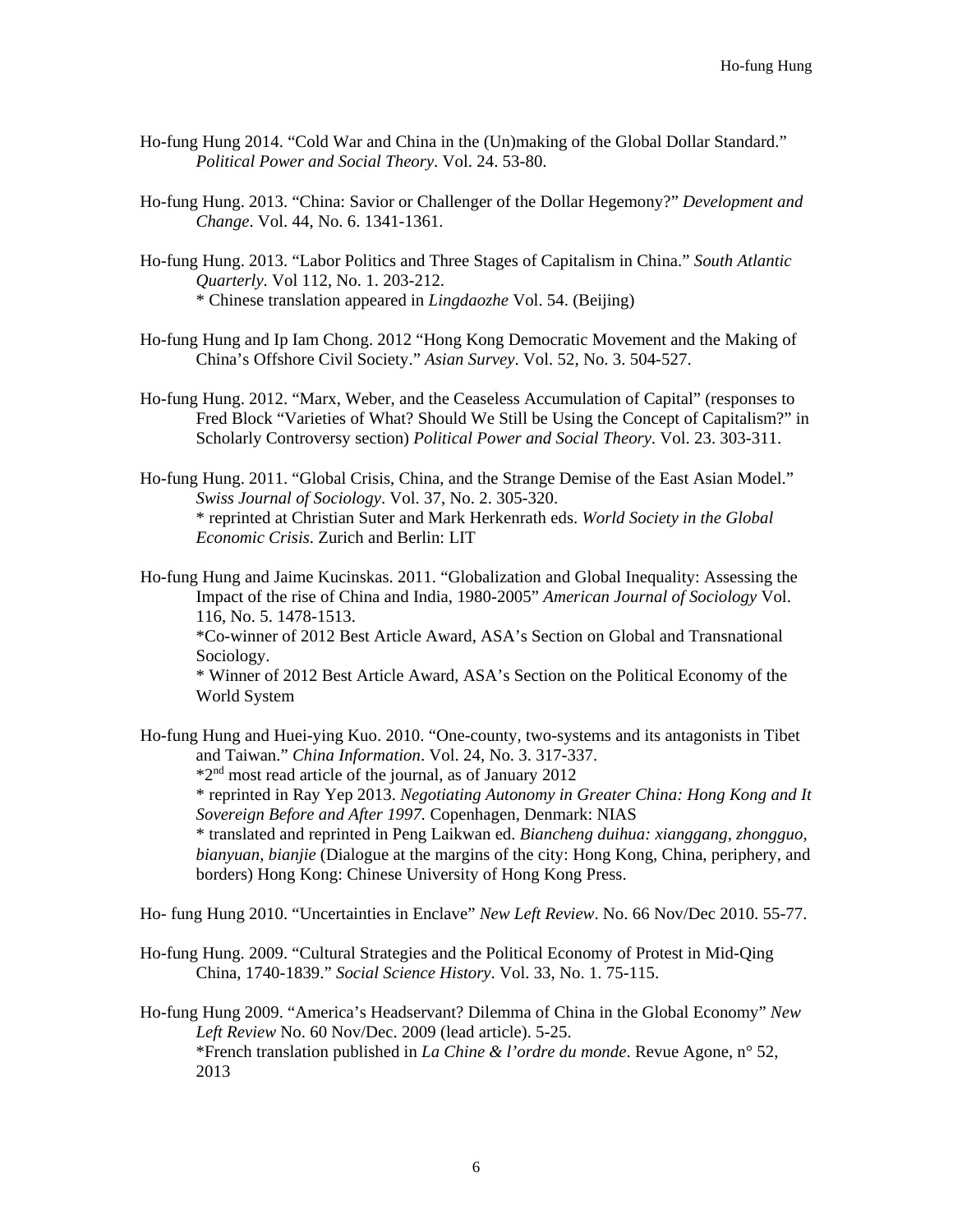Ho-fung Hung 2014. “Cold War and China in the (Un)making of the Global Dollar Standard.” *Political Power and Social Theory*. Vol. 24. 53-80.

Ho-fung Hung. 2013. “China: Savior or Challenger of the Dollar Hegemony?” *Development and Change*. Vol. 44, No. 6. 1341-1361.

Ho-fung Hung. 2013. “Labor Politics and Three Stages of Capitalism in China.” *South Atlantic Quarterly*. Vol 112, No. 1. 203-212.
* Chinese translation appeared in *Lingdaozhe* Vol. 54. (Beijing)

Ho-fung Hung and Ip Iam Chong. 2012 “Hong Kong Democratic Movement and the Making of China’s Offshore Civil Society.” *Asian Survey*. Vol. 52, No. 3. 504-527.

Ho-fung Hung. 2012. “Marx, Weber, and the Ceaseless Accumulation of Capital” (responses to Fred Block “Varieties of What? Should We Still be Using the Concept of Capitalism?” in Scholarly Controversy section) *Political Power and Social Theory*. Vol. 23. 303-311.

Ho-fung Hung. 2011. “Global Crisis, China, and the Strange Demise of the East Asian Model.” *Swiss Journal of Sociology*. Vol. 37, No. 2. 305-320.
* reprinted at Christian Suter and Mark Herkenrath eds. *World Society in the Global Economic Crisis*. Zurich and Berlin: LIT

Ho-fung Hung and Jaime Kucinskas. 2011. “Globalization and Global Inequality: Assessing the Impact of the rise of China and India, 1980-2005” *American Journal of Sociology* Vol. 116, No. 5. 1478-1513.
*Co-winner of 2012 Best Article Award, ASA’s Section on Global and Transnational Sociology.
* Winner of 2012 Best Article Award, ASA’s Section on the Political Economy of the World System

Ho-fung Hung and Huei-ying Kuo. 2010. “One-county, two-systems and its antagonists in Tibet and Taiwan.” *China Information*. Vol. 24, No. 3. 317-337.
*2nd most read article of the journal, as of January 2012
* reprinted in Ray Yep 2013. *Negotiating Autonomy in Greater China: Hong Kong and It Sovereign Before and After 1997.* Copenhagen, Denmark: NIAS
* translated and reprinted in Peng Laikwan ed. *Biancheng duihua: xianggang, zhongguo, bianyuan, bianjie* (Dialogue at the margins of the city: Hong Kong, China, periphery, and borders) Hong Kong: Chinese University of Hong Kong Press.

Ho- fung Hung 2010. “Uncertainties in Enclave” *New Left Review*. No. 66 Nov/Dec 2010. 55-77.

Ho-fung Hung. 2009. “Cultural Strategies and the Political Economy of Protest in Mid-Qing China, 1740-1839.” *Social Science History*. Vol. 33, No. 1. 75-115.

Ho-fung Hung 2009. “America’s Headservant? Dilemma of China in the Global Economy” *New Left Review* No. 60 Nov/Dec. 2009 (lead article). 5-25.
*French translation published in *La Chine & l’ordre du monde*. Revue Agone, n° 52, 2013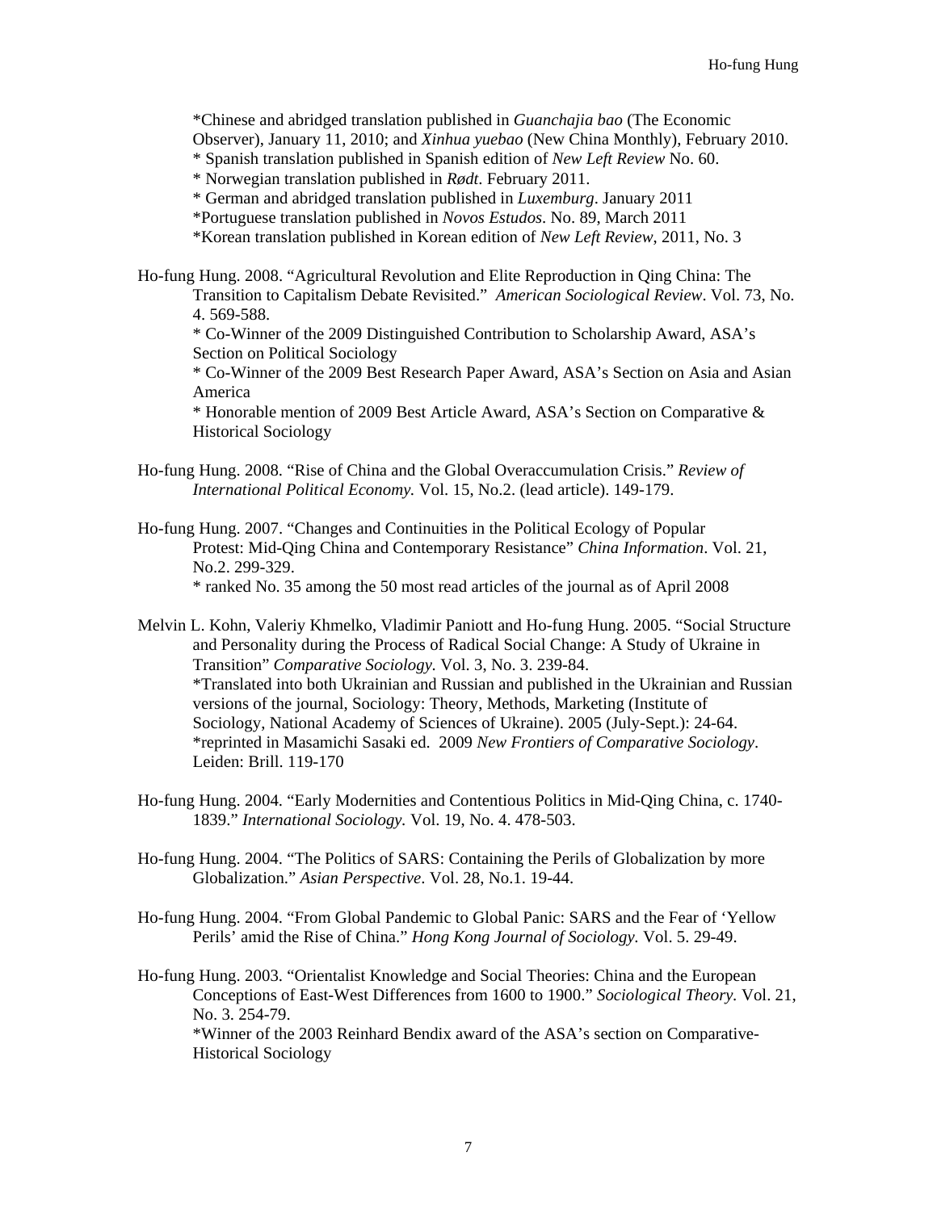*Chinese and abridged translation published in *Guanchajia bao* (The Economic Observer), January 11, 2010; and *Xinhua yuebao* (New China Monthly), February 2010.
* Spanish translation published in Spanish edition of *New Left Review* No. 60.
* Norwegian translation published in *Rødt*. February 2011.
* German and abridged translation published in *Luxemburg*. January 2011
*Portuguese translation published in *Novos Estudos*. No. 89, March 2011
*Korean translation published in Korean edition of *New Left Review*, 2011, No. 3

Ho-fung Hung. 2008. "Agricultural Revolution and Elite Reproduction in Qing China: The Transition to Capitalism Debate Revisited." *American Sociological Review*. Vol. 73, No. 4. 569-588.
* Co-Winner of the 2009 Distinguished Contribution to Scholarship Award, ASA's Section on Political Sociology
* Co-Winner of the 2009 Best Research Paper Award, ASA's Section on Asia and Asian America
* Honorable mention of 2009 Best Article Award, ASA's Section on Comparative & Historical Sociology

Ho-fung Hung. 2008. "Rise of China and the Global Overaccumulation Crisis." *Review of International Political Economy.* Vol. 15, No.2. (lead article). 149-179.

Ho-fung Hung. 2007. "Changes and Continuities in the Political Ecology of Popular Protest: Mid-Qing China and Contemporary Resistance" *China Information*. Vol. 21, No.2. 299-329.
* ranked No. 35 among the 50 most read articles of the journal as of April 2008

Melvin L. Kohn, Valeriy Khmelko, Vladimir Paniott and Ho-fung Hung. 2005. "Social Structure and Personality during the Process of Radical Social Change: A Study of Ukraine in Transition" *Comparative Sociology.* Vol. 3, No. 3. 239-84.
*Translated into both Ukrainian and Russian and published in the Ukrainian and Russian versions of the journal, Sociology: Theory, Methods, Marketing (Institute of Sociology, National Academy of Sciences of Ukraine). 2005 (July-Sept.): 24-64.
*reprinted in Masamichi Sasaki ed. 2009 *New Frontiers of Comparative Sociology*. Leiden: Brill. 119-170

Ho-fung Hung. 2004. "Early Modernities and Contentious Politics in Mid-Qing China, c. 1740-1839." *International Sociology.* Vol. 19, No. 4. 478-503.

Ho-fung Hung. 2004. "The Politics of SARS: Containing the Perils of Globalization by more Globalization." *Asian Perspective*. Vol. 28, No.1. 19-44.

Ho-fung Hung. 2004. "From Global Pandemic to Global Panic: SARS and the Fear of 'Yellow Perils' amid the Rise of China." *Hong Kong Journal of Sociology.* Vol. 5. 29-49.

Ho-fung Hung. 2003. "Orientalist Knowledge and Social Theories: China and the European Conceptions of East-West Differences from 1600 to 1900." *Sociological Theory.* Vol. 21, No. 3. 254-79.
*Winner of the 2003 Reinhard Bendix award of the ASA's section on Comparative-Historical Sociology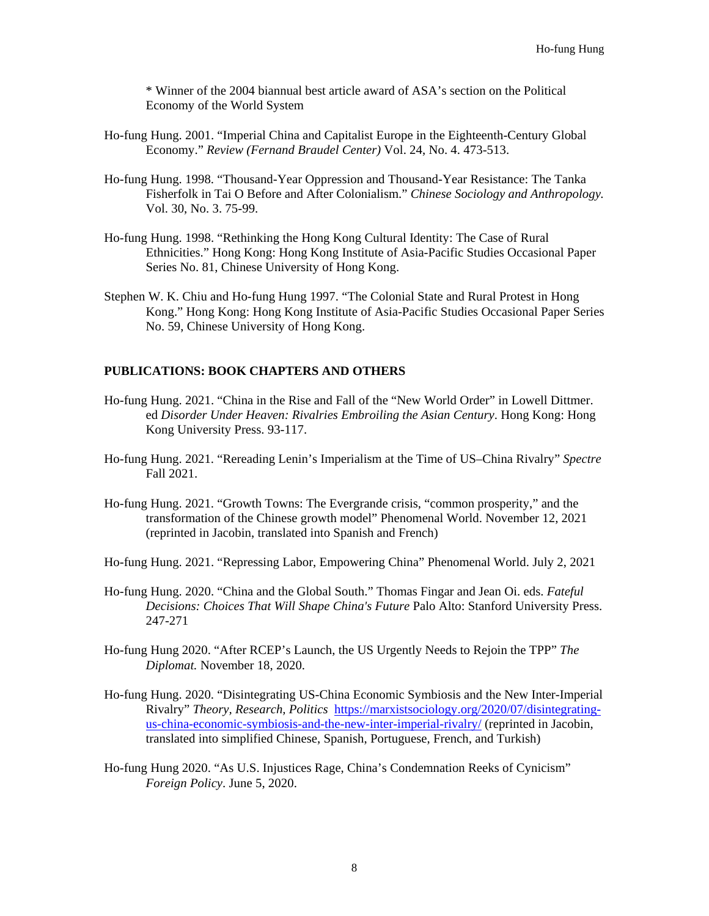\* Winner of the 2004 biannual best article award of ASA's section on the Political Economy of the World System

Ho-fung Hung. 2001. "Imperial China and Capitalist Europe in the Eighteenth-Century Global Economy." *Review (Fernand Braudel Center)* Vol. 24, No. 4. 473-513.

Ho-fung Hung. 1998. "Thousand-Year Oppression and Thousand-Year Resistance: The Tanka Fisherfolk in Tai O Before and After Colonialism." *Chinese Sociology and Anthropology.* Vol. 30, No. 3. 75-99.

Ho-fung Hung. 1998. "Rethinking the Hong Kong Cultural Identity: The Case of Rural Ethnicities." Hong Kong: Hong Kong Institute of Asia-Pacific Studies Occasional Paper Series No. 81, Chinese University of Hong Kong.

Stephen W. K. Chiu and Ho-fung Hung 1997. "The Colonial State and Rural Protest in Hong Kong." Hong Kong: Hong Kong Institute of Asia-Pacific Studies Occasional Paper Series No. 59, Chinese University of Hong Kong.

## PUBLICATIONS: BOOK CHAPTERS AND OTHERS

Ho-fung Hung. 2021. "China in the Rise and Fall of the "New World Order" in Lowell Dittmer. ed *Disorder Under Heaven: Rivalries Embroiling the Asian Century*. Hong Kong: Hong Kong University Press. 93-117.

Ho-fung Hung. 2021. "Rereading Lenin's Imperialism at the Time of US–China Rivalry" *Spectre* Fall 2021.

Ho-fung Hung. 2021. "Growth Towns: The Evergrande crisis, "common prosperity," and the transformation of the Chinese growth model" Phenomenal World. November 12, 2021 (reprinted in Jacobin, translated into Spanish and French)

Ho-fung Hung. 2021. "Repressing Labor, Empowering China" Phenomenal World. July 2, 2021

Ho-fung Hung. 2020. "China and the Global South." Thomas Fingar and Jean Oi. eds. *Fateful Decisions: Choices That Will Shape China's Future* Palo Alto: Stanford University Press. 247-271

Ho-fung Hung 2020. "After RCEP's Launch, the US Urgently Needs to Rejoin the TPP" *The Diplomat.* November 18, 2020.

Ho-fung Hung. 2020. "Disintegrating US-China Economic Symbiosis and the New Inter-Imperial Rivalry" *Theory, Research, Politics* https://marxistsociology.org/2020/07/disintegrating-us-china-economic-symbiosis-and-the-new-inter-imperial-rivalry/ (reprinted in Jacobin, translated into simplified Chinese, Spanish, Portuguese, French, and Turkish)

Ho-fung Hung 2020. "As U.S. Injustices Rage, China's Condemnation Reeks of Cynicism" *Foreign Policy*. June 5, 2020.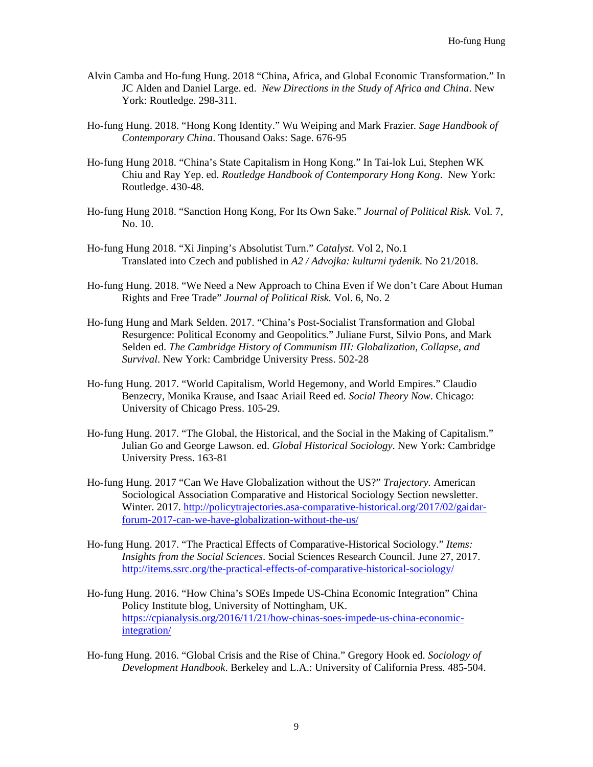Alvin Camba and Ho-fung Hung. 2018 "China, Africa, and Global Economic Transformation." In JC Alden and Daniel Large. ed. *New Directions in the Study of Africa and China*. New York: Routledge. 298-311.

Ho-fung Hung. 2018. "Hong Kong Identity." Wu Weiping and Mark Frazier. *Sage Handbook of Contemporary China*. Thousand Oaks: Sage. 676-95

Ho-fung Hung 2018. "China's State Capitalism in Hong Kong." In Tai-lok Lui, Stephen WK Chiu and Ray Yep. ed. *Routledge Handbook of Contemporary Hong Kong*. New York: Routledge. 430-48.

Ho-fung Hung 2018. "Sanction Hong Kong, For Its Own Sake." *Journal of Political Risk.* Vol. 7, No. 10.

Ho-fung Hung 2018. "Xi Jinping's Absolutist Turn." *Catalyst*. Vol 2, No.1
Translated into Czech and published in *A2 / Advojka: kulturni tydenik*. No 21/2018.

Ho-fung Hung. 2018. "We Need a New Approach to China Even if We don't Care About Human Rights and Free Trade" *Journal of Political Risk.* Vol. 6, No. 2

Ho-fung Hung and Mark Selden. 2017. "China's Post-Socialist Transformation and Global Resurgence: Political Economy and Geopolitics." Juliane Furst, Silvio Pons, and Mark Selden ed. *The Cambridge History of Communism III: Globalization, Collapse, and Survival*. New York: Cambridge University Press. 502-28

Ho-fung Hung. 2017. "World Capitalism, World Hegemony, and World Empires." Claudio Benzecry, Monika Krause, and Isaac Ariail Reed ed. *Social Theory Now*. Chicago: University of Chicago Press. 105-29.

Ho-fung Hung. 2017. "The Global, the Historical, and the Social in the Making of Capitalism." Julian Go and George Lawson. ed. *Global Historical Sociology*. New York: Cambridge University Press. 163-81

Ho-fung Hung. 2017 "Can We Have Globalization without the US?" *Trajectory.* American Sociological Association Comparative and Historical Sociology Section newsletter. Winter. 2017. http://policytrajectories.asa-comparative-historical.org/2017/02/gaidar-forum-2017-can-we-have-globalization-without-the-us/

Ho-fung Hung. 2017. "The Practical Effects of Comparative-Historical Sociology." *Items: Insights from the Social Sciences*. Social Sciences Research Council. June 27, 2017. http://items.ssrc.org/the-practical-effects-of-comparative-historical-sociology/

Ho-fung Hung. 2016. "How China's SOEs Impede US-China Economic Integration" China Policy Institute blog, University of Nottingham, UK. https://cpianalysis.org/2016/11/21/how-chinas-soes-impede-us-china-economic-integration/

Ho-fung Hung. 2016. "Global Crisis and the Rise of China." Gregory Hook ed. *Sociology of Development Handbook*. Berkeley and L.A.: University of California Press. 485-504.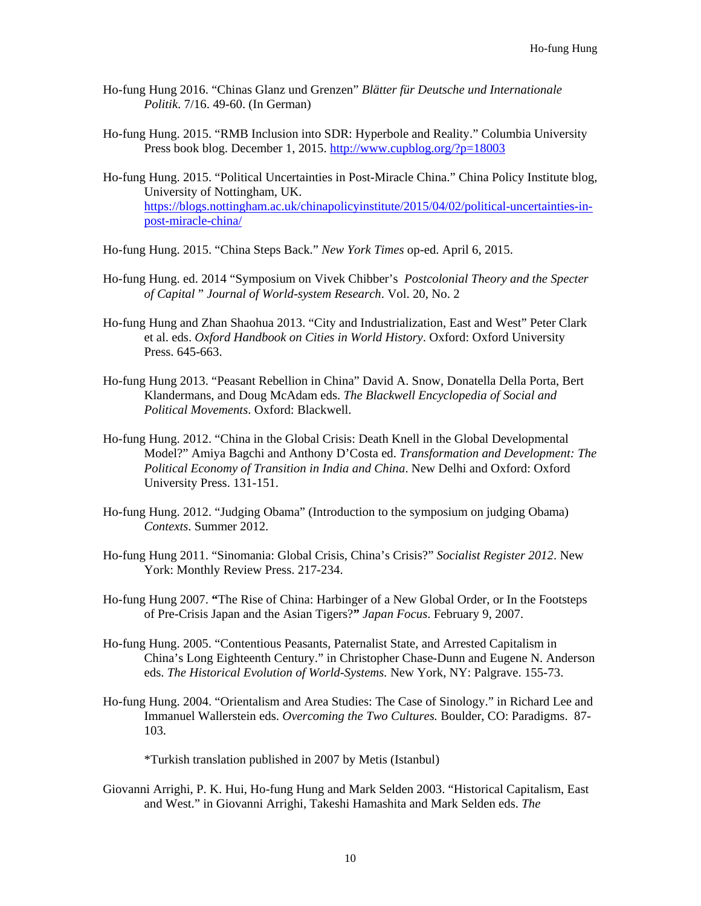Ho-fung Hung 2016. "Chinas Glanz und Grenzen" *Blätter für Deutsche und Internationale Politik*. 7/16. 49-60. (In German)

Ho-fung Hung. 2015. "RMB Inclusion into SDR: Hyperbole and Reality." Columbia University Press book blog. December 1, 2015. http://www.cupblog.org/?p=18003

Ho-fung Hung. 2015. "Political Uncertainties in Post-Miracle China." China Policy Institute blog, University of Nottingham, UK. https://blogs.nottingham.ac.uk/chinapolicyinstitute/2015/04/02/political-uncertainties-in-post-miracle-china/

Ho-fung Hung. 2015. "China Steps Back." *New York Times* op-ed. April 6, 2015.

Ho-fung Hung. ed. 2014 "Symposium on Vivek Chibber's *Postcolonial Theory and the Specter of Capital* " *Journal of World-system Research*. Vol. 20, No. 2

Ho-fung Hung and Zhan Shaohua 2013. "City and Industrialization, East and West" Peter Clark et al. eds. *Oxford Handbook on Cities in World History*. Oxford: Oxford University Press. 645-663.

Ho-fung Hung 2013. "Peasant Rebellion in China" David A. Snow, Donatella Della Porta, Bert Klandermans, and Doug McAdam eds. *The Blackwell Encyclopedia of Social and Political Movements*. Oxford: Blackwell.

Ho-fung Hung. 2012. "China in the Global Crisis: Death Knell in the Global Developmental Model?" Amiya Bagchi and Anthony D'Costa ed. *Transformation and Development: The Political Economy of Transition in India and China*. New Delhi and Oxford: Oxford University Press. 131-151.

Ho-fung Hung. 2012. "Judging Obama" (Introduction to the symposium on judging Obama) *Contexts*. Summer 2012.

Ho-fung Hung 2011. "Sinomania: Global Crisis, China's Crisis?" *Socialist Register 2012*. New York: Monthly Review Press. 217-234.

Ho-fung Hung 2007. **"**The Rise of China: Harbinger of a New Global Order, or In the Footsteps of Pre-Crisis Japan and the Asian Tigers?**"** *Japan Focus*. February 9, 2007.

Ho-fung Hung. 2005. "Contentious Peasants, Paternalist State, and Arrested Capitalism in China's Long Eighteenth Century." in Christopher Chase-Dunn and Eugene N. Anderson eds. *The Historical Evolution of World-Systems.* New York, NY: Palgrave. 155-73.

Ho-fung Hung. 2004. "Orientalism and Area Studies: The Case of Sinology." in Richard Lee and Immanuel Wallerstein eds. *Overcoming the Two Cultures.* Boulder, CO: Paradigms. 87-103.

*Turkish translation published in 2007 by Metis (Istanbul)

Giovanni Arrighi, P. K. Hui, Ho-fung Hung and Mark Selden 2003. "Historical Capitalism, East and West." in Giovanni Arrighi, Takeshi Hamashita and Mark Selden eds. *The*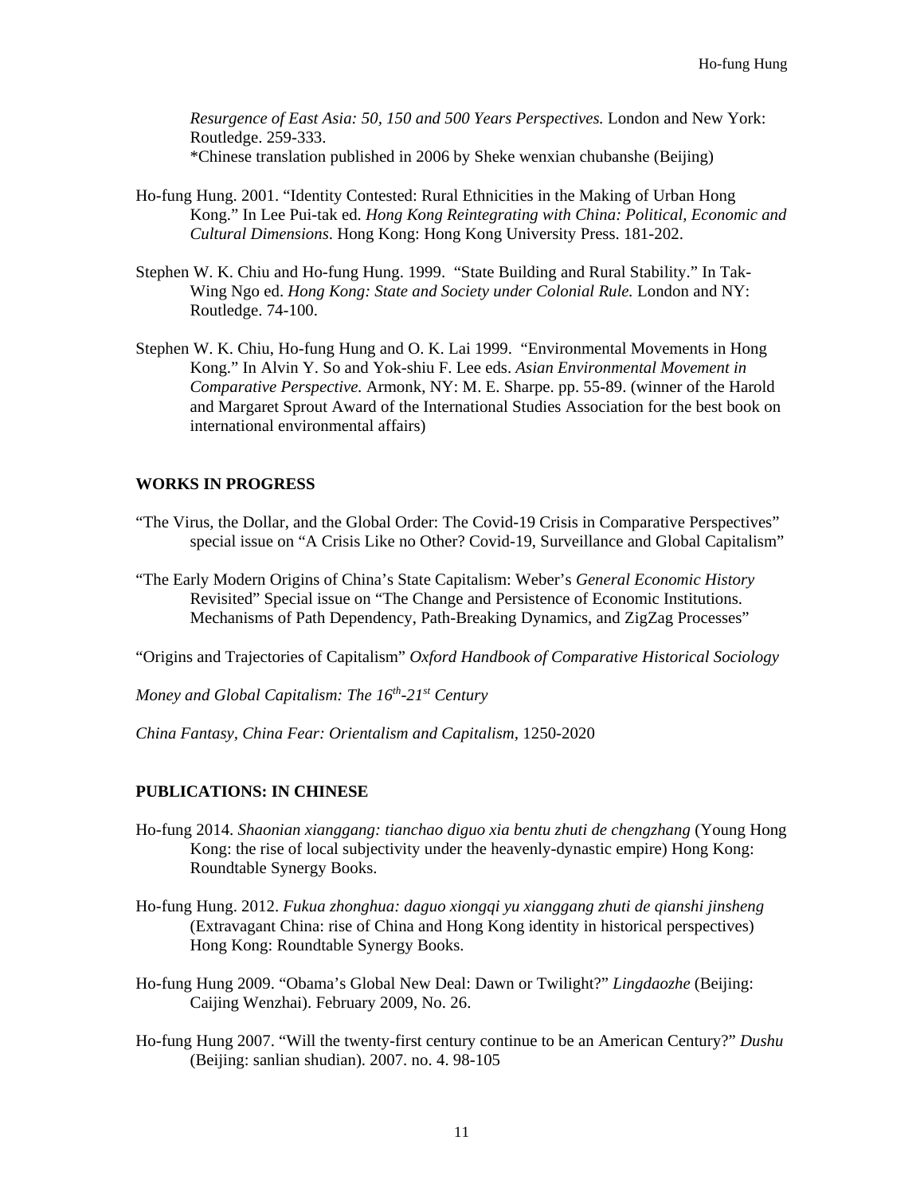*Resurgence of East Asia: 50, 150 and 500 Years Perspectives.* London and New York: Routledge. 259-333.
*Chinese translation published in 2006 by Sheke wenxian chubanshe (Beijing)

Ho-fung Hung. 2001. "Identity Contested: Rural Ethnicities in the Making of Urban Hong Kong." In Lee Pui-tak ed. *Hong Kong Reintegrating with China: Political, Economic and Cultural Dimensions*. Hong Kong: Hong Kong University Press. 181-202.

Stephen W. K. Chiu and Ho-fung Hung. 1999. "State Building and Rural Stability." In Tak-Wing Ngo ed. *Hong Kong: State and Society under Colonial Rule.* London and NY: Routledge. 74-100.

Stephen W. K. Chiu, Ho-fung Hung and O. K. Lai 1999. "Environmental Movements in Hong Kong." In Alvin Y. So and Yok-shiu F. Lee eds. *Asian Environmental Movement in Comparative Perspective.* Armonk, NY: M. E. Sharpe. pp. 55-89. (winner of the Harold and Margaret Sprout Award of the International Studies Association for the best book on international environmental affairs)

**WORKS IN PROGRESS**

"The Virus, the Dollar, and the Global Order: The Covid-19 Crisis in Comparative Perspectives" special issue on "A Crisis Like no Other? Covid-19, Surveillance and Global Capitalism"

"The Early Modern Origins of China's State Capitalism: Weber's *General Economic History* Revisited" Special issue on "The Change and Persistence of Economic Institutions. Mechanisms of Path Dependency, Path-Breaking Dynamics, and ZigZag Processes"

"Origins and Trajectories of Capitalism" *Oxford Handbook of Comparative Historical Sociology*

*Money and Global Capitalism: The 16th-21st Century*

*China Fantasy, China Fear: Orientalism and Capitalism,* 1250-2020

**PUBLICATIONS: IN CHINESE**

Ho-fung 2014. *Shaonian xianggang: tianchao diguo xia bentu zhuti de chengzhang* (Young Hong Kong: the rise of local subjectivity under the heavenly-dynastic empire) Hong Kong: Roundtable Synergy Books.

Ho-fung Hung. 2012. *Fukua zhonghua: daguo xiongqi yu xianggang zhuti de qianshi jinsheng* (Extravagant China: rise of China and Hong Kong identity in historical perspectives) Hong Kong: Roundtable Synergy Books.

Ho-fung Hung 2009. "Obama's Global New Deal: Dawn or Twilight?" *Lingdaozhe* (Beijing: Caijing Wenzhai). February 2009, No. 26.

Ho-fung Hung 2007. "Will the twenty-first century continue to be an American Century?" *Dushu* (Beijing: sanlian shudian). 2007. no. 4. 98-105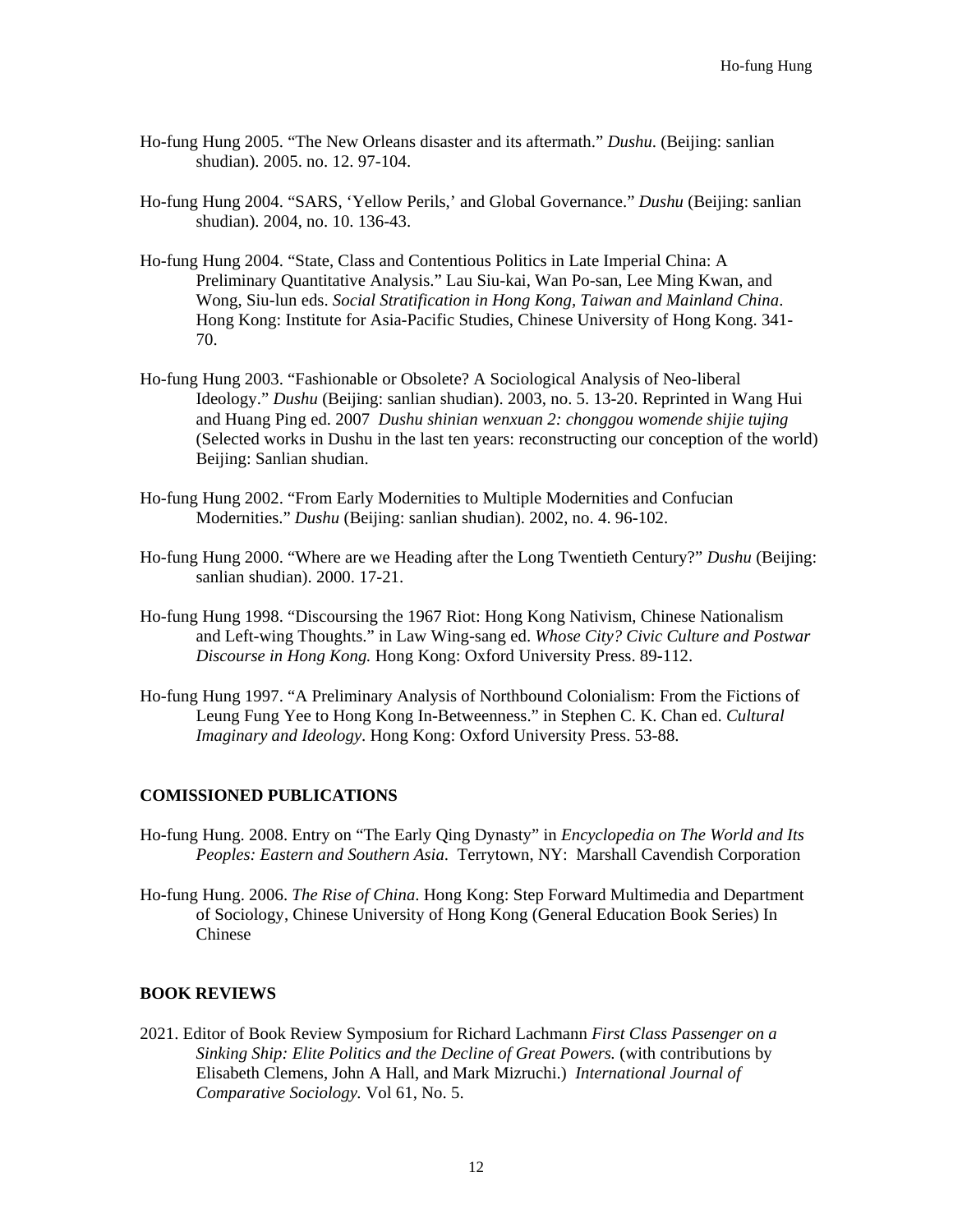Ho-fung Hung 2005. "The New Orleans disaster and its aftermath." *Dushu*. (Beijing: sanlian shudian). 2005. no. 12. 97-104.

Ho-fung Hung 2004. "SARS, 'Yellow Perils,' and Global Governance." *Dushu* (Beijing: sanlian shudian). 2004, no. 10. 136-43.

Ho-fung Hung 2004. "State, Class and Contentious Politics in Late Imperial China: A Preliminary Quantitative Analysis." Lau Siu-kai, Wan Po-san, Lee Ming Kwan, and Wong, Siu-lun eds. *Social Stratification in Hong Kong, Taiwan and Mainland China*. Hong Kong: Institute for Asia-Pacific Studies, Chinese University of Hong Kong. 341-70.

Ho-fung Hung 2003. "Fashionable or Obsolete? A Sociological Analysis of Neo-liberal Ideology." *Dushu* (Beijing: sanlian shudian). 2003, no. 5. 13-20. Reprinted in Wang Hui and Huang Ping ed. 2007 *Dushu shinian wenxuan 2: chonggou womende shijie tujing* (Selected works in Dushu in the last ten years: reconstructing our conception of the world) Beijing: Sanlian shudian.

Ho-fung Hung 2002. "From Early Modernities to Multiple Modernities and Confucian Modernities." *Dushu* (Beijing: sanlian shudian). 2002, no. 4. 96-102.

Ho-fung Hung 2000. "Where are we Heading after the Long Twentieth Century?" *Dushu* (Beijing: sanlian shudian). 2000. 17-21.

Ho-fung Hung 1998. "Discoursing the 1967 Riot: Hong Kong Nativism, Chinese Nationalism and Left-wing Thoughts." in Law Wing-sang ed. *Whose City? Civic Culture and Postwar Discourse in Hong Kong.* Hong Kong: Oxford University Press. 89-112.

Ho-fung Hung 1997. "A Preliminary Analysis of Northbound Colonialism: From the Fictions of Leung Fung Yee to Hong Kong In-Betweenness." in Stephen C. K. Chan ed. *Cultural Imaginary and Ideology*. Hong Kong: Oxford University Press. 53-88.

**COMISSIONED PUBLICATIONS**

Ho-fung Hung. 2008. Entry on "The Early Qing Dynasty" in *Encyclopedia on The World and Its Peoples: Eastern and Southern Asia*. Terrytown, NY: Marshall Cavendish Corporation

Ho-fung Hung. 2006. *The Rise of China*. Hong Kong: Step Forward Multimedia and Department of Sociology, Chinese University of Hong Kong (General Education Book Series) In Chinese

**BOOK REVIEWS**

2021. Editor of Book Review Symposium for Richard Lachmann *First Class Passenger on a Sinking Ship: Elite Politics and the Decline of Great Powers.* (with contributions by Elisabeth Clemens, John A Hall, and Mark Mizruchi.) *International Journal of Comparative Sociology.* Vol 61, No. 5.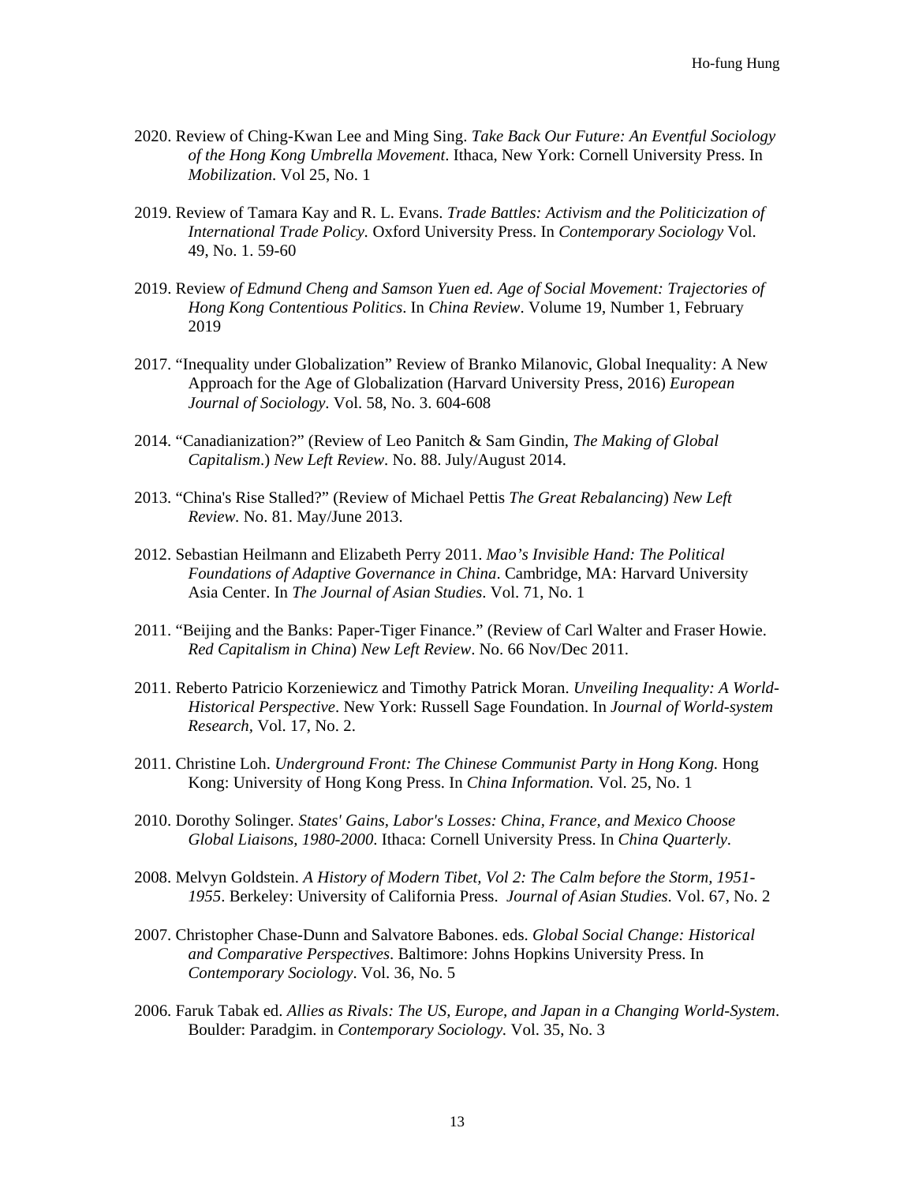2020. Review of Ching-Kwan Lee and Ming Sing. *Take Back Our Future: An Eventful Sociology of the Hong Kong Umbrella Movement*. Ithaca, New York: Cornell University Press. In *Mobilization*. Vol 25, No. 1

2019. Review of Tamara Kay and R. L. Evans. *Trade Battles: Activism and the Politicization of International Trade Policy.* Oxford University Press. In *Contemporary Sociology* Vol. 49, No. 1. 59-60

2019. Review *of Edmund Cheng and Samson Yuen ed. Age of Social Movement: Trajectories of Hong Kong Contentious Politics*. In *China Review*. Volume 19, Number 1, February 2019

2017. "Inequality under Globalization" Review of Branko Milanovic, Global Inequality: A New Approach for the Age of Globalization (Harvard University Press, 2016) *European Journal of Sociology*. Vol. 58, No. 3. 604-608

2014. "Canadianization?" (Review of Leo Panitch & Sam Gindin, *The Making of Global Capitalism*.) *New Left Review*. No. 88. July/August 2014.

2013. "China's Rise Stalled?" (Review of Michael Pettis *The Great Rebalancing*) *New Left Review*. No. 81. May/June 2013.

2012. Sebastian Heilmann and Elizabeth Perry 2011. *Mao's Invisible Hand: The Political Foundations of Adaptive Governance in China*. Cambridge, MA: Harvard University Asia Center. In *The Journal of Asian Studies*. Vol. 71, No. 1

2011. "Beijing and the Banks: Paper-Tiger Finance." (Review of Carl Walter and Fraser Howie. *Red Capitalism in China*) *New Left Review*. No. 66 Nov/Dec 2011.

2011. Reberto Patricio Korzeniewicz and Timothy Patrick Moran. *Unveiling Inequality: A World-Historical Perspective*. New York: Russell Sage Foundation. In *Journal of World-system Research*, Vol. 17, No. 2.

2011. Christine Loh. *Underground Front: The Chinese Communist Party in Hong Kong.* Hong Kong: University of Hong Kong Press. In *China Information.* Vol. 25, No. 1

2010. Dorothy Solinger. *States' Gains, Labor's Losses: China, France, and Mexico Choose Global Liaisons, 1980-2000*. Ithaca: Cornell University Press. In *China Quarterly*.

2008. Melvyn Goldstein. *A History of Modern Tibet, Vol 2: The Calm before the Storm, 1951-1955*. Berkeley: University of California Press. *Journal of Asian Studies*. Vol. 67, No. 2

2007. Christopher Chase-Dunn and Salvatore Babones. eds. *Global Social Change: Historical and Comparative Perspectives*. Baltimore: Johns Hopkins University Press. In *Contemporary Sociology*. Vol. 36, No. 5

2006. Faruk Tabak ed. *Allies as Rivals: The US, Europe, and Japan in a Changing World-System*. Boulder: Paradgim. in *Contemporary Sociology.* Vol. 35, No. 3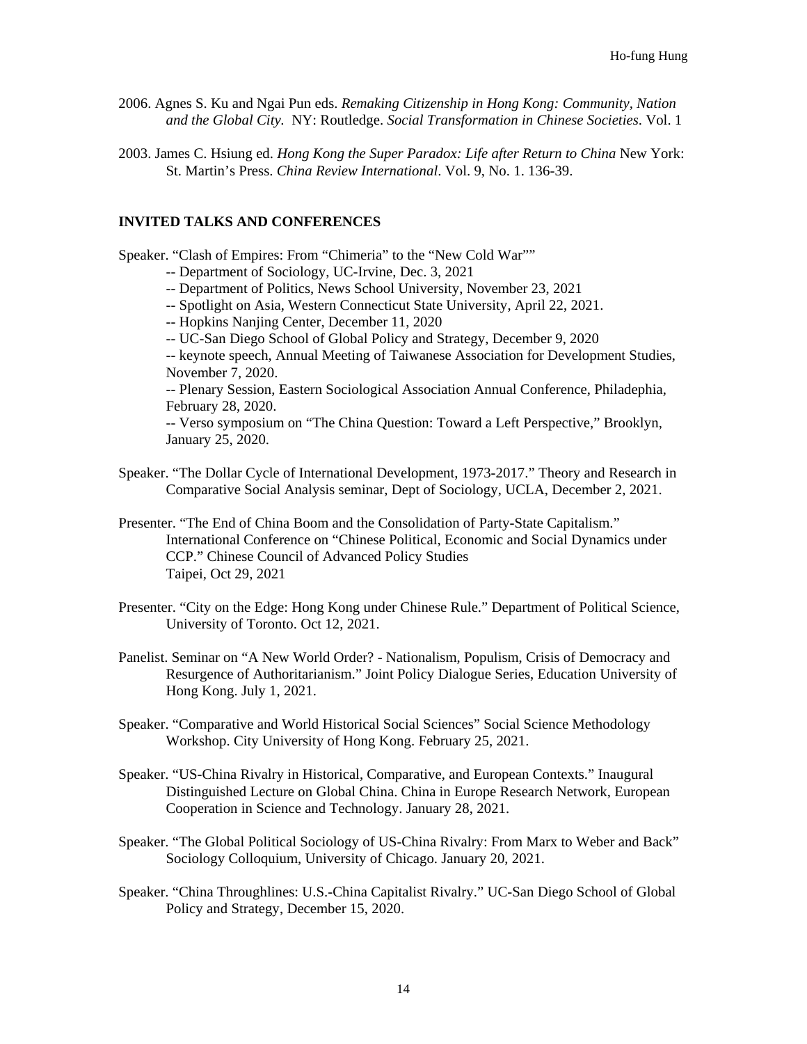2006. Agnes S. Ku and Ngai Pun eds. *Remaking Citizenship in Hong Kong: Community, Nation and the Global City.* NY: Routledge. *Social Transformation in Chinese Societies*. Vol. 1

2003. James C. Hsiung ed. *Hong Kong the Super Paradox: Life after Return to China* New York: St. Martin's Press. *China Review International*. Vol. 9, No. 1. 136-39.

## INVITED TALKS AND CONFERENCES

Speaker. "Clash of Empires: From "Chimeria" to the "New Cold War""

-- Department of Sociology, UC-Irvine, Dec. 3, 2021

-- Department of Politics, News School University, November 23, 2021

-- Spotlight on Asia, Western Connecticut State University, April 22, 2021.

-- Hopkins Nanjing Center, December 11, 2020

-- UC-San Diego School of Global Policy and Strategy, December 9, 2020

-- keynote speech, Annual Meeting of Taiwanese Association for Development Studies, November 7, 2020.

-- Plenary Session, Eastern Sociological Association Annual Conference, Philadephia, February 28, 2020.

-- Verso symposium on "The China Question: Toward a Left Perspective," Brooklyn, January 25, 2020.

Speaker. "The Dollar Cycle of International Development, 1973-2017." Theory and Research in Comparative Social Analysis seminar, Dept of Sociology, UCLA, December 2, 2021.

Presenter. "The End of China Boom and the Consolidation of Party-State Capitalism." International Conference on "Chinese Political, Economic and Social Dynamics under CCP." Chinese Council of Advanced Policy Studies Taipei, Oct 29, 2021

Presenter. "City on the Edge: Hong Kong under Chinese Rule." Department of Political Science, University of Toronto. Oct 12, 2021.

Panelist. Seminar on "A New World Order? - Nationalism, Populism, Crisis of Democracy and Resurgence of Authoritarianism." Joint Policy Dialogue Series, Education University of Hong Kong. July 1, 2021.

Speaker. "Comparative and World Historical Social Sciences" Social Science Methodology Workshop. City University of Hong Kong. February 25, 2021.

Speaker. "US-China Rivalry in Historical, Comparative, and European Contexts." Inaugural Distinguished Lecture on Global China. China in Europe Research Network, European Cooperation in Science and Technology. January 28, 2021.

Speaker. "The Global Political Sociology of US-China Rivalry: From Marx to Weber and Back" Sociology Colloquium, University of Chicago. January 20, 2021.

Speaker. "China Throughlines: U.S.-China Capitalist Rivalry." UC-San Diego School of Global Policy and Strategy, December 15, 2020.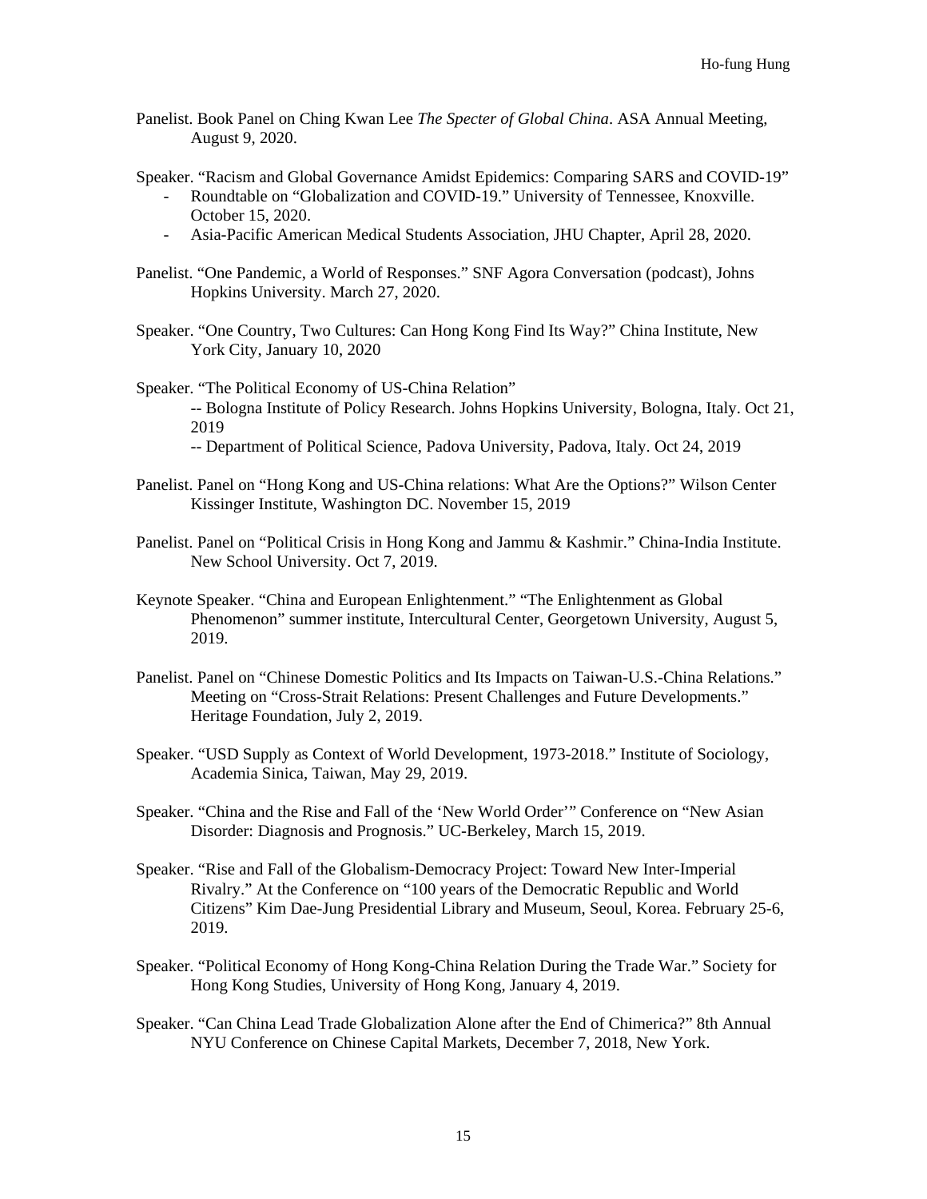Panelist. Book Panel on Ching Kwan Lee *The Specter of Global China*. ASA Annual Meeting, August 9, 2020.

Speaker. "Racism and Global Governance Amidst Epidemics: Comparing SARS and COVID-19"

- Roundtable on "Globalization and COVID-19." University of Tennessee, Knoxville. October 15, 2020.
- Asia-Pacific American Medical Students Association, JHU Chapter, April 28, 2020.

Panelist. "One Pandemic, a World of Responses." SNF Agora Conversation (podcast), Johns Hopkins University. March 27, 2020.

Speaker. "One Country, Two Cultures: Can Hong Kong Find Its Way?" China Institute, New York City, January 10, 2020

Speaker. "The Political Economy of US-China Relation"

-- Bologna Institute of Policy Research. Johns Hopkins University, Bologna, Italy. Oct 21, 2019

-- Department of Political Science, Padova University, Padova, Italy. Oct 24, 2019

Panelist. Panel on "Hong Kong and US-China relations: What Are the Options?" Wilson Center Kissinger Institute, Washington DC. November 15, 2019

Panelist. Panel on "Political Crisis in Hong Kong and Jammu & Kashmir." China-India Institute. New School University. Oct 7, 2019.

Keynote Speaker. "China and European Enlightenment." "The Enlightenment as Global Phenomenon" summer institute, Intercultural Center, Georgetown University, August 5, 2019.

Panelist. Panel on "Chinese Domestic Politics and Its Impacts on Taiwan-U.S.-China Relations." Meeting on "Cross-Strait Relations: Present Challenges and Future Developments." Heritage Foundation, July 2, 2019.

Speaker. "USD Supply as Context of World Development, 1973-2018." Institute of Sociology, Academia Sinica, Taiwan, May 29, 2019.

Speaker. "China and the Rise and Fall of the 'New World Order'" Conference on "New Asian Disorder: Diagnosis and Prognosis." UC-Berkeley, March 15, 2019.

Speaker. "Rise and Fall of the Globalism-Democracy Project: Toward New Inter-Imperial Rivalry." At the Conference on "100 years of the Democratic Republic and World Citizens" Kim Dae-Jung Presidential Library and Museum, Seoul, Korea. February 25-6, 2019.

Speaker. "Political Economy of Hong Kong-China Relation During the Trade War." Society for Hong Kong Studies, University of Hong Kong, January 4, 2019.

Speaker. "Can China Lead Trade Globalization Alone after the End of Chimerica?" 8th Annual NYU Conference on Chinese Capital Markets, December 7, 2018, New York.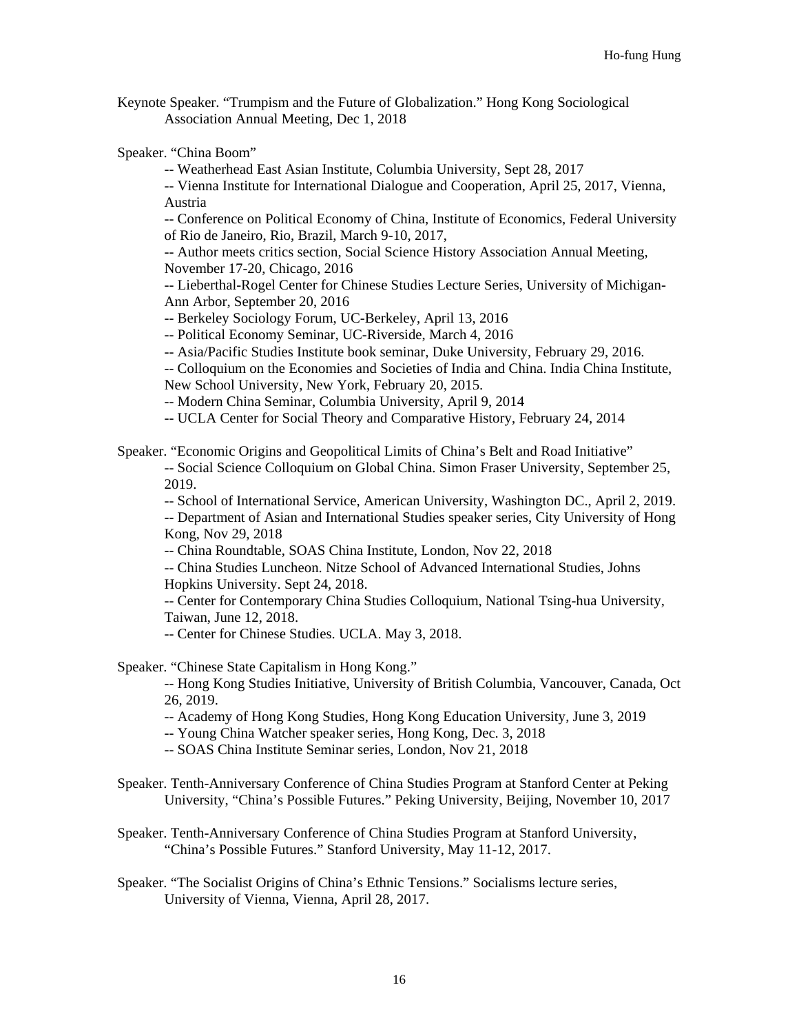Keynote Speaker. "Trumpism and the Future of Globalization." Hong Kong Sociological Association Annual Meeting, Dec 1, 2018

Speaker. "China Boom"

-- Weatherhead East Asian Institute, Columbia University, Sept 28, 2017

-- Vienna Institute for International Dialogue and Cooperation, April 25, 2017, Vienna, Austria

-- Conference on Political Economy of China, Institute of Economics, Federal University of Rio de Janeiro, Rio, Brazil, March 9-10, 2017,

-- Author meets critics section, Social Science History Association Annual Meeting, November 17-20, Chicago, 2016

-- Lieberthal-Rogel Center for Chinese Studies Lecture Series, University of Michigan-Ann Arbor, September 20, 2016

-- Berkeley Sociology Forum, UC-Berkeley, April 13, 2016

-- Political Economy Seminar, UC-Riverside, March 4, 2016

-- Asia/Pacific Studies Institute book seminar, Duke University, February 29, 2016.

-- Colloquium on the Economies and Societies of India and China. India China Institute, New School University, New York, February 20, 2015.

-- Modern China Seminar, Columbia University, April 9, 2014

-- UCLA Center for Social Theory and Comparative History, February 24, 2014

Speaker. "Economic Origins and Geopolitical Limits of China's Belt and Road Initiative"

-- Social Science Colloquium on Global China. Simon Fraser University, September 25, 2019.

-- School of International Service, American University, Washington DC., April 2, 2019.

-- Department of Asian and International Studies speaker series, City University of Hong Kong, Nov 29, 2018

-- China Roundtable, SOAS China Institute, London, Nov 22, 2018

-- China Studies Luncheon. Nitze School of Advanced International Studies, Johns Hopkins University. Sept 24, 2018.

-- Center for Contemporary China Studies Colloquium, National Tsing-hua University, Taiwan, June 12, 2018.

-- Center for Chinese Studies. UCLA. May 3, 2018.

Speaker. "Chinese State Capitalism in Hong Kong."

-- Hong Kong Studies Initiative, University of British Columbia, Vancouver, Canada, Oct 26, 2019.

-- Academy of Hong Kong Studies, Hong Kong Education University, June 3, 2019

-- Young China Watcher speaker series, Hong Kong, Dec. 3, 2018

-- SOAS China Institute Seminar series, London, Nov 21, 2018

Speaker. Tenth-Anniversary Conference of China Studies Program at Stanford Center at Peking University, "China's Possible Futures." Peking University, Beijing, November 10, 2017

Speaker. Tenth-Anniversary Conference of China Studies Program at Stanford University, "China's Possible Futures." Stanford University, May 11-12, 2017.

Speaker. "The Socialist Origins of China's Ethnic Tensions." Socialisms lecture series, University of Vienna, Vienna, April 28, 2017.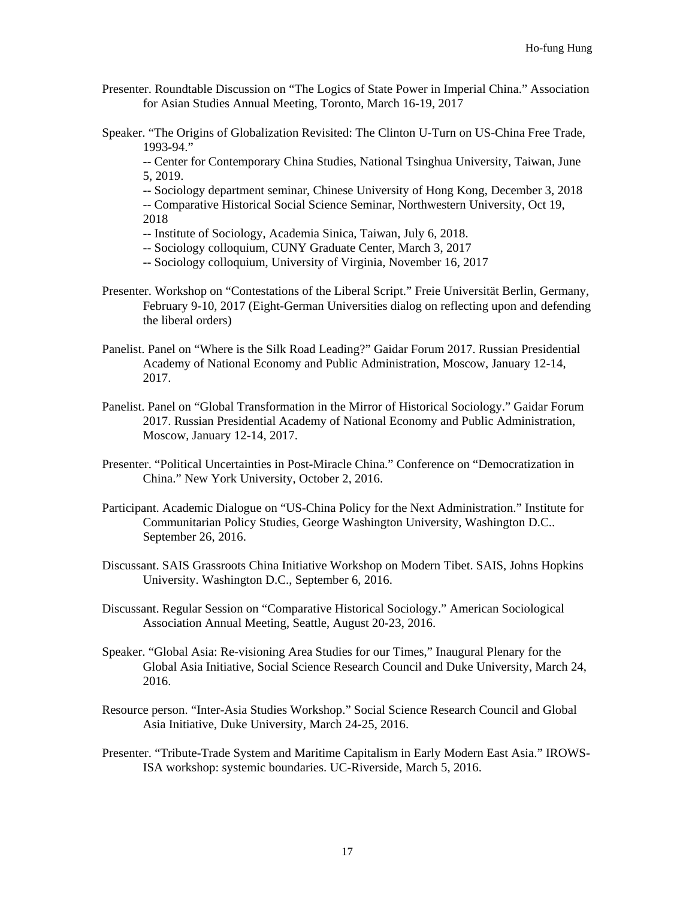Presenter. Roundtable Discussion on "The Logics of State Power in Imperial China." Association for Asian Studies Annual Meeting, Toronto, March 16-19, 2017

Speaker. "The Origins of Globalization Revisited: The Clinton U-Turn on US-China Free Trade, 1993-94."
-- Center for Contemporary China Studies, National Tsinghua University, Taiwan, June 5, 2019.
-- Sociology department seminar, Chinese University of Hong Kong, December 3, 2018
-- Comparative Historical Social Science Seminar, Northwestern University, Oct 19, 2018
-- Institute of Sociology, Academia Sinica, Taiwan, July 6, 2018.
-- Sociology colloquium, CUNY Graduate Center, March 3, 2017
-- Sociology colloquium, University of Virginia, November 16, 2017

Presenter. Workshop on "Contestations of the Liberal Script." Freie Universität Berlin, Germany, February 9-10, 2017 (Eight-German Universities dialog on reflecting upon and defending the liberal orders)

Panelist. Panel on "Where is the Silk Road Leading?" Gaidar Forum 2017. Russian Presidential Academy of National Economy and Public Administration, Moscow, January 12-14, 2017.

Panelist. Panel on "Global Transformation in the Mirror of Historical Sociology." Gaidar Forum 2017. Russian Presidential Academy of National Economy and Public Administration, Moscow, January 12-14, 2017.

Presenter. "Political Uncertainties in Post-Miracle China." Conference on "Democratization in China." New York University, October 2, 2016.

Participant. Academic Dialogue on "US-China Policy for the Next Administration." Institute for Communitarian Policy Studies, George Washington University, Washington D.C.. September 26, 2016.

Discussant. SAIS Grassroots China Initiative Workshop on Modern Tibet. SAIS, Johns Hopkins University. Washington D.C., September 6, 2016.

Discussant. Regular Session on "Comparative Historical Sociology." American Sociological Association Annual Meeting, Seattle, August 20-23, 2016.

Speaker. "Global Asia: Re-visioning Area Studies for our Times," Inaugural Plenary for the Global Asia Initiative, Social Science Research Council and Duke University, March 24, 2016.

Resource person. "Inter-Asia Studies Workshop." Social Science Research Council and Global Asia Initiative, Duke University, March 24-25, 2016.

Presenter. "Tribute-Trade System and Maritime Capitalism in Early Modern East Asia." IROWS-ISA workshop: systemic boundaries. UC-Riverside, March 5, 2016.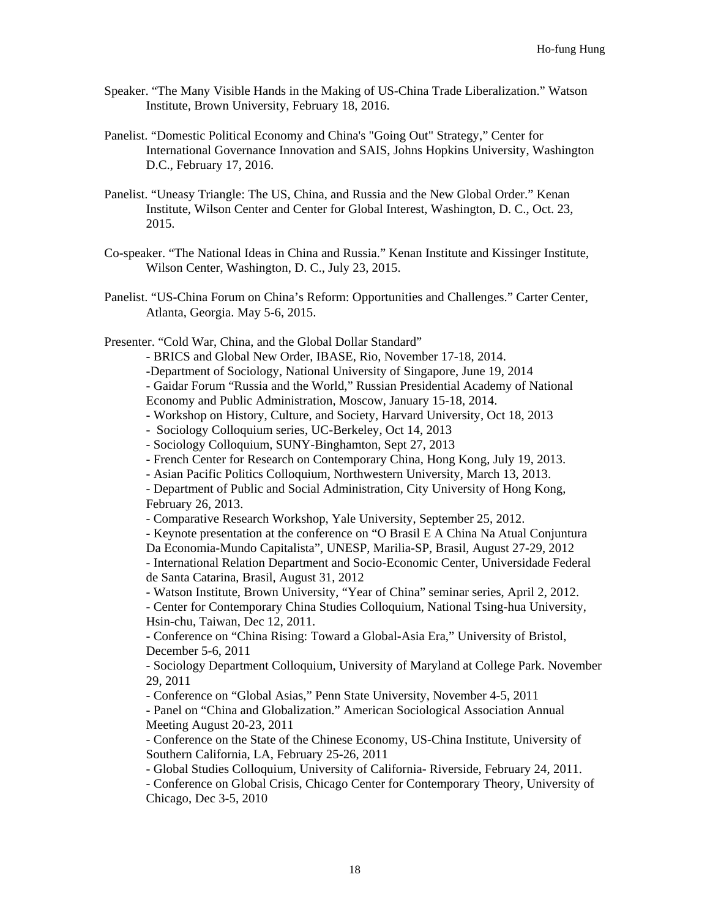Speaker. "The Many Visible Hands in the Making of US-China Trade Liberalization." Watson Institute, Brown University, February 18, 2016.

Panelist. "Domestic Political Economy and China's "Going Out" Strategy," Center for International Governance Innovation and SAIS, Johns Hopkins University, Washington D.C., February 17, 2016.

Panelist. "Uneasy Triangle: The US, China, and Russia and the New Global Order." Kenan Institute, Wilson Center and Center for Global Interest, Washington, D. C., Oct. 23, 2015.

Co-speaker. "The National Ideas in China and Russia." Kenan Institute and Kissinger Institute, Wilson Center, Washington, D. C., July 23, 2015.

Panelist. "US-China Forum on China's Reform: Opportunities and Challenges." Carter Center, Atlanta, Georgia. May 5-6, 2015.

Presenter. "Cold War, China, and the Global Dollar Standard"

- BRICS and Global New Order, IBASE, Rio, November 17-18, 2014.
- Department of Sociology, National University of Singapore, June 19, 2014
- Gaidar Forum "Russia and the World," Russian Presidential Academy of National Economy and Public Administration, Moscow, January 15-18, 2014.
- Workshop on History, Culture, and Society, Harvard University, Oct 18, 2013
- Sociology Colloquium series, UC-Berkeley, Oct 14, 2013
- Sociology Colloquium, SUNY-Binghamton, Sept 27, 2013
- French Center for Research on Contemporary China, Hong Kong, July 19, 2013.
- Asian Pacific Politics Colloquium, Northwestern University, March 13, 2013.
- Department of Public and Social Administration, City University of Hong Kong, February 26, 2013.
- Comparative Research Workshop, Yale University, September 25, 2012.
- Keynote presentation at the conference on "O Brasil E A China Na Atual Conjuntura Da Economia-Mundo Capitalista", UNESP, Marilia-SP, Brasil, August 27-29, 2012
- International Relation Department and Socio-Economic Center, Universidade Federal de Santa Catarina, Brasil, August 31, 2012
- Watson Institute, Brown University, "Year of China" seminar series, April 2, 2012.
- Center for Contemporary China Studies Colloquium, National Tsing-hua University, Hsin-chu, Taiwan, Dec 12, 2011.
- Conference on "China Rising: Toward a Global-Asia Era," University of Bristol, December 5-6, 2011
- Sociology Department Colloquium, University of Maryland at College Park. November 29, 2011
- Conference on "Global Asias," Penn State University, November 4-5, 2011
- Panel on "China and Globalization." American Sociological Association Annual Meeting August 20-23, 2011
- Conference on the State of the Chinese Economy, US-China Institute, University of Southern California, LA, February 25-26, 2011
- Global Studies Colloquium, University of California- Riverside, February 24, 2011.
- Conference on Global Crisis, Chicago Center for Contemporary Theory, University of Chicago, Dec 3-5, 2010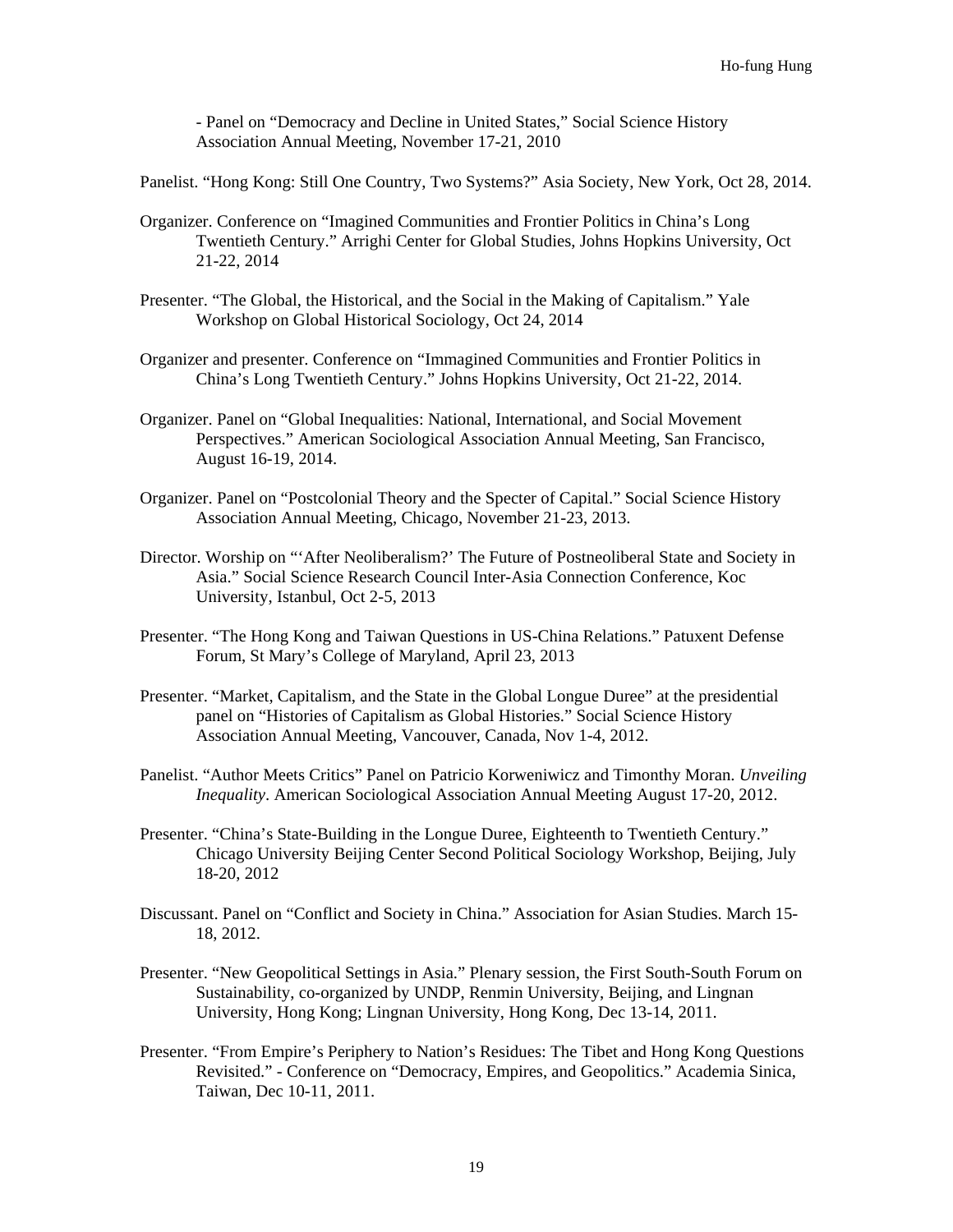- Panel on "Democracy and Decline in United States," Social Science History Association Annual Meeting, November 17-21, 2010

Panelist. "Hong Kong: Still One Country, Two Systems?" Asia Society, New York, Oct 28, 2014.

Organizer. Conference on "Imagined Communities and Frontier Politics in China's Long Twentieth Century." Arrighi Center for Global Studies, Johns Hopkins University, Oct 21-22, 2014

Presenter. "The Global, the Historical, and the Social in the Making of Capitalism." Yale Workshop on Global Historical Sociology, Oct 24, 2014

Organizer and presenter. Conference on "Immagined Communities and Frontier Politics in China's Long Twentieth Century." Johns Hopkins University, Oct 21-22, 2014.

Organizer. Panel on "Global Inequalities: National, International, and Social Movement Perspectives." American Sociological Association Annual Meeting, San Francisco, August 16-19, 2014.

Organizer. Panel on "Postcolonial Theory and the Specter of Capital." Social Science History Association Annual Meeting, Chicago, November 21-23, 2013.

Director. Worship on "'After Neoliberalism?' The Future of Postneoliberal State and Society in Asia." Social Science Research Council Inter-Asia Connection Conference, Koc University, Istanbul, Oct 2-5, 2013

Presenter. "The Hong Kong and Taiwan Questions in US-China Relations." Patuxent Defense Forum, St Mary's College of Maryland, April 23, 2013

Presenter. "Market, Capitalism, and the State in the Global Longue Duree" at the presidential panel on "Histories of Capitalism as Global Histories." Social Science History Association Annual Meeting, Vancouver, Canada, Nov 1-4, 2012.

Panelist. "Author Meets Critics" Panel on Patricio Korweniwicz and Timonthy Moran. *Unveiling Inequality*. American Sociological Association Annual Meeting August 17-20, 2012.

Presenter. "China's State-Building in the Longue Duree, Eighteenth to Twentieth Century." Chicago University Beijing Center Second Political Sociology Workshop, Beijing, July 18-20, 2012

Discussant. Panel on "Conflict and Society in China." Association for Asian Studies. March 15-18, 2012.

Presenter. "New Geopolitical Settings in Asia." Plenary session, the First South-South Forum on Sustainability, co-organized by UNDP, Renmin University, Beijing, and Lingnan University, Hong Kong; Lingnan University, Hong Kong, Dec 13-14, 2011.

Presenter. "From Empire's Periphery to Nation's Residues: The Tibet and Hong Kong Questions Revisited." - Conference on "Democracy, Empires, and Geopolitics." Academia Sinica, Taiwan, Dec 10-11, 2011.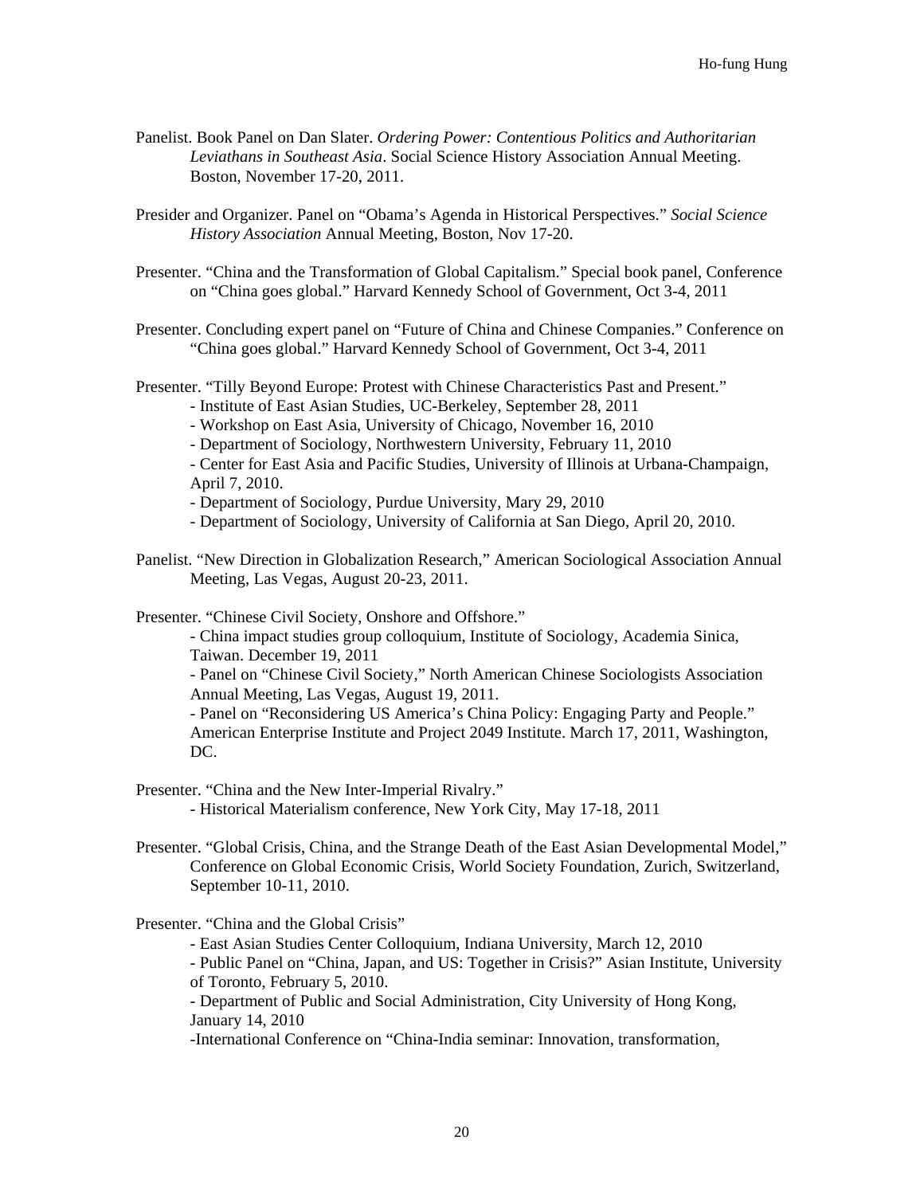Panelist. Book Panel on Dan Slater. *Ordering Power: Contentious Politics and Authoritarian Leviathans in Southeast Asia*. Social Science History Association Annual Meeting. Boston, November 17-20, 2011.

Presider and Organizer. Panel on "Obama's Agenda in Historical Perspectives." *Social Science History Association* Annual Meeting, Boston, Nov 17-20.

Presenter. "China and the Transformation of Global Capitalism." Special book panel, Conference on "China goes global." Harvard Kennedy School of Government, Oct 3-4, 2011

Presenter. Concluding expert panel on "Future of China and Chinese Companies." Conference on "China goes global." Harvard Kennedy School of Government, Oct 3-4, 2011

Presenter. "Tilly Beyond Europe: Protest with Chinese Characteristics Past and Present."
- Institute of East Asian Studies, UC-Berkeley, September 28, 2011
- Workshop on East Asia, University of Chicago, November 16, 2010
- Department of Sociology, Northwestern University, February 11, 2010
- Center for East Asia and Pacific Studies, University of Illinois at Urbana-Champaign, April 7, 2010.
- Department of Sociology, Purdue University, Mary 29, 2010
- Department of Sociology, University of California at San Diego, April 20, 2010.

Panelist. "New Direction in Globalization Research," American Sociological Association Annual Meeting, Las Vegas, August 20-23, 2011.

Presenter. "Chinese Civil Society, Onshore and Offshore."
- China impact studies group colloquium, Institute of Sociology, Academia Sinica, Taiwan. December 19, 2011
- Panel on "Chinese Civil Society," North American Chinese Sociologists Association Annual Meeting, Las Vegas, August 19, 2011.
- Panel on "Reconsidering US America's China Policy: Engaging Party and People." American Enterprise Institute and Project 2049 Institute. March 17, 2011, Washington, DC.

Presenter. "China and the New Inter-Imperial Rivalry."
- Historical Materialism conference, New York City, May 17-18, 2011

Presenter. "Global Crisis, China, and the Strange Death of the East Asian Developmental Model," Conference on Global Economic Crisis, World Society Foundation, Zurich, Switzerland, September 10-11, 2010.

Presenter. "China and the Global Crisis"
- East Asian Studies Center Colloquium, Indiana University, March 12, 2010
- Public Panel on "China, Japan, and US: Together in Crisis?" Asian Institute, University of Toronto, February 5, 2010.
- Department of Public and Social Administration, City University of Hong Kong, January 14, 2010
-International Conference on "China-India seminar: Innovation, transformation,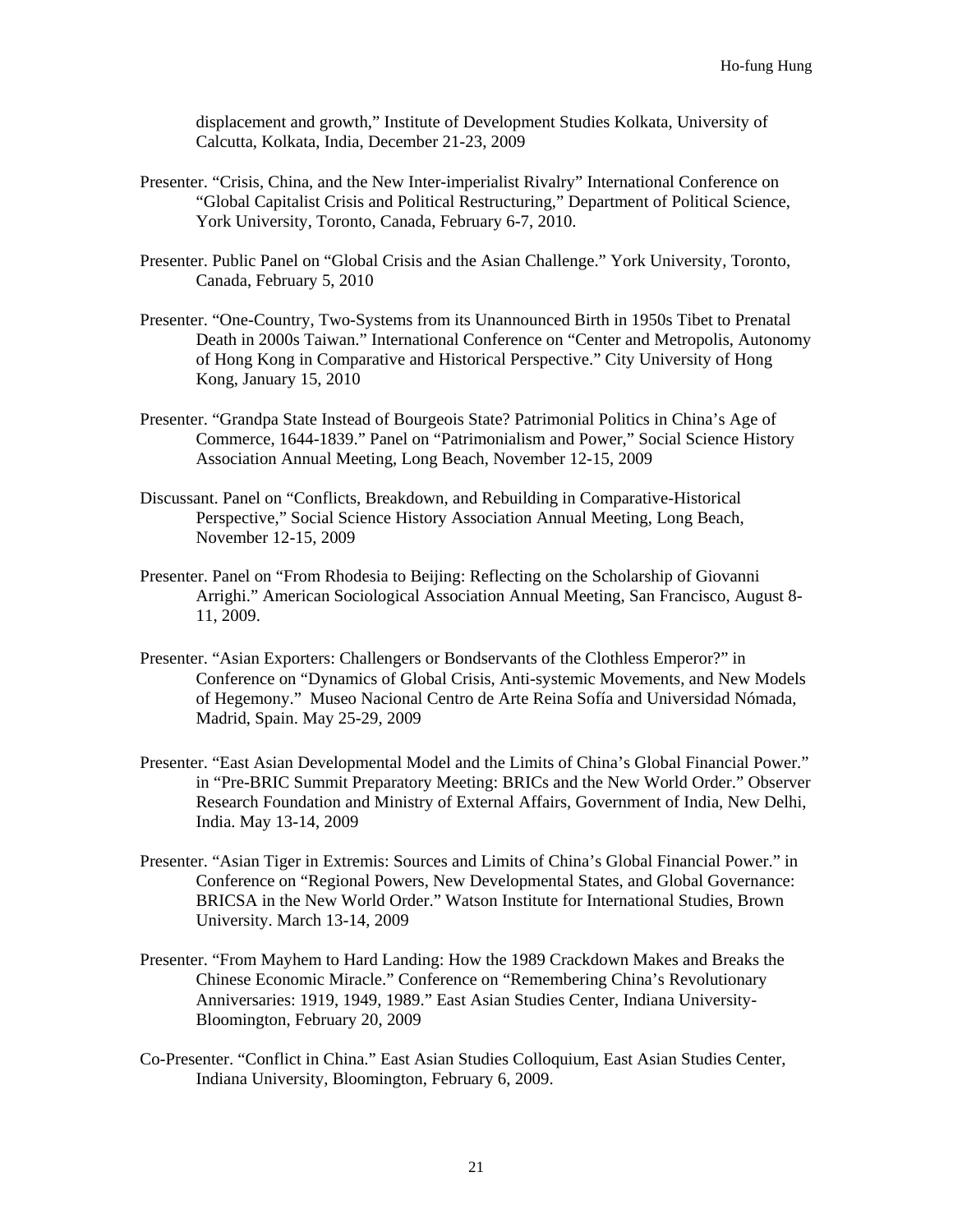displacement and growth," Institute of Development Studies Kolkata, University of Calcutta, Kolkata, India, December 21-23, 2009

Presenter. "Crisis, China, and the New Inter-imperialist Rivalry" International Conference on "Global Capitalist Crisis and Political Restructuring," Department of Political Science, York University, Toronto, Canada, February 6-7, 2010.

Presenter. Public Panel on "Global Crisis and the Asian Challenge." York University, Toronto, Canada, February 5, 2010

Presenter. "One-Country, Two-Systems from its Unannounced Birth in 1950s Tibet to Prenatal Death in 2000s Taiwan." International Conference on "Center and Metropolis, Autonomy of Hong Kong in Comparative and Historical Perspective." City University of Hong Kong, January 15, 2010

Presenter. "Grandpa State Instead of Bourgeois State? Patrimonial Politics in China's Age of Commerce, 1644-1839." Panel on "Patrimonialism and Power," Social Science History Association Annual Meeting, Long Beach, November 12-15, 2009

Discussant. Panel on "Conflicts, Breakdown, and Rebuilding in Comparative-Historical Perspective," Social Science History Association Annual Meeting, Long Beach, November 12-15, 2009

Presenter. Panel on "From Rhodesia to Beijing: Reflecting on the Scholarship of Giovanni Arrighi." American Sociological Association Annual Meeting, San Francisco, August 8-11, 2009.

Presenter. "Asian Exporters: Challengers or Bondservants of the Clothless Emperor?" in Conference on "Dynamics of Global Crisis, Anti-systemic Movements, and New Models of Hegemony." Museo Nacional Centro de Arte Reina Sofía and Universidad Nómada, Madrid, Spain. May 25-29, 2009

Presenter. "East Asian Developmental Model and the Limits of China's Global Financial Power." in "Pre-BRIC Summit Preparatory Meeting: BRICs and the New World Order." Observer Research Foundation and Ministry of External Affairs, Government of India, New Delhi, India. May 13-14, 2009

Presenter. "Asian Tiger in Extremis: Sources and Limits of China's Global Financial Power." in Conference on "Regional Powers, New Developmental States, and Global Governance: BRICSA in the New World Order." Watson Institute for International Studies, Brown University. March 13-14, 2009

Presenter. "From Mayhem to Hard Landing: How the 1989 Crackdown Makes and Breaks the Chinese Economic Miracle." Conference on "Remembering China's Revolutionary Anniversaries: 1919, 1949, 1989." East Asian Studies Center, Indiana University-Bloomington, February 20, 2009

Co-Presenter. "Conflict in China." East Asian Studies Colloquium, East Asian Studies Center, Indiana University, Bloomington, February 6, 2009.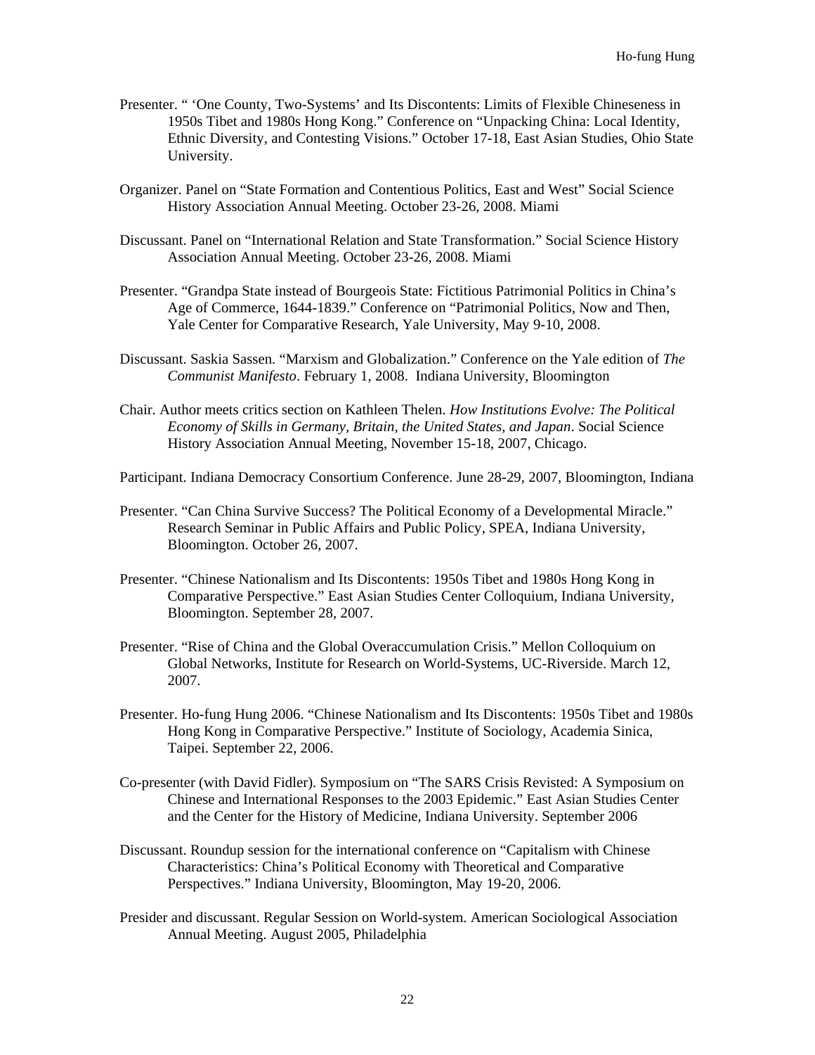Presenter. " 'One County, Two-Systems' and Its Discontents: Limits of Flexible Chineseness in 1950s Tibet and 1980s Hong Kong." Conference on "Unpacking China: Local Identity, Ethnic Diversity, and Contesting Visions." October 17-18, East Asian Studies, Ohio State University.

Organizer. Panel on "State Formation and Contentious Politics, East and West" Social Science History Association Annual Meeting. October 23-26, 2008. Miami

Discussant. Panel on "International Relation and State Transformation." Social Science History Association Annual Meeting. October 23-26, 2008. Miami

Presenter. "Grandpa State instead of Bourgeois State: Fictitious Patrimonial Politics in China's Age of Commerce, 1644-1839." Conference on "Patrimonial Politics, Now and Then, Yale Center for Comparative Research, Yale University, May 9-10, 2008.

Discussant. Saskia Sassen. "Marxism and Globalization." Conference on the Yale edition of *The Communist Manifesto*. February 1, 2008. Indiana University, Bloomington

Chair. Author meets critics section on Kathleen Thelen. *How Institutions Evolve: The Political Economy of Skills in Germany, Britain, the United States, and Japan*. Social Science History Association Annual Meeting, November 15-18, 2007, Chicago.

Participant. Indiana Democracy Consortium Conference. June 28-29, 2007, Bloomington, Indiana

Presenter. "Can China Survive Success? The Political Economy of a Developmental Miracle." Research Seminar in Public Affairs and Public Policy, SPEA, Indiana University, Bloomington. October 26, 2007.

Presenter. "Chinese Nationalism and Its Discontents: 1950s Tibet and 1980s Hong Kong in Comparative Perspective." East Asian Studies Center Colloquium, Indiana University, Bloomington. September 28, 2007.

Presenter. "Rise of China and the Global Overaccumulation Crisis." Mellon Colloquium on Global Networks, Institute for Research on World-Systems, UC-Riverside. March 12, 2007.

Presenter. Ho-fung Hung 2006. "Chinese Nationalism and Its Discontents: 1950s Tibet and 1980s Hong Kong in Comparative Perspective." Institute of Sociology, Academia Sinica, Taipei. September 22, 2006.

Co-presenter (with David Fidler). Symposium on "The SARS Crisis Revisted: A Symposium on Chinese and International Responses to the 2003 Epidemic." East Asian Studies Center and the Center for the History of Medicine, Indiana University. September 2006

Discussant. Roundup session for the international conference on "Capitalism with Chinese Characteristics: China's Political Economy with Theoretical and Comparative Perspectives." Indiana University, Bloomington, May 19-20, 2006.

Presider and discussant. Regular Session on World-system. American Sociological Association Annual Meeting. August 2005, Philadelphia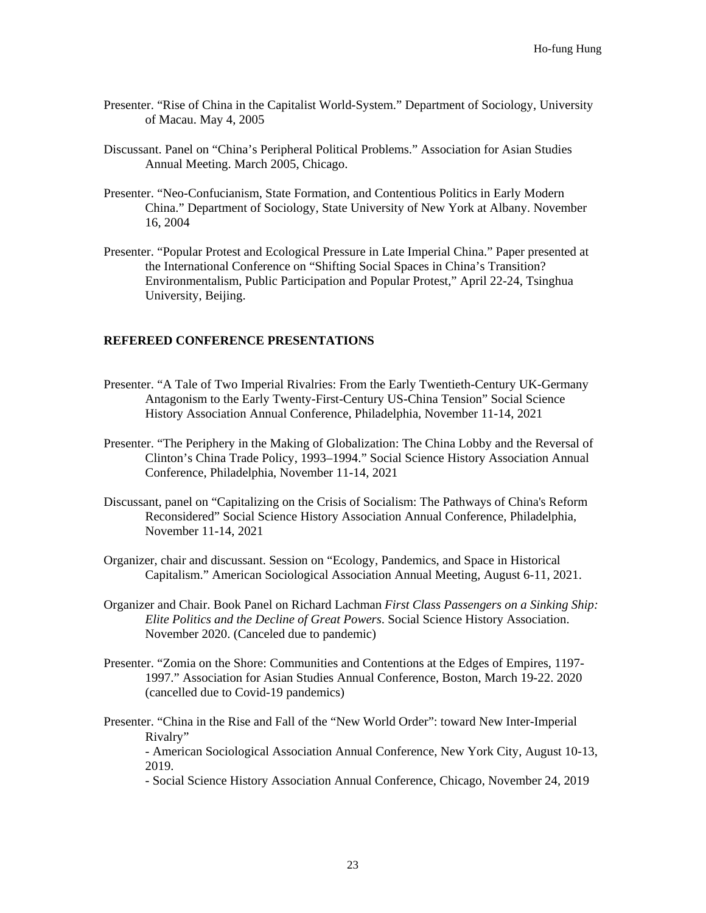Presenter. "Rise of China in the Capitalist World-System." Department of Sociology, University of Macau. May 4, 2005

Discussant. Panel on "China's Peripheral Political Problems." Association for Asian Studies Annual Meeting. March 2005, Chicago.

Presenter. "Neo-Confucianism, State Formation, and Contentious Politics in Early Modern China." Department of Sociology, State University of New York at Albany. November 16, 2004

Presenter. "Popular Protest and Ecological Pressure in Late Imperial China." Paper presented at the International Conference on "Shifting Social Spaces in China's Transition? Environmentalism, Public Participation and Popular Protest," April 22-24, Tsinghua University, Beijing.

## REFEREED CONFERENCE PRESENTATIONS

Presenter. "A Tale of Two Imperial Rivalries: From the Early Twentieth-Century UK-Germany Antagonism to the Early Twenty-First-Century US-China Tension" Social Science History Association Annual Conference, Philadelphia, November 11-14, 2021

Presenter. "The Periphery in the Making of Globalization: The China Lobby and the Reversal of Clinton's China Trade Policy, 1993–1994." Social Science History Association Annual Conference, Philadelphia, November 11-14, 2021

Discussant, panel on "Capitalizing on the Crisis of Socialism: The Pathways of China's Reform Reconsidered" Social Science History Association Annual Conference, Philadelphia, November 11-14, 2021

Organizer, chair and discussant. Session on "Ecology, Pandemics, and Space in Historical Capitalism." American Sociological Association Annual Meeting, August 6-11, 2021.

Organizer and Chair. Book Panel on Richard Lachman *First Class Passengers on a Sinking Ship: Elite Politics and the Decline of Great Powers*. Social Science History Association. November 2020. (Canceled due to pandemic)

Presenter. "Zomia on the Shore: Communities and Contentions at the Edges of Empires, 1197-1997." Association for Asian Studies Annual Conference, Boston, March 19-22. 2020 (cancelled due to Covid-19 pandemics)

Presenter. "China in the Rise and Fall of the "New World Order": toward New Inter-Imperial Rivalry"
- American Sociological Association Annual Conference, New York City, August 10-13, 2019.
- Social Science History Association Annual Conference, Chicago, November 24, 2019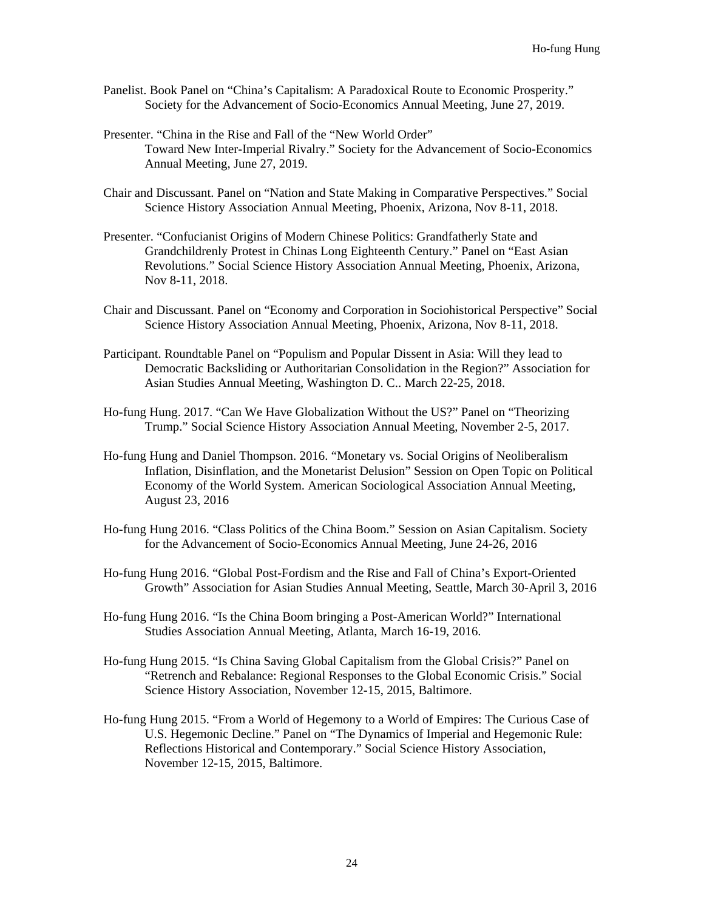Panelist. Book Panel on "China's Capitalism: A Paradoxical Route to Economic Prosperity." Society for the Advancement of Socio-Economics Annual Meeting, June 27, 2019.

Presenter. "China in the Rise and Fall of the "New World Order" Toward New Inter-Imperial Rivalry." Society for the Advancement of Socio-Economics Annual Meeting, June 27, 2019.

Chair and Discussant. Panel on "Nation and State Making in Comparative Perspectives." Social Science History Association Annual Meeting, Phoenix, Arizona, Nov 8-11, 2018.

Presenter. "Confucianist Origins of Modern Chinese Politics: Grandfatherly State and Grandchildrenly Protest in Chinas Long Eighteenth Century." Panel on "East Asian Revolutions." Social Science History Association Annual Meeting, Phoenix, Arizona, Nov 8-11, 2018.

Chair and Discussant. Panel on "Economy and Corporation in Sociohistorical Perspective" Social Science History Association Annual Meeting, Phoenix, Arizona, Nov 8-11, 2018.

Participant. Roundtable Panel on "Populism and Popular Dissent in Asia: Will they lead to Democratic Backsliding or Authoritarian Consolidation in the Region?" Association for Asian Studies Annual Meeting, Washington D. C.. March 22-25, 2018.

Ho-fung Hung. 2017. "Can We Have Globalization Without the US?" Panel on "Theorizing Trump." Social Science History Association Annual Meeting, November 2-5, 2017.

Ho-fung Hung and Daniel Thompson. 2016. "Monetary vs. Social Origins of Neoliberalism Inflation, Disinflation, and the Monetarist Delusion" Session on Open Topic on Political Economy of the World System. American Sociological Association Annual Meeting, August 23, 2016

Ho-fung Hung 2016. "Class Politics of the China Boom." Session on Asian Capitalism. Society for the Advancement of Socio-Economics Annual Meeting, June 24-26, 2016

Ho-fung Hung 2016. "Global Post-Fordism and the Rise and Fall of China's Export-Oriented Growth" Association for Asian Studies Annual Meeting, Seattle, March 30-April 3, 2016

Ho-fung Hung 2016. "Is the China Boom bringing a Post-American World?" International Studies Association Annual Meeting, Atlanta, March 16-19, 2016.

Ho-fung Hung 2015. "Is China Saving Global Capitalism from the Global Crisis?" Panel on "Retrench and Rebalance: Regional Responses to the Global Economic Crisis." Social Science History Association, November 12-15, 2015, Baltimore.

Ho-fung Hung 2015. "From a World of Hegemony to a World of Empires: The Curious Case of U.S. Hegemonic Decline." Panel on "The Dynamics of Imperial and Hegemonic Rule: Reflections Historical and Contemporary." Social Science History Association, November 12-15, 2015, Baltimore.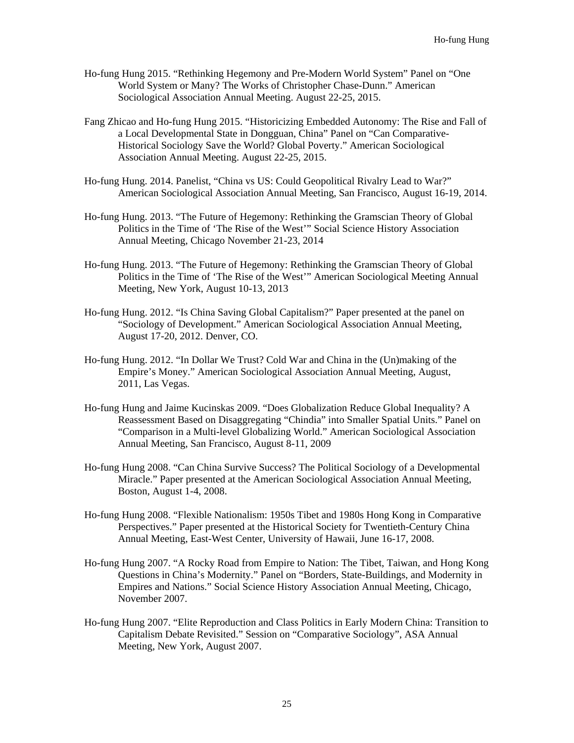Ho-fung Hung 2015. "Rethinking Hegemony and Pre-Modern World System" Panel on "One World System or Many? The Works of Christopher Chase-Dunn." American Sociological Association Annual Meeting. August 22-25, 2015.

Fang Zhicao and Ho-fung Hung 2015. "Historicizing Embedded Autonomy: The Rise and Fall of a Local Developmental State in Dongguan, China" Panel on "Can Comparative-Historical Sociology Save the World? Global Poverty." American Sociological Association Annual Meeting. August 22-25, 2015.

Ho-fung Hung. 2014. Panelist, "China vs US: Could Geopolitical Rivalry Lead to War?" American Sociological Association Annual Meeting, San Francisco, August 16-19, 2014.

Ho-fung Hung. 2013. "The Future of Hegemony: Rethinking the Gramscian Theory of Global Politics in the Time of 'The Rise of the West'" Social Science History Association Annual Meeting, Chicago November 21-23, 2014

Ho-fung Hung. 2013. "The Future of Hegemony: Rethinking the Gramscian Theory of Global Politics in the Time of 'The Rise of the West'" American Sociological Meeting Annual Meeting, New York, August 10-13, 2013

Ho-fung Hung. 2012. "Is China Saving Global Capitalism?" Paper presented at the panel on "Sociology of Development." American Sociological Association Annual Meeting, August 17-20, 2012. Denver, CO.

Ho-fung Hung. 2012. "In Dollar We Trust? Cold War and China in the (Un)making of the Empire's Money." American Sociological Association Annual Meeting, August, 2011, Las Vegas.

Ho-fung Hung and Jaime Kucinskas 2009. "Does Globalization Reduce Global Inequality? A Reassessment Based on Disaggregating "Chindia" into Smaller Spatial Units." Panel on "Comparison in a Multi-level Globalizing World." American Sociological Association Annual Meeting, San Francisco, August 8-11, 2009

Ho-fung Hung 2008. "Can China Survive Success? The Political Sociology of a Developmental Miracle." Paper presented at the American Sociological Association Annual Meeting, Boston, August 1-4, 2008.

Ho-fung Hung 2008. "Flexible Nationalism: 1950s Tibet and 1980s Hong Kong in Comparative Perspectives." Paper presented at the Historical Society for Twentieth-Century China Annual Meeting, East-West Center, University of Hawaii, June 16-17, 2008.

Ho-fung Hung 2007. "A Rocky Road from Empire to Nation: The Tibet, Taiwan, and Hong Kong Questions in China's Modernity." Panel on "Borders, State-Buildings, and Modernity in Empires and Nations." Social Science History Association Annual Meeting, Chicago, November 2007.

Ho-fung Hung 2007. "Elite Reproduction and Class Politics in Early Modern China: Transition to Capitalism Debate Revisited." Session on "Comparative Sociology", ASA Annual Meeting, New York, August 2007.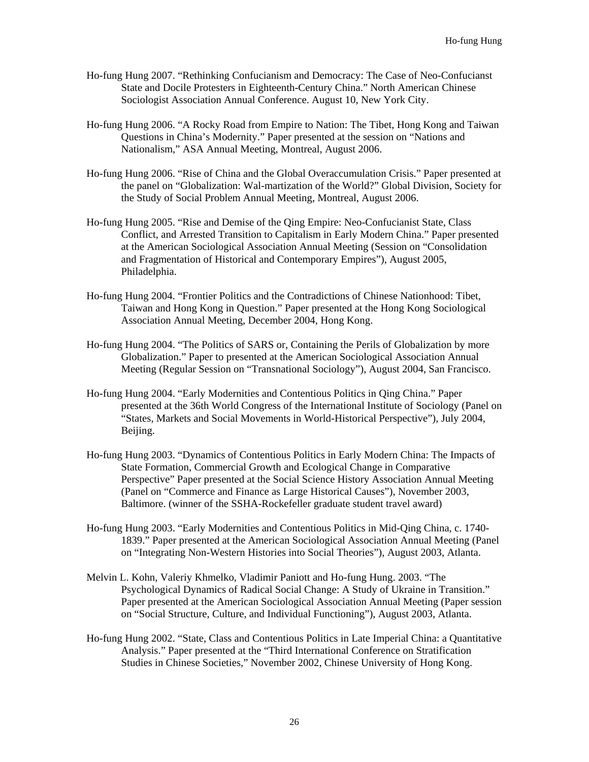Ho-fung Hung 2007. "Rethinking Confucianism and Democracy: The Case of Neo-Confucianst State and Docile Protesters in Eighteenth-Century China." North American Chinese Sociologist Association Annual Conference. August 10, New York City.

Ho-fung Hung 2006. "A Rocky Road from Empire to Nation: The Tibet, Hong Kong and Taiwan Questions in China's Modernity." Paper presented at the session on "Nations and Nationalism," ASA Annual Meeting, Montreal, August 2006.

Ho-fung Hung 2006. "Rise of China and the Global Overaccumulation Crisis." Paper presented at the panel on "Globalization: Wal-martization of the World?" Global Division, Society for the Study of Social Problem Annual Meeting, Montreal, August 2006.

Ho-fung Hung 2005. "Rise and Demise of the Qing Empire: Neo-Confucianist State, Class Conflict, and Arrested Transition to Capitalism in Early Modern China." Paper presented at the American Sociological Association Annual Meeting (Session on "Consolidation and Fragmentation of Historical and Contemporary Empires"), August 2005, Philadelphia.

Ho-fung Hung 2004. "Frontier Politics and the Contradictions of Chinese Nationhood: Tibet, Taiwan and Hong Kong in Question." Paper presented at the Hong Kong Sociological Association Annual Meeting, December 2004, Hong Kong.

Ho-fung Hung 2004. "The Politics of SARS or, Containing the Perils of Globalization by more Globalization." Paper to presented at the American Sociological Association Annual Meeting (Regular Session on "Transnational Sociology"), August 2004, San Francisco.

Ho-fung Hung 2004. "Early Modernities and Contentious Politics in Qing China." Paper presented at the 36th World Congress of the International Institute of Sociology (Panel on "States, Markets and Social Movements in World-Historical Perspective"), July 2004, Beijing.

Ho-fung Hung 2003. "Dynamics of Contentious Politics in Early Modern China: The Impacts of State Formation, Commercial Growth and Ecological Change in Comparative Perspective" Paper presented at the Social Science History Association Annual Meeting (Panel on "Commerce and Finance as Large Historical Causes"), November 2003, Baltimore. (winner of the SSHA-Rockefeller graduate student travel award)

Ho-fung Hung 2003. "Early Modernities and Contentious Politics in Mid-Qing China, c. 1740-1839." Paper presented at the American Sociological Association Annual Meeting (Panel on "Integrating Non-Western Histories into Social Theories"), August 2003, Atlanta.

Melvin L. Kohn, Valeriy Khmelko, Vladimir Paniott and Ho-fung Hung. 2003. "The Psychological Dynamics of Radical Social Change: A Study of Ukraine in Transition." Paper presented at the American Sociological Association Annual Meeting (Paper session on "Social Structure, Culture, and Individual Functioning"), August 2003, Atlanta.

Ho-fung Hung 2002. "State, Class and Contentious Politics in Late Imperial China: a Quantitative Analysis." Paper presented at the "Third International Conference on Stratification Studies in Chinese Societies," November 2002, Chinese University of Hong Kong.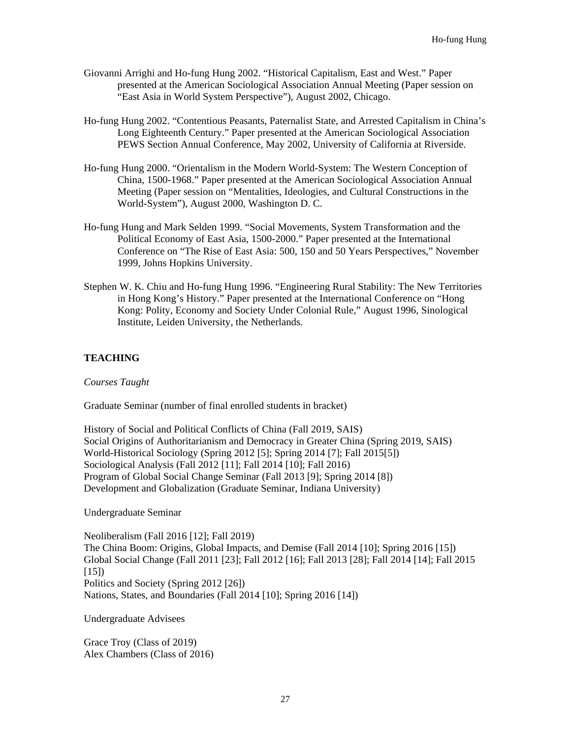Giovanni Arrighi and Ho-fung Hung 2002. "Historical Capitalism, East and West." Paper presented at the American Sociological Association Annual Meeting (Paper session on "East Asia in World System Perspective"), August 2002, Chicago.

Ho-fung Hung 2002. "Contentious Peasants, Paternalist State, and Arrested Capitalism in China's Long Eighteenth Century." Paper presented at the American Sociological Association PEWS Section Annual Conference, May 2002, University of California at Riverside.

Ho-fung Hung 2000. "Orientalism in the Modern World-System: The Western Conception of China, 1500-1968." Paper presented at the American Sociological Association Annual Meeting (Paper session on "Mentalities, Ideologies, and Cultural Constructions in the World-System"), August 2000, Washington D. C.

Ho-fung Hung and Mark Selden 1999. "Social Movements, System Transformation and the Political Economy of East Asia, 1500-2000." Paper presented at the International Conference on "The Rise of East Asia: 500, 150 and 50 Years Perspectives," November 1999, Johns Hopkins University.

Stephen W. K. Chiu and Ho-fung Hung 1996. "Engineering Rural Stability: The New Territories in Hong Kong's History." Paper presented at the International Conference on "Hong Kong: Polity, Economy and Society Under Colonial Rule," August 1996, Sinological Institute, Leiden University, the Netherlands.

## TEACHING

*Courses Taught*

Graduate Seminar (number of final enrolled students in bracket)

History of Social and Political Conflicts of China (Fall 2019, SAIS)
Social Origins of Authoritarianism and Democracy in Greater China (Spring 2019, SAIS)
World-Historical Sociology (Spring 2012 [5]; Spring 2014 [7]; Fall 2015[5])
Sociological Analysis (Fall 2012 [11]; Fall 2014 [10]; Fall 2016)
Program of Global Social Change Seminar (Fall 2013 [9]; Spring 2014 [8])
Development and Globalization (Graduate Seminar, Indiana University)

Undergraduate Seminar

Neoliberalism (Fall 2016 [12]; Fall 2019)
The China Boom: Origins, Global Impacts, and Demise (Fall 2014 [10]; Spring 2016 [15])
Global Social Change (Fall 2011 [23]; Fall 2012 [16]; Fall 2013 [28]; Fall 2014 [14]; Fall 2015 [15])
Politics and Society (Spring 2012 [26])
Nations, States, and Boundaries (Fall 2014 [10]; Spring 2016 [14])

Undergraduate Advisees

Grace Troy (Class of 2019)
Alex Chambers (Class of 2016)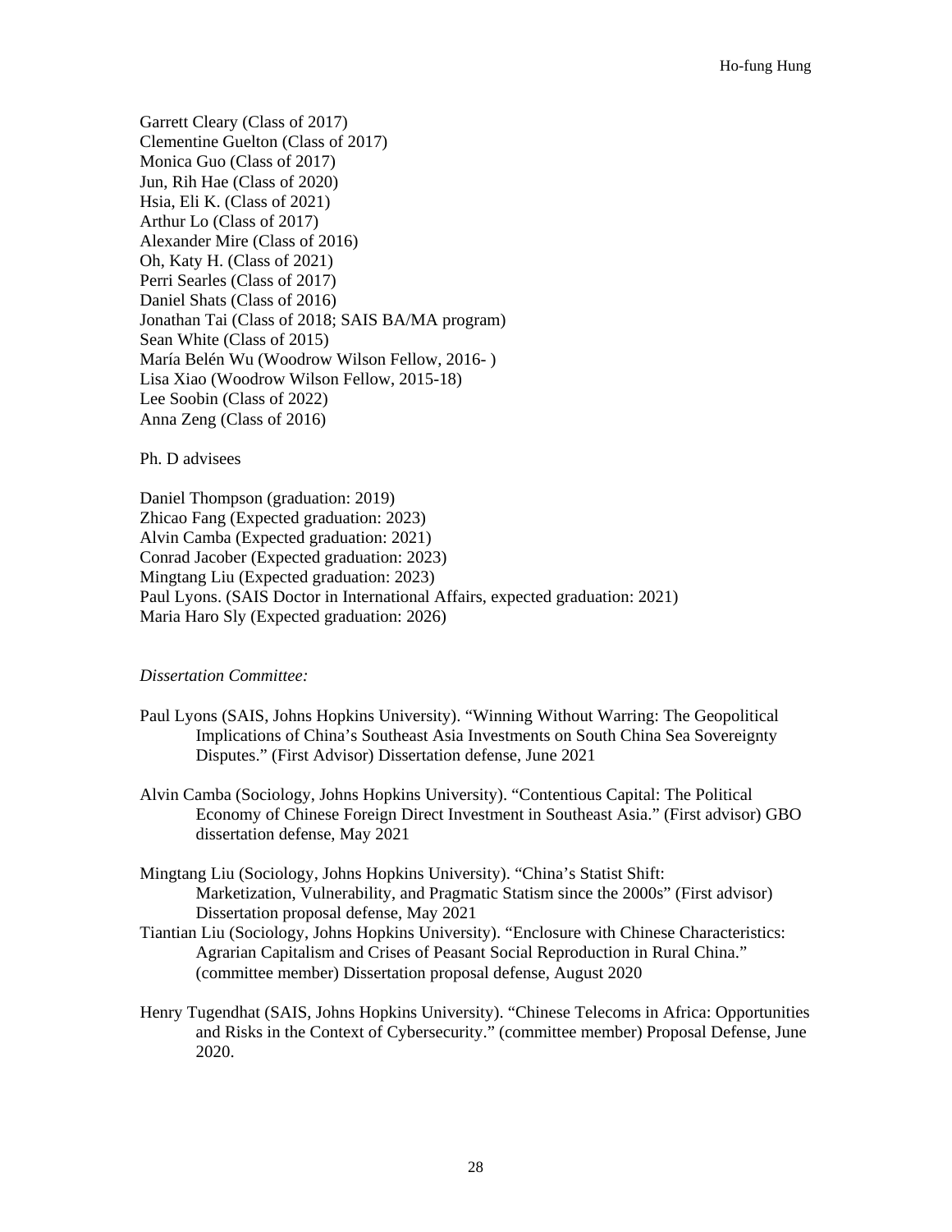Garrett Cleary (Class of 2017)
Clementine Guelton (Class of 2017)
Monica Guo (Class of 2017)
Jun, Rih Hae (Class of 2020)
Hsia, Eli K. (Class of 2021)
Arthur Lo (Class of 2017)
Alexander Mire (Class of 2016)
Oh, Katy H. (Class of 2021)
Perri Searles (Class of 2017)
Daniel Shats (Class of 2016)
Jonathan Tai (Class of 2018; SAIS BA/MA program)
Sean White (Class of 2015)
María Belén Wu (Woodrow Wilson Fellow, 2016- )
Lisa Xiao (Woodrow Wilson Fellow, 2015-18)
Lee Soobin (Class of 2022)
Anna Zeng (Class of 2016)

Ph. D advisees

Daniel Thompson (graduation: 2019)
Zhicao Fang (Expected graduation: 2023)
Alvin Camba (Expected graduation: 2021)
Conrad Jacober (Expected graduation: 2023)
Mingtang Liu (Expected graduation: 2023)
Paul Lyons. (SAIS Doctor in International Affairs, expected graduation: 2021)
Maria Haro Sly (Expected graduation: 2026)

*Dissertation Committee:*

Paul Lyons (SAIS, Johns Hopkins University). "Winning Without Warring: The Geopolitical Implications of China's Southeast Asia Investments on South China Sea Sovereignty Disputes." (First Advisor) Dissertation defense, June 2021

Alvin Camba (Sociology, Johns Hopkins University). "Contentious Capital: The Political Economy of Chinese Foreign Direct Investment in Southeast Asia." (First advisor) GBO dissertation defense, May 2021

Mingtang Liu (Sociology, Johns Hopkins University). "China's Statist Shift: Marketization, Vulnerability, and Pragmatic Statism since the 2000s" (First advisor) Dissertation proposal defense, May 2021

Tiantian Liu (Sociology, Johns Hopkins University). "Enclosure with Chinese Characteristics: Agrarian Capitalism and Crises of Peasant Social Reproduction in Rural China." (committee member) Dissertation proposal defense, August 2020

Henry Tugendhat (SAIS, Johns Hopkins University). "Chinese Telecoms in Africa: Opportunities and Risks in the Context of Cybersecurity." (committee member) Proposal Defense, June 2020.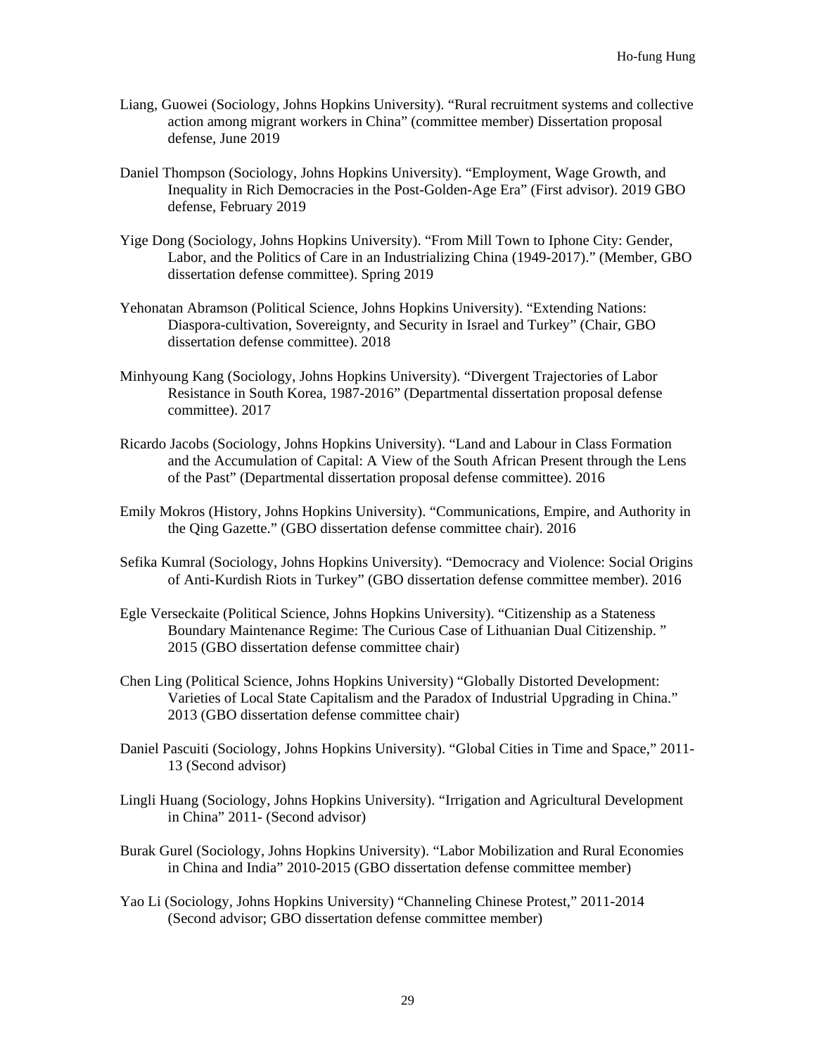Liang, Guowei (Sociology, Johns Hopkins University). "Rural recruitment systems and collective action among migrant workers in China" (committee member) Dissertation proposal defense, June 2019

Daniel Thompson (Sociology, Johns Hopkins University). "Employment, Wage Growth, and Inequality in Rich Democracies in the Post-Golden-Age Era" (First advisor). 2019 GBO defense, February 2019

Yige Dong (Sociology, Johns Hopkins University). "From Mill Town to Iphone City: Gender, Labor, and the Politics of Care in an Industrializing China (1949-2017)." (Member, GBO dissertation defense committee). Spring 2019

Yehonatan Abramson (Political Science, Johns Hopkins University). "Extending Nations: Diaspora-cultivation, Sovereignty, and Security in Israel and Turkey" (Chair, GBO dissertation defense committee). 2018

Minhyoung Kang (Sociology, Johns Hopkins University). "Divergent Trajectories of Labor Resistance in South Korea, 1987-2016" (Departmental dissertation proposal defense committee). 2017

Ricardo Jacobs (Sociology, Johns Hopkins University). "Land and Labour in Class Formation and the Accumulation of Capital: A View of the South African Present through the Lens of the Past" (Departmental dissertation proposal defense committee). 2016

Emily Mokros (History, Johns Hopkins University). "Communications, Empire, and Authority in the Qing Gazette." (GBO dissertation defense committee chair). 2016

Sefika Kumral (Sociology, Johns Hopkins University). "Democracy and Violence: Social Origins of Anti-Kurdish Riots in Turkey" (GBO dissertation defense committee member). 2016

Egle Verseckaite (Political Science, Johns Hopkins University). "Citizenship as a Stateness Boundary Maintenance Regime: The Curious Case of Lithuanian Dual Citizenship. " 2015 (GBO dissertation defense committee chair)

Chen Ling (Political Science, Johns Hopkins University) "Globally Distorted Development: Varieties of Local State Capitalism and the Paradox of Industrial Upgrading in China." 2013 (GBO dissertation defense committee chair)

Daniel Pascuiti (Sociology, Johns Hopkins University). "Global Cities in Time and Space," 2011-13 (Second advisor)

Lingli Huang (Sociology, Johns Hopkins University). "Irrigation and Agricultural Development in China" 2011- (Second advisor)

Burak Gurel (Sociology, Johns Hopkins University). "Labor Mobilization and Rural Economies in China and India" 2010-2015 (GBO dissertation defense committee member)

Yao Li (Sociology, Johns Hopkins University) "Channeling Chinese Protest," 2011-2014 (Second advisor; GBO dissertation defense committee member)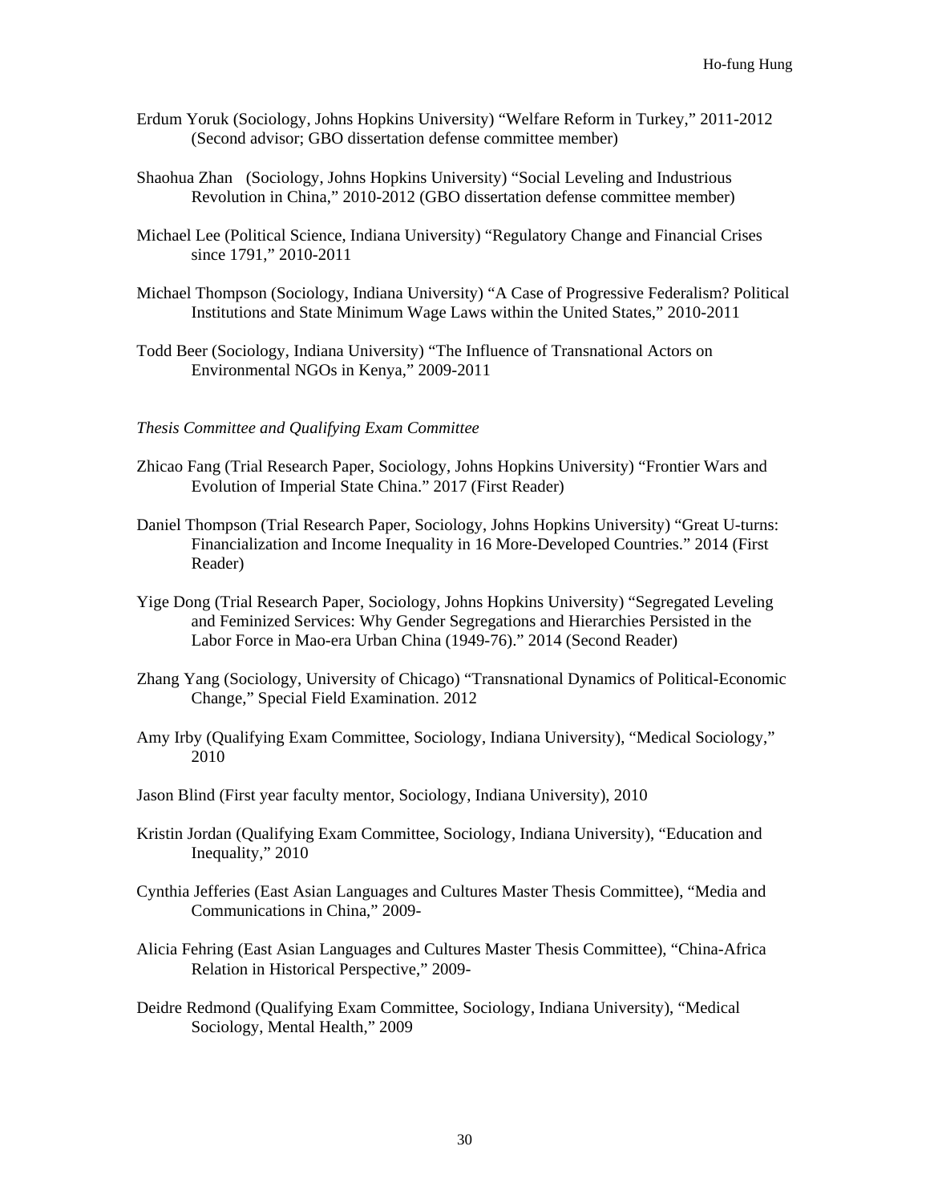Erdum Yoruk (Sociology, Johns Hopkins University) "Welfare Reform in Turkey," 2011-2012 (Second advisor; GBO dissertation defense committee member)

Shaohua Zhan (Sociology, Johns Hopkins University) "Social Leveling and Industrious Revolution in China," 2010-2012 (GBO dissertation defense committee member)

Michael Lee (Political Science, Indiana University) "Regulatory Change and Financial Crises since 1791," 2010-2011

Michael Thompson (Sociology, Indiana University) "A Case of Progressive Federalism? Political Institutions and State Minimum Wage Laws within the United States," 2010-2011

Todd Beer (Sociology, Indiana University) "The Influence of Transnational Actors on Environmental NGOs in Kenya," 2009-2011

*Thesis Committee and Qualifying Exam Committee*

Zhicao Fang (Trial Research Paper, Sociology, Johns Hopkins University) "Frontier Wars and Evolution of Imperial State China." 2017 (First Reader)

Daniel Thompson (Trial Research Paper, Sociology, Johns Hopkins University) "Great U-turns: Financialization and Income Inequality in 16 More-Developed Countries." 2014 (First Reader)

Yige Dong (Trial Research Paper, Sociology, Johns Hopkins University) "Segregated Leveling and Feminized Services: Why Gender Segregations and Hierarchies Persisted in the Labor Force in Mao-era Urban China (1949-76)." 2014 (Second Reader)

Zhang Yang (Sociology, University of Chicago) "Transnational Dynamics of Political-Economic Change," Special Field Examination. 2012

Amy Irby (Qualifying Exam Committee, Sociology, Indiana University), "Medical Sociology," 2010

Jason Blind (First year faculty mentor, Sociology, Indiana University), 2010

Kristin Jordan (Qualifying Exam Committee, Sociology, Indiana University), "Education and Inequality," 2010

Cynthia Jefferies (East Asian Languages and Cultures Master Thesis Committee), "Media and Communications in China," 2009-

Alicia Fehring (East Asian Languages and Cultures Master Thesis Committee), "China-Africa Relation in Historical Perspective," 2009-

Deidre Redmond (Qualifying Exam Committee, Sociology, Indiana University), "Medical Sociology, Mental Health," 2009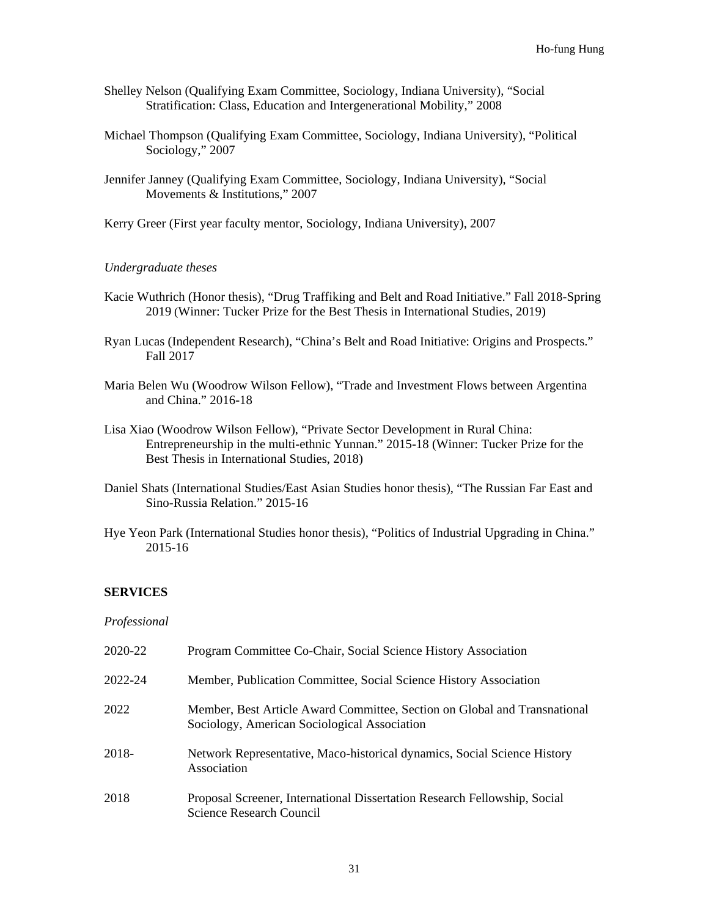Shelley Nelson (Qualifying Exam Committee, Sociology, Indiana University), "Social Stratification: Class, Education and Intergenerational Mobility," 2008

Michael Thompson (Qualifying Exam Committee, Sociology, Indiana University), "Political Sociology," 2007

Jennifer Janney (Qualifying Exam Committee, Sociology, Indiana University), "Social Movements & Institutions," 2007

Kerry Greer (First year faculty mentor, Sociology, Indiana University), 2007

*Undergraduate theses*

Kacie Wuthrich (Honor thesis), "Drug Traffiking and Belt and Road Initiative." Fall 2018-Spring 2019 (Winner: Tucker Prize for the Best Thesis in International Studies, 2019)

Ryan Lucas (Independent Research), "China's Belt and Road Initiative: Origins and Prospects." Fall 2017

Maria Belen Wu (Woodrow Wilson Fellow), "Trade and Investment Flows between Argentina and China." 2016-18

Lisa Xiao (Woodrow Wilson Fellow), "Private Sector Development in Rural China: Entrepreneurship in the multi-ethnic Yunnan." 2015-18 (Winner: Tucker Prize for the Best Thesis in International Studies, 2018)

Daniel Shats (International Studies/East Asian Studies honor thesis), "The Russian Far East and Sino-Russia Relation." 2015-16

Hye Yeon Park (International Studies honor thesis), "Politics of Industrial Upgrading in China." 2015-16

## SERVICES

*Professional*

2020-22 Program Committee Co-Chair, Social Science History Association

2022-24 Member, Publication Committee, Social Science History Association

2022 Member, Best Article Award Committee, Section on Global and Transnational Sociology, American Sociological Association

2018- Network Representative, Maco-historical dynamics, Social Science History Association

2018 Proposal Screener, International Dissertation Research Fellowship, Social Science Research Council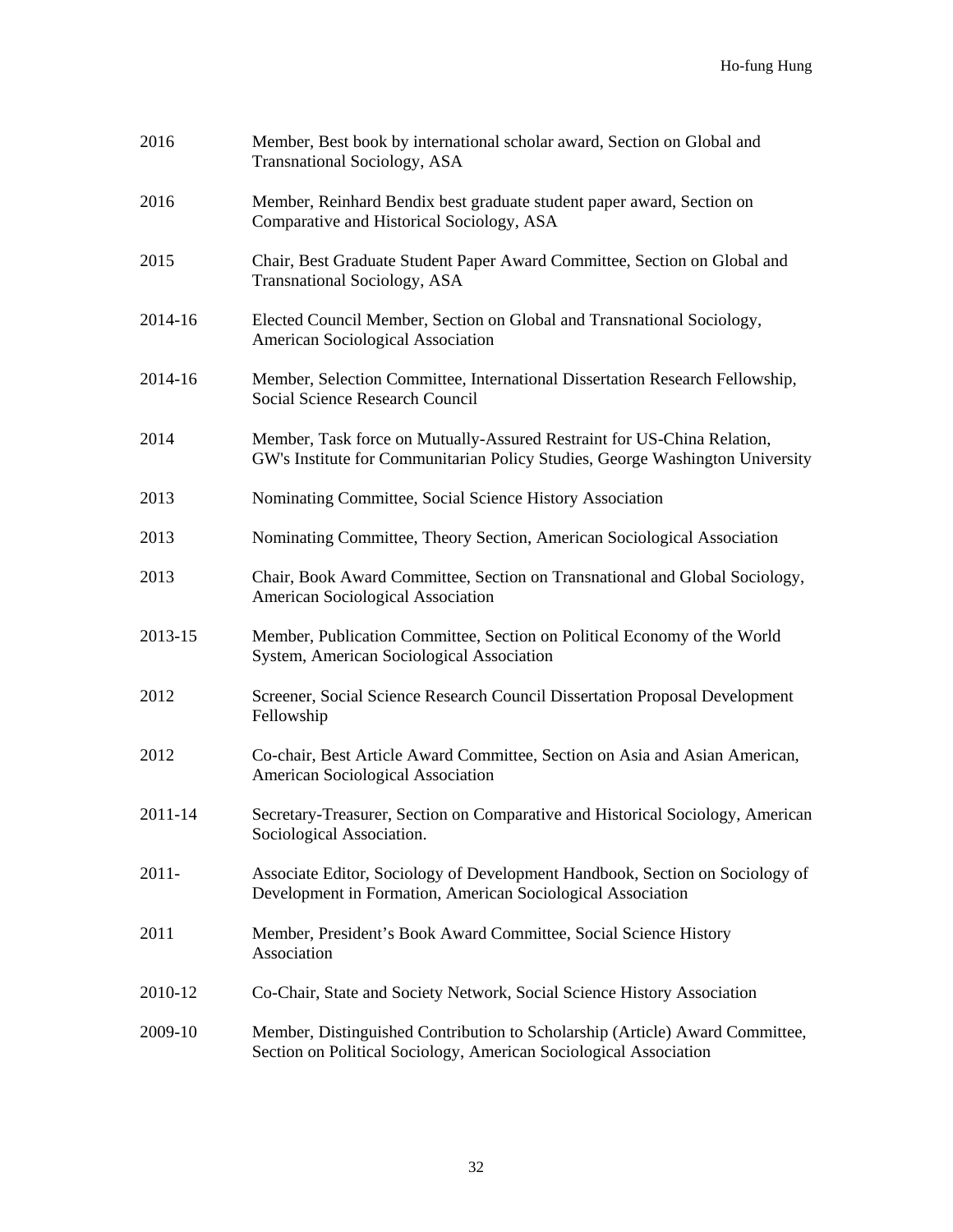| | |
|---|---|
| 2016 | Member, Best book by international scholar award, Section on Global and Transnational Sociology, ASA |
| 2016 | Member, Reinhard Bendix best graduate student paper award, Section on Comparative and Historical Sociology, ASA |
| 2015 | Chair, Best Graduate Student Paper Award Committee, Section on Global and Transnational Sociology, ASA |
| 2014-16 | Elected Council Member, Section on Global and Transnational Sociology, American Sociological Association |
| 2014-16 | Member, Selection Committee, International Dissertation Research Fellowship, Social Science Research Council |
| 2014 | Member, Task force on Mutually-Assured Restraint for US-China Relation, GW's Institute for Communitarian Policy Studies, George Washington University |
| 2013 | Nominating Committee, Social Science History Association |
| 2013 | Nominating Committee, Theory Section, American Sociological Association |
| 2013 | Chair, Book Award Committee, Section on Transnational and Global Sociology, American Sociological Association |
| 2013-15 | Member, Publication Committee, Section on Political Economy of the World System, American Sociological Association |
| 2012 | Screener, Social Science Research Council Dissertation Proposal Development Fellowship |
| 2012 | Co-chair, Best Article Award Committee, Section on Asia and Asian American, American Sociological Association |
| 2011-14 | Secretary-Treasurer, Section on Comparative and Historical Sociology, American Sociological Association. |
| 2011- | Associate Editor, Sociology of Development Handbook, Section on Sociology of Development in Formation, American Sociological Association |
| 2011 | Member, President's Book Award Committee, Social Science History Association |
| 2010-12 | Co-Chair, State and Society Network, Social Science History Association |
| 2009-10 | Member, Distinguished Contribution to Scholarship (Article) Award Committee, Section on Political Sociology, American Sociological Association |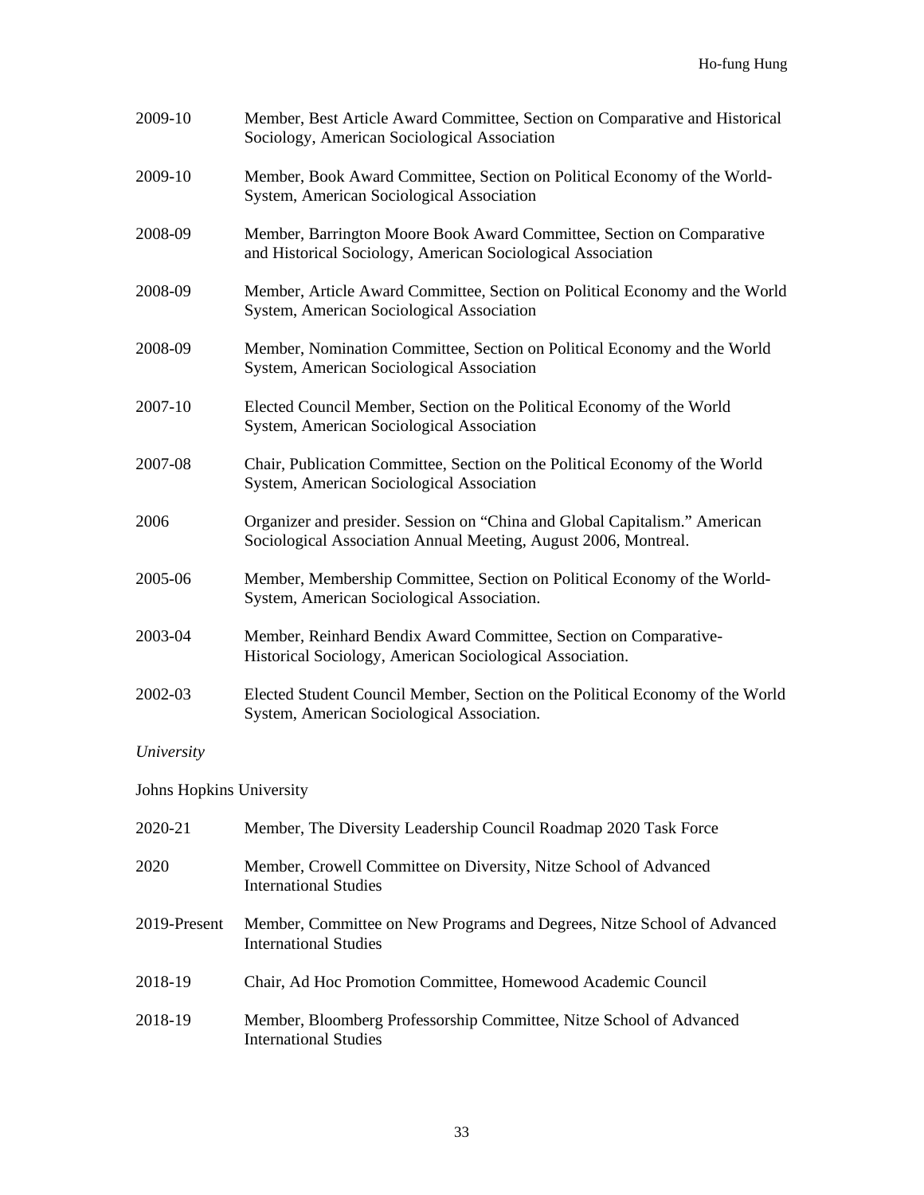2009-10 Member, Best Article Award Committee, Section on Comparative and Historical Sociology, American Sociological Association

2009-10 Member, Book Award Committee, Section on Political Economy of the World-System, American Sociological Association

2008-09 Member, Barrington Moore Book Award Committee, Section on Comparative and Historical Sociology, American Sociological Association

2008-09 Member, Article Award Committee, Section on Political Economy and the World System, American Sociological Association

2008-09 Member, Nomination Committee, Section on Political Economy and the World System, American Sociological Association

2007-10 Elected Council Member, Section on the Political Economy of the World System, American Sociological Association

2007-08 Chair, Publication Committee, Section on the Political Economy of the World System, American Sociological Association

2006 Organizer and presider. Session on "China and Global Capitalism." American Sociological Association Annual Meeting, August 2006, Montreal.

2005-06 Member, Membership Committee, Section on Political Economy of the World-System, American Sociological Association.

2003-04 Member, Reinhard Bendix Award Committee, Section on Comparative-Historical Sociology, American Sociological Association.

2002-03 Elected Student Council Member, Section on the Political Economy of the World System, American Sociological Association.

*University*

Johns Hopkins University

2020-21 Member, The Diversity Leadership Council Roadmap 2020 Task Force

2020 Member, Crowell Committee on Diversity, Nitze School of Advanced International Studies

2019-Present Member, Committee on New Programs and Degrees, Nitze School of Advanced International Studies

2018-19 Chair, Ad Hoc Promotion Committee, Homewood Academic Council

2018-19 Member, Bloomberg Professorship Committee, Nitze School of Advanced International Studies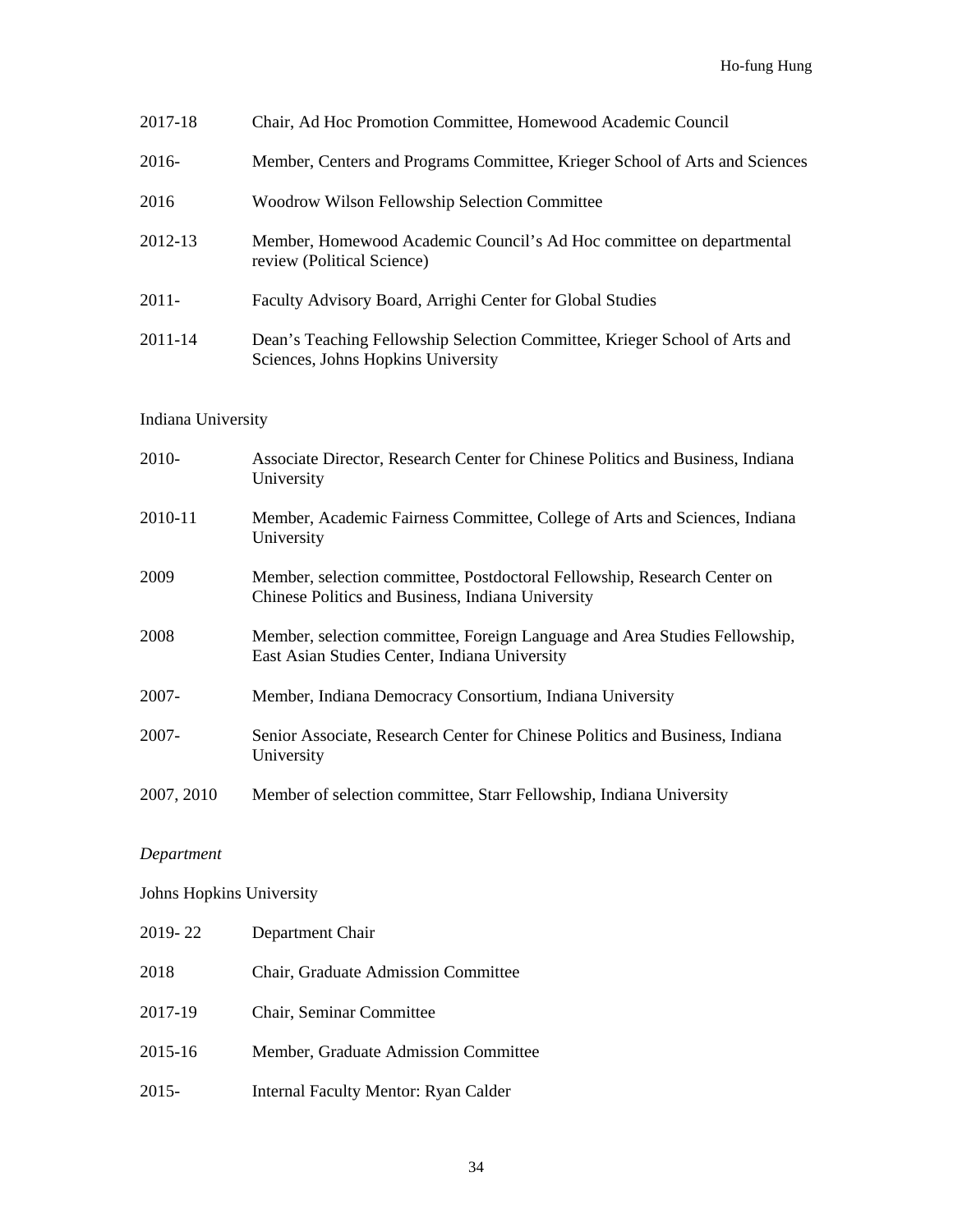2017-18 Chair, Ad Hoc Promotion Committee, Homewood Academic Council

2016- Member, Centers and Programs Committee, Krieger School of Arts and Sciences

2016 Woodrow Wilson Fellowship Selection Committee

2012-13 Member, Homewood Academic Council's Ad Hoc committee on departmental review (Political Science)

2011- Faculty Advisory Board, Arrighi Center for Global Studies

2011-14 Dean's Teaching Fellowship Selection Committee, Krieger School of Arts and Sciences, Johns Hopkins University

Indiana University

2010- Associate Director, Research Center for Chinese Politics and Business, Indiana University

2010-11 Member, Academic Fairness Committee, College of Arts and Sciences, Indiana University

2009 Member, selection committee, Postdoctoral Fellowship, Research Center on Chinese Politics and Business, Indiana University

2008 Member, selection committee, Foreign Language and Area Studies Fellowship, East Asian Studies Center, Indiana University

2007- Member, Indiana Democracy Consortium, Indiana University

2007- Senior Associate, Research Center for Chinese Politics and Business, Indiana University

2007, 2010 Member of selection committee, Starr Fellowship, Indiana University

*Department*

Johns Hopkins University

2019- 22 Department Chair

2018 Chair, Graduate Admission Committee

2017-19 Chair, Seminar Committee

2015-16 Member, Graduate Admission Committee

2015- Internal Faculty Mentor: Ryan Calder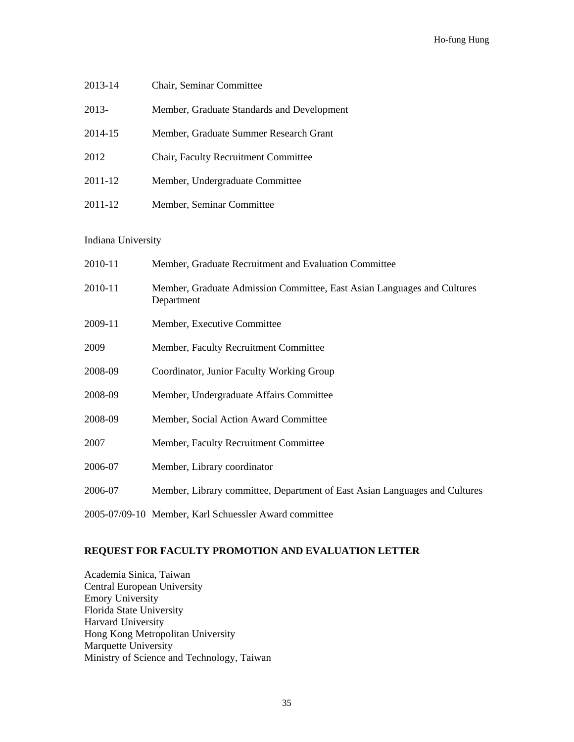2013-14 Chair, Seminar Committee

2013- Member, Graduate Standards and Development

2014-15 Member, Graduate Summer Research Grant

2012 Chair, Faculty Recruitment Committee

2011-12 Member, Undergraduate Committee

2011-12 Member, Seminar Committee

Indiana University

2010-11 Member, Graduate Recruitment and Evaluation Committee

2010-11 Member, Graduate Admission Committee, East Asian Languages and Cultures Department

2009-11 Member, Executive Committee

2009 Member, Faculty Recruitment Committee

2008-09 Coordinator, Junior Faculty Working Group

2008-09 Member, Undergraduate Affairs Committee

2008-09 Member, Social Action Award Committee

2007 Member, Faculty Recruitment Committee

2006-07 Member, Library coordinator

2006-07 Member, Library committee, Department of East Asian Languages and Cultures

2005-07/09-10 Member, Karl Schuessler Award committee

**REQUEST FOR FACULTY PROMOTION AND EVALUATION LETTER**

Academia Sinica, Taiwan
Central European University
Emory University
Florida State University
Harvard University
Hong Kong Metropolitan University
Marquette University
Ministry of Science and Technology, Taiwan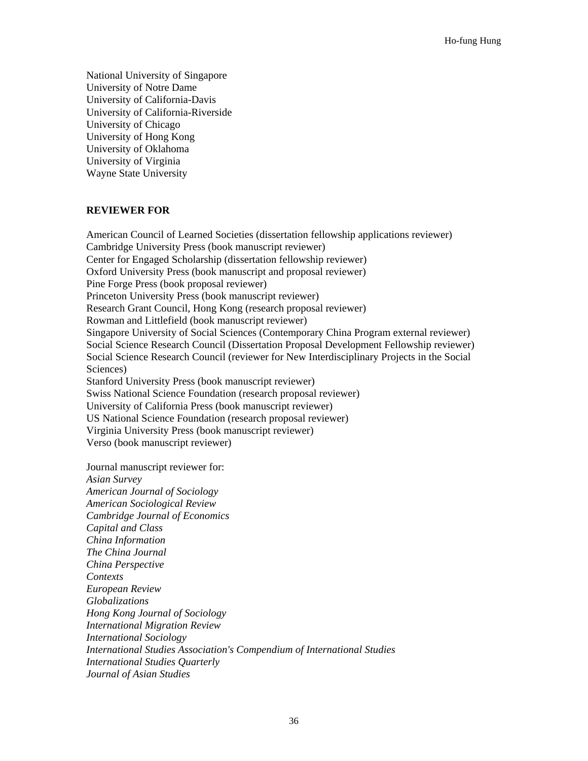National University of Singapore
University of Notre Dame
University of California-Davis
University of California-Riverside
University of Chicago
University of Hong Kong
University of Oklahoma
University of Virginia
Wayne State University

**REVIEWER FOR**

American Council of Learned Societies (dissertation fellowship applications reviewer)
Cambridge University Press (book manuscript reviewer)
Center for Engaged Scholarship (dissertation fellowship reviewer)
Oxford University Press (book manuscript and proposal reviewer)
Pine Forge Press (book proposal reviewer)
Princeton University Press (book manuscript reviewer)
Research Grant Council, Hong Kong (research proposal reviewer)
Rowman and Littlefield (book manuscript reviewer)
Singapore University of Social Sciences (Contemporary China Program external reviewer)
Social Science Research Council (Dissertation Proposal Development Fellowship reviewer)
Social Science Research Council (reviewer for New Interdisciplinary Projects in the Social Sciences)
Stanford University Press (book manuscript reviewer)
Swiss National Science Foundation (research proposal reviewer)
University of California Press (book manuscript reviewer)
US National Science Foundation (research proposal reviewer)
Virginia University Press (book manuscript reviewer)
Verso (book manuscript reviewer)

Journal manuscript reviewer for:
*Asian Survey*
*American Journal of Sociology*
*American Sociological Review*
*Cambridge Journal of Economics*
*Capital and Class*
*China Information*
*The China Journal*
*China Perspective*
*Contexts*
*European Review*
*Globalizations*
*Hong Kong Journal of Sociology*
*International Migration Review*
*International Sociology*
*International Studies Association's Compendium of International Studies*
*International Studies Quarterly*
*Journal of Asian Studies*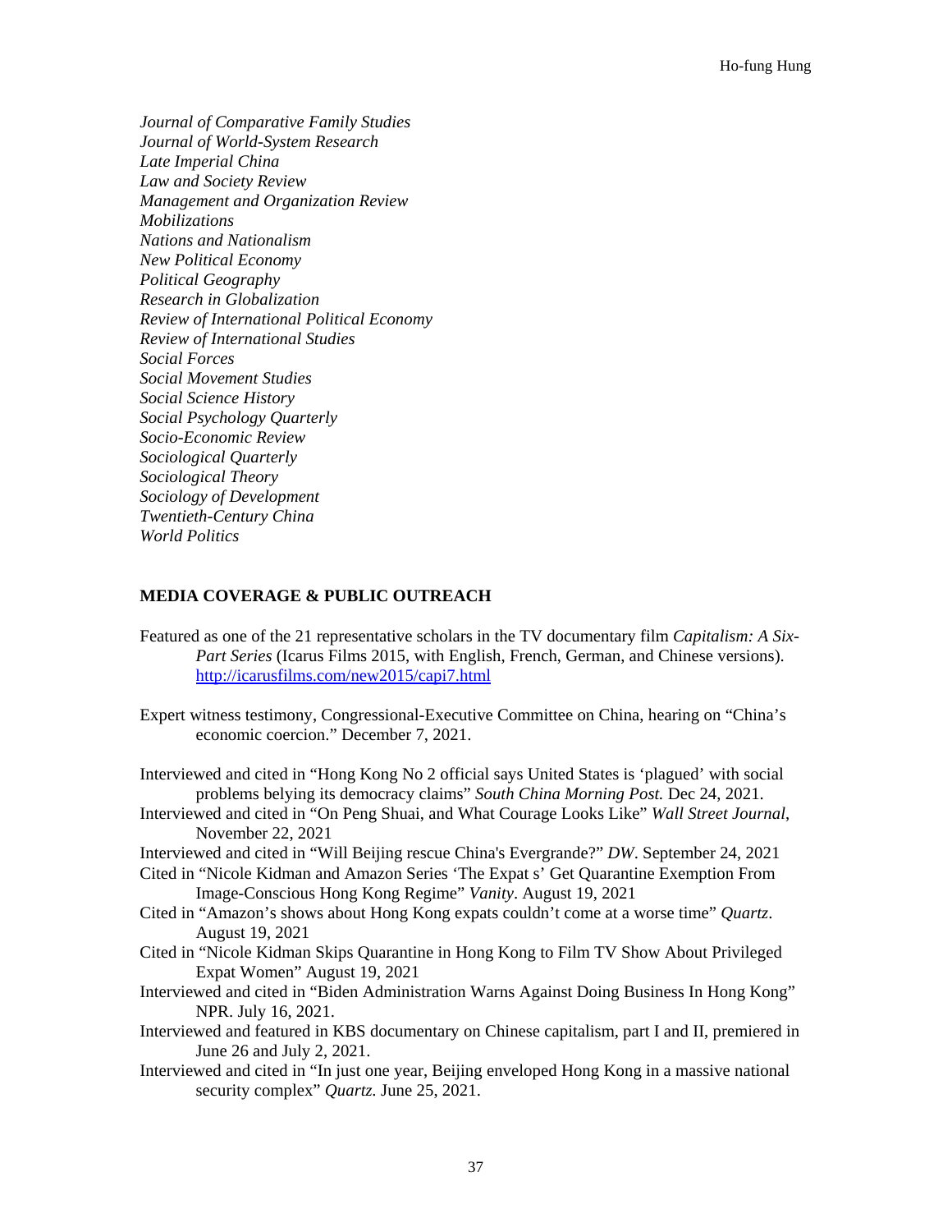*Journal of Comparative Family Studies*
*Journal of World-System Research*
*Late Imperial China*
*Law and Society Review*
*Management and Organization Review*
*Mobilizations*
*Nations and Nationalism*
*New Political Economy*
*Political Geography*
*Research in Globalization*
*Review of International Political Economy*
*Review of International Studies*
*Social Forces*
*Social Movement Studies*
*Social Science History*
*Social Psychology Quarterly*
*Socio-Economic Review*
*Sociological Quarterly*
*Sociological Theory*
*Sociology of Development*
*Twentieth-Century China*
*World Politics*

## MEDIA COVERAGE & PUBLIC OUTREACH

Featured as one of the 21 representative scholars in the TV documentary film *Capitalism: A Six-Part Series* (Icarus Films 2015, with English, French, German, and Chinese versions). http://icarusfilms.com/new2015/capi7.html

Expert witness testimony, Congressional-Executive Committee on China, hearing on "China's economic coercion." December 7, 2021.

Interviewed and cited in "Hong Kong No 2 official says United States is 'plagued' with social problems belying its democracy claims" *South China Morning Post.* Dec 24, 2021.

Interviewed and cited in "On Peng Shuai, and What Courage Looks Like" *Wall Street Journal*, November 22, 2021

Interviewed and cited in "Will Beijing rescue China's Evergrande?" *DW*. September 24, 2021

Cited in "Nicole Kidman and Amazon Series 'The Expat s' Get Quarantine Exemption From Image-Conscious Hong Kong Regime" *Vanity*. August 19, 2021

Cited in "Amazon's shows about Hong Kong expats couldn't come at a worse time" *Quartz*. August 19, 2021

Cited in "Nicole Kidman Skips Quarantine in Hong Kong to Film TV Show About Privileged Expat Women" August 19, 2021

Interviewed and cited in "Biden Administration Warns Against Doing Business In Hong Kong" NPR. July 16, 2021.

Interviewed and featured in KBS documentary on Chinese capitalism, part I and II, premiered in June 26 and July 2, 2021.

Interviewed and cited in "In just one year, Beijing enveloped Hong Kong in a massive national security complex" *Quartz.* June 25, 2021.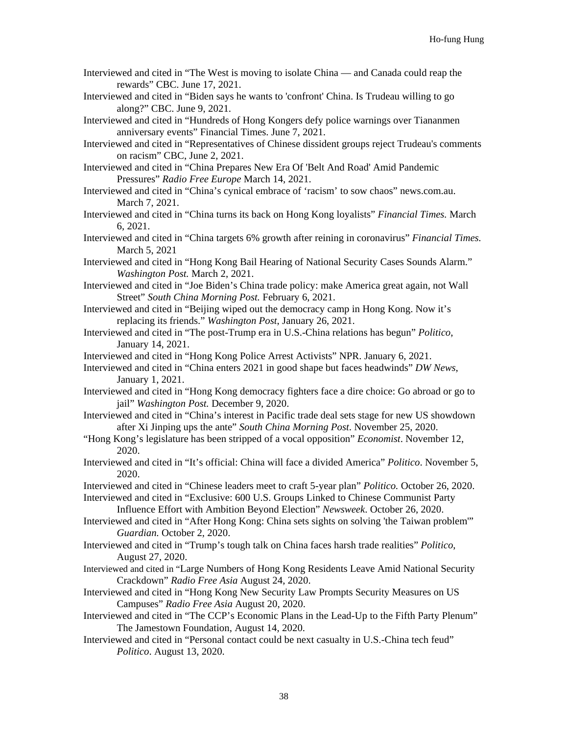Interviewed and cited in "The West is moving to isolate China — and Canada could reap the rewards" CBC. June 17, 2021.

Interviewed and cited in "Biden says he wants to 'confront' China. Is Trudeau willing to go along?" CBC. June 9, 2021.

Interviewed and cited in "Hundreds of Hong Kongers defy police warnings over Tiananmen anniversary events" Financial Times. June 7, 2021.

Interviewed and cited in "Representatives of Chinese dissident groups reject Trudeau's comments on racism" CBC, June 2, 2021.

Interviewed and cited in "China Prepares New Era Of 'Belt And Road' Amid Pandemic Pressures" *Radio Free Europe* March 14, 2021.

Interviewed and cited in "China's cynical embrace of 'racism' to sow chaos" news.com.au. March 7, 2021.

Interviewed and cited in "China turns its back on Hong Kong loyalists" *Financial Times.* March 6, 2021.

Interviewed and cited in "China targets 6% growth after reining in coronavirus" *Financial Times.* March 5, 2021

Interviewed and cited in "Hong Kong Bail Hearing of National Security Cases Sounds Alarm." *Washington Post.* March 2, 2021.

Interviewed and cited in "Joe Biden's China trade policy: make America great again, not Wall Street" *South China Morning Post.* February 6, 2021.

Interviewed and cited in "Beijing wiped out the democracy camp in Hong Kong. Now it's replacing its friends." *Washington Post*, January 26, 2021.

Interviewed and cited in "The post-Trump era in U.S.-China relations has begun" *Politico*, January 14, 2021.

Interviewed and cited in "Hong Kong Police Arrest Activists" NPR. January 6, 2021.

Interviewed and cited in "China enters 2021 in good shape but faces headwinds" *DW News*, January 1, 2021.

Interviewed and cited in "Hong Kong democracy fighters face a dire choice: Go abroad or go to jail" *Washington Post.* December 9, 2020.

Interviewed and cited in "China's interest in Pacific trade deal sets stage for new US showdown after Xi Jinping ups the ante" *South China Morning Post*. November 25, 2020.

"Hong Kong's legislature has been stripped of a vocal opposition" *Economist*. November 12, 2020.

Interviewed and cited in "It's official: China will face a divided America" *Politico*. November 5, 2020.

Interviewed and cited in "Chinese leaders meet to craft 5-year plan" *Politico.* October 26, 2020.

Interviewed and cited in "Exclusive: 600 U.S. Groups Linked to Chinese Communist Party Influence Effort with Ambition Beyond Election" *Newsweek*. October 26, 2020.

Interviewed and cited in "After Hong Kong: China sets sights on solving 'the Taiwan problem'" *Guardian.* October 2, 2020.

Interviewed and cited in "Trump's tough talk on China faces harsh trade realities" *Politico*, August 27, 2020.

Interviewed and cited in "Large Numbers of Hong Kong Residents Leave Amid National Security Crackdown" *Radio Free Asia* August 24, 2020.

Interviewed and cited in "Hong Kong New Security Law Prompts Security Measures on US Campuses" *Radio Free Asia* August 20, 2020.

Interviewed and cited in "The CCP's Economic Plans in the Lead-Up to the Fifth Party Plenum" The Jamestown Foundation, August 14, 2020.

Interviewed and cited in "Personal contact could be next casualty in U.S.-China tech feud" *Politico*. August 13, 2020.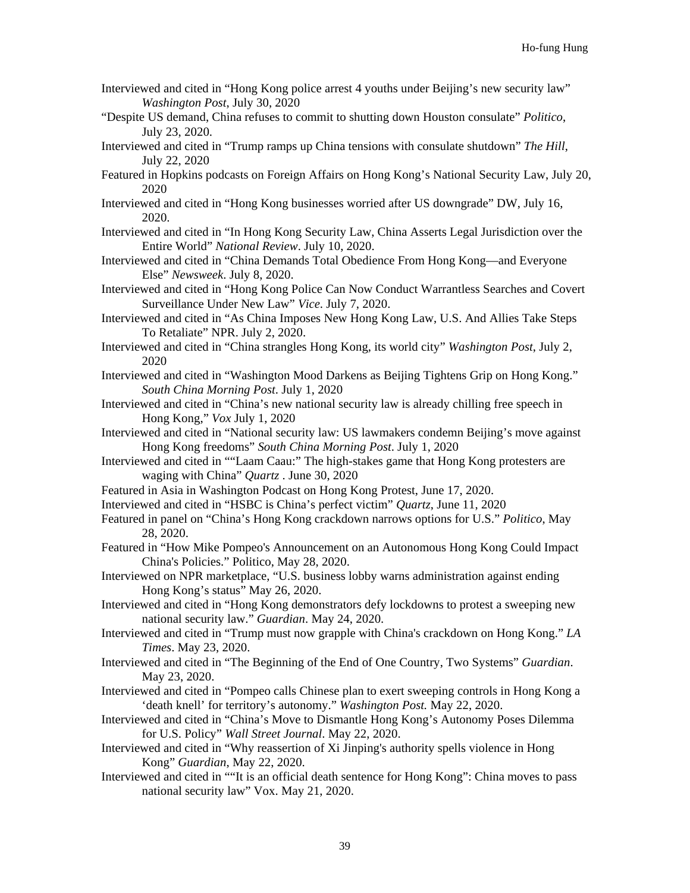Interviewed and cited in "Hong Kong police arrest 4 youths under Beijing's new security law" *Washington Post*, July 30, 2020

"Despite US demand, China refuses to commit to shutting down Houston consulate" *Politico*, July 23, 2020.

Interviewed and cited in "Trump ramps up China tensions with consulate shutdown" *The Hill*, July 22, 2020

Featured in Hopkins podcasts on Foreign Affairs on Hong Kong's National Security Law, July 20, 2020

Interviewed and cited in "Hong Kong businesses worried after US downgrade" DW, July 16, 2020.

Interviewed and cited in "In Hong Kong Security Law, China Asserts Legal Jurisdiction over the Entire World" *National Review*. July 10, 2020.

Interviewed and cited in "China Demands Total Obedience From Hong Kong—and Everyone Else" *Newsweek*. July 8, 2020.

Interviewed and cited in "Hong Kong Police Can Now Conduct Warrantless Searches and Covert Surveillance Under New Law" *Vice*. July 7, 2020.

Interviewed and cited in "As China Imposes New Hong Kong Law, U.S. And Allies Take Steps To Retaliate" NPR. July 2, 2020.

Interviewed and cited in "China strangles Hong Kong, its world city" *Washington Post*, July 2, 2020

Interviewed and cited in "Washington Mood Darkens as Beijing Tightens Grip on Hong Kong." *South China Morning Post*. July 1, 2020

Interviewed and cited in "China's new national security law is already chilling free speech in Hong Kong," *Vox* July 1, 2020

Interviewed and cited in "National security law: US lawmakers condemn Beijing's move against Hong Kong freedoms" *South China Morning Post*. July 1, 2020

Interviewed and cited in ""Laam Caau:" The high-stakes game that Hong Kong protesters are waging with China" *Quartz* . June 30, 2020

Featured in Asia in Washington Podcast on Hong Kong Protest, June 17, 2020.

Interviewed and cited in "HSBC is China's perfect victim" *Quartz*, June 11, 2020

Featured in panel on "China's Hong Kong crackdown narrows options for U.S." *Politico*, May 28, 2020.

Featured in "How Mike Pompeo's Announcement on an Autonomous Hong Kong Could Impact China's Policies." Politico, May 28, 2020.

Interviewed on NPR marketplace, "U.S. business lobby warns administration against ending Hong Kong's status" May 26, 2020.

Interviewed and cited in "Hong Kong demonstrators defy lockdowns to protest a sweeping new national security law." *Guardian*. May 24, 2020.

Interviewed and cited in "Trump must now grapple with China's crackdown on Hong Kong." *LA Times*. May 23, 2020.

Interviewed and cited in "The Beginning of the End of One Country, Two Systems" *Guardian*. May 23, 2020.

Interviewed and cited in "Pompeo calls Chinese plan to exert sweeping controls in Hong Kong a 'death knell' for territory's autonomy." *Washington Post.* May 22, 2020.

Interviewed and cited in "China's Move to Dismantle Hong Kong's Autonomy Poses Dilemma for U.S. Policy" *Wall Street Journal*. May 22, 2020.

Interviewed and cited in "Why reassertion of Xi Jinping's authority spells violence in Hong Kong" *Guardian*, May 22, 2020.

Interviewed and cited in ""It is an official death sentence for Hong Kong": China moves to pass national security law" Vox. May 21, 2020.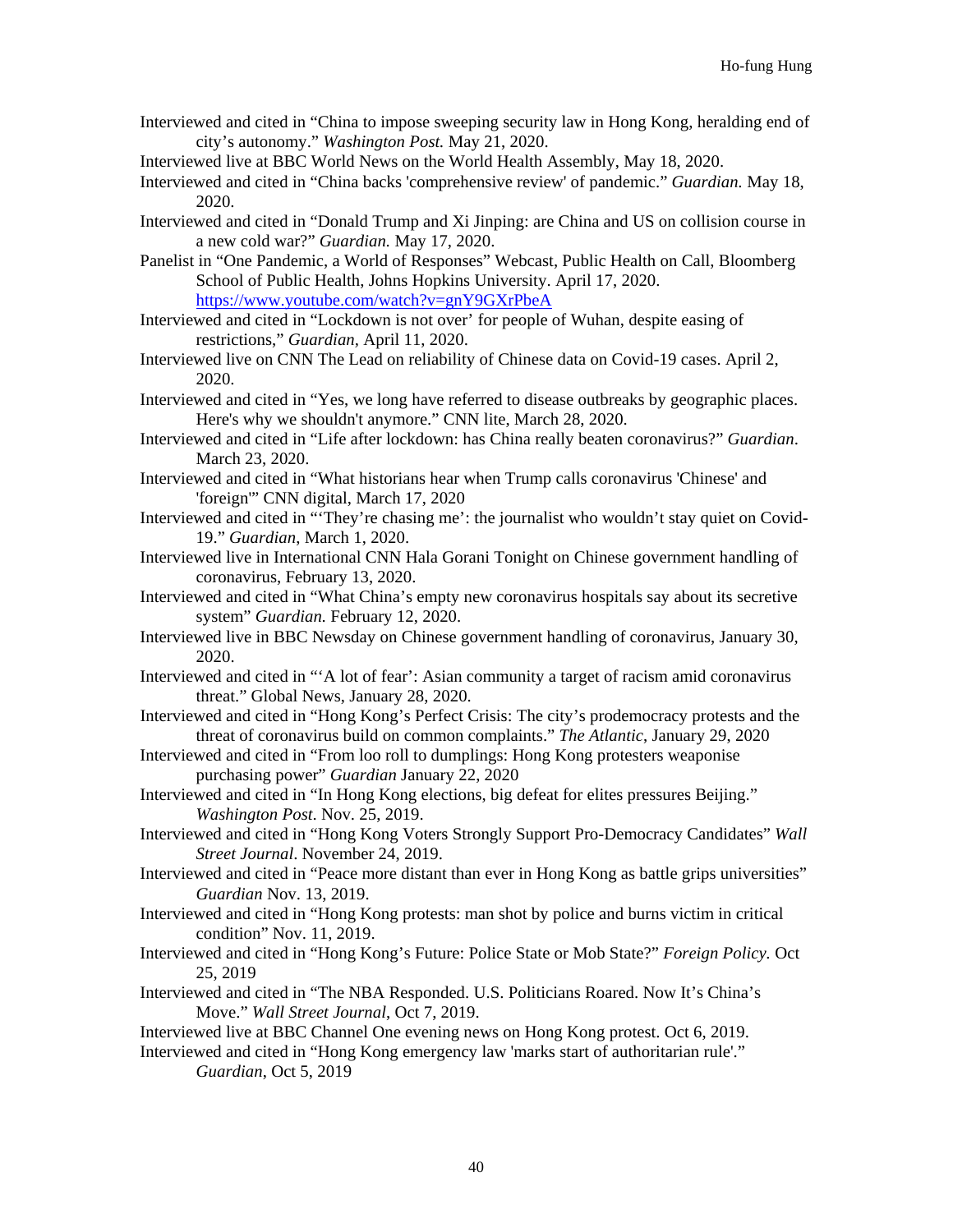Interviewed and cited in "China to impose sweeping security law in Hong Kong, heralding end of city's autonomy." *Washington Post.* May 21, 2020.

Interviewed live at BBC World News on the World Health Assembly, May 18, 2020.

Interviewed and cited in "China backs 'comprehensive review' of pandemic." *Guardian.* May 18, 2020.

Interviewed and cited in "Donald Trump and Xi Jinping: are China and US on collision course in a new cold war?" *Guardian.* May 17, 2020.

Panelist in "One Pandemic, a World of Responses" Webcast, Public Health on Call, Bloomberg School of Public Health, Johns Hopkins University. April 17, 2020. https://www.youtube.com/watch?v=gnY9GXrPbeA

Interviewed and cited in "Lockdown is not over' for people of Wuhan, despite easing of restrictions," *Guardian*, April 11, 2020.

Interviewed live on CNN The Lead on reliability of Chinese data on Covid-19 cases. April 2, 2020.

Interviewed and cited in "Yes, we long have referred to disease outbreaks by geographic places. Here's why we shouldn't anymore." CNN lite, March 28, 2020.

Interviewed and cited in "Life after lockdown: has China really beaten coronavirus?" *Guardian*. March 23, 2020.

Interviewed and cited in "What historians hear when Trump calls coronavirus 'Chinese' and 'foreign'" CNN digital, March 17, 2020

Interviewed and cited in "'They're chasing me': the journalist who wouldn't stay quiet on Covid-19." *Guardian*, March 1, 2020.

Interviewed live in International CNN Hala Gorani Tonight on Chinese government handling of coronavirus, February 13, 2020.

Interviewed and cited in "What China's empty new coronavirus hospitals say about its secretive system" *Guardian.* February 12, 2020.

Interviewed live in BBC Newsday on Chinese government handling of coronavirus, January 30, 2020.

Interviewed and cited in "'A lot of fear': Asian community a target of racism amid coronavirus threat." Global News, January 28, 2020.

Interviewed and cited in "Hong Kong's Perfect Crisis: The city's prodemocracy protests and the threat of coronavirus build on common complaints." *The Atlantic*, January 29, 2020

Interviewed and cited in "From loo roll to dumplings: Hong Kong protesters weaponise purchasing power" *Guardian* January 22, 2020

Interviewed and cited in "In Hong Kong elections, big defeat for elites pressures Beijing." *Washington Post*. Nov. 25, 2019.

Interviewed and cited in "Hong Kong Voters Strongly Support Pro-Democracy Candidates" *Wall Street Journal*. November 24, 2019.

Interviewed and cited in "Peace more distant than ever in Hong Kong as battle grips universities" *Guardian* Nov. 13, 2019.

Interviewed and cited in "Hong Kong protests: man shot by police and burns victim in critical condition" Nov. 11, 2019.

Interviewed and cited in "Hong Kong's Future: Police State or Mob State?" *Foreign Policy.* Oct 25, 2019

Interviewed and cited in "The NBA Responded. U.S. Politicians Roared. Now It's China's Move." *Wall Street Journal*, Oct 7, 2019.

Interviewed live at BBC Channel One evening news on Hong Kong protest. Oct 6, 2019.

Interviewed and cited in "Hong Kong emergency law 'marks start of authoritarian rule'." *Guardian*, Oct 5, 2019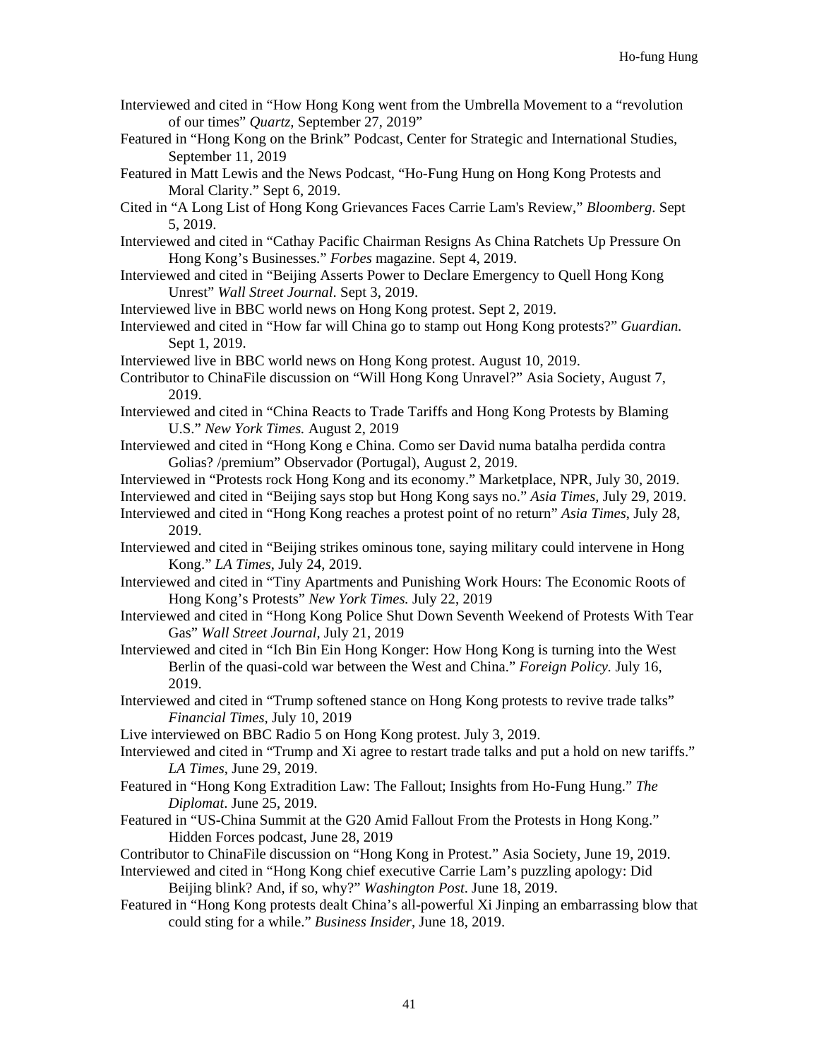Interviewed and cited in "How Hong Kong went from the Umbrella Movement to a "revolution of our times" *Quartz,* September 27, 2019"

Featured in "Hong Kong on the Brink" Podcast, Center for Strategic and International Studies, September 11, 2019

Featured in Matt Lewis and the News Podcast, "Ho-Fung Hung on Hong Kong Protests and Moral Clarity." Sept 6, 2019.

Cited in "A Long List of Hong Kong Grievances Faces Carrie Lam's Review," *Bloomberg*. Sept 5, 2019.

Interviewed and cited in "Cathay Pacific Chairman Resigns As China Ratchets Up Pressure On Hong Kong's Businesses." *Forbes* magazine. Sept 4, 2019.

Interviewed and cited in "Beijing Asserts Power to Declare Emergency to Quell Hong Kong Unrest" *Wall Street Journal*. Sept 3, 2019.

Interviewed live in BBC world news on Hong Kong protest. Sept 2, 2019.

Interviewed and cited in "How far will China go to stamp out Hong Kong protests?" *Guardian.* Sept 1, 2019.

Interviewed live in BBC world news on Hong Kong protest. August 10, 2019.

Contributor to ChinaFile discussion on "Will Hong Kong Unravel?" Asia Society, August 7, 2019.

Interviewed and cited in "China Reacts to Trade Tariffs and Hong Kong Protests by Blaming U.S." *New York Times.* August 2, 2019

Interviewed and cited in "Hong Kong e China. Como ser David numa batalha perdida contra Golias? /premium" Observador (Portugal), August 2, 2019.

Interviewed in "Protests rock Hong Kong and its economy." Marketplace, NPR, July 30, 2019.

Interviewed and cited in "Beijing says stop but Hong Kong says no." *Asia Times*, July 29, 2019.

Interviewed and cited in "Hong Kong reaches a protest point of no return" *Asia Times*, July 28, 2019.

Interviewed and cited in "Beijing strikes ominous tone, saying military could intervene in Hong Kong." *LA Times*, July 24, 2019.

Interviewed and cited in "Tiny Apartments and Punishing Work Hours: The Economic Roots of Hong Kong's Protests" *New York Times.* July 22, 2019

Interviewed and cited in "Hong Kong Police Shut Down Seventh Weekend of Protests With Tear Gas" *Wall Street Journal*, July 21, 2019

Interviewed and cited in "Ich Bin Ein Hong Konger: How Hong Kong is turning into the West Berlin of the quasi-cold war between the West and China." *Foreign Policy.* July 16, 2019.

Interviewed and cited in "Trump softened stance on Hong Kong protests to revive trade talks" *Financial Times*, July 10, 2019

Live interviewed on BBC Radio 5 on Hong Kong protest. July 3, 2019.

Interviewed and cited in "Trump and Xi agree to restart trade talks and put a hold on new tariffs." *LA Times*, June 29, 2019.

Featured in "Hong Kong Extradition Law: The Fallout; Insights from Ho-Fung Hung." *The Diplomat*. June 25, 2019.

Featured in "US-China Summit at the G20 Amid Fallout From the Protests in Hong Kong." Hidden Forces podcast, June 28, 2019

Contributor to ChinaFile discussion on "Hong Kong in Protest." Asia Society, June 19, 2019.

Interviewed and cited in "Hong Kong chief executive Carrie Lam's puzzling apology: Did Beijing blink? And, if so, why?" *Washington Post*. June 18, 2019.

Featured in "Hong Kong protests dealt China's all-powerful Xi Jinping an embarrassing blow that could sting for a while." *Business Insider*, June 18, 2019.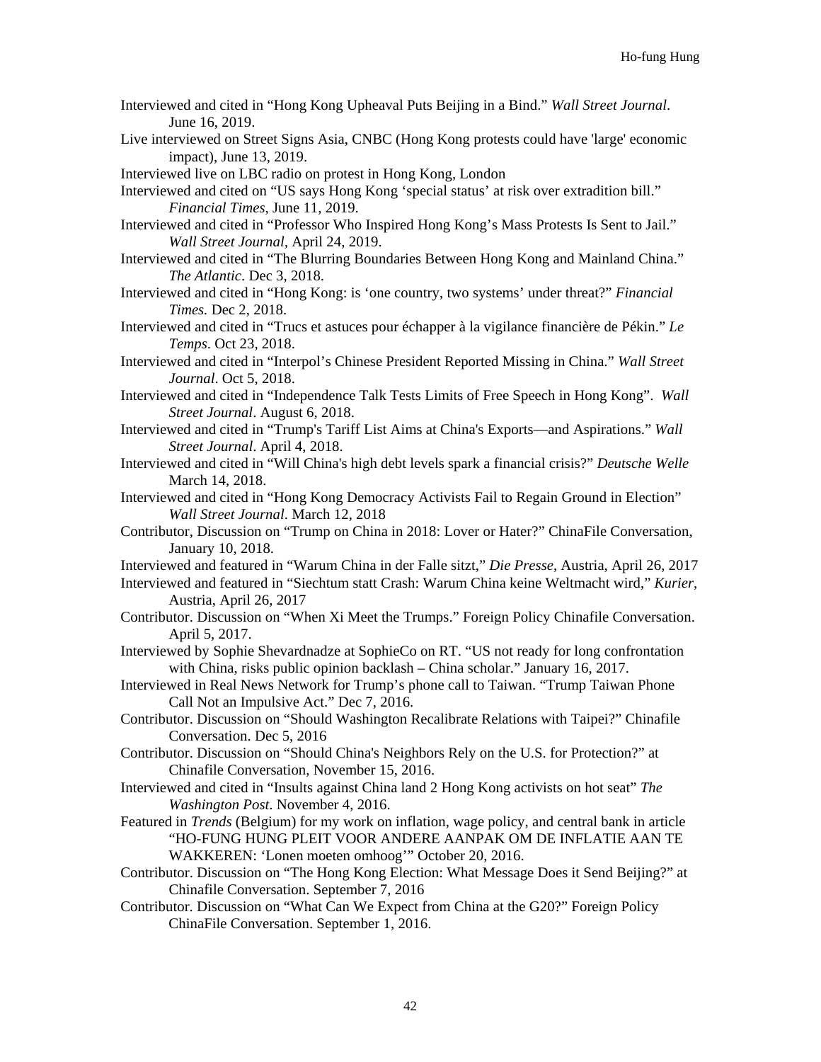Interviewed and cited in “Hong Kong Upheaval Puts Beijing in a Bind.” *Wall Street Journal*. June 16, 2019.

Live interviewed on Street Signs Asia, CNBC (Hong Kong protests could have 'large' economic impact), June 13, 2019.

Interviewed live on LBC radio on protest in Hong Kong, London

Interviewed and cited on “US says Hong Kong ‘special status’ at risk over extradition bill.” *Financial Times*, June 11, 2019.

Interviewed and cited in “Professor Who Inspired Hong Kong’s Mass Protests Is Sent to Jail.” *Wall Street Journal*, April 24, 2019.

Interviewed and cited in “The Blurring Boundaries Between Hong Kong and Mainland China.” *The Atlantic*. Dec 3, 2018.

Interviewed and cited in “Hong Kong: is ‘one country, two systems’ under threat?” *Financial Times.* Dec 2, 2018.

Interviewed and cited in “Trucs et astuces pour échapper à la vigilance financière de Pékin.” *Le Temps*. Oct 23, 2018.

Interviewed and cited in “Interpol’s Chinese President Reported Missing in China.” *Wall Street Journal*. Oct 5, 2018.

Interviewed and cited in “Independence Talk Tests Limits of Free Speech in Hong Kong”. *Wall Street Journal*. August 6, 2018.

Interviewed and cited in “Trump's Tariff List Aims at China's Exports—and Aspirations.” *Wall Street Journal*. April 4, 2018.

Interviewed and cited in “Will China's high debt levels spark a financial crisis?” *Deutsche Welle* March 14, 2018.

Interviewed and cited in “Hong Kong Democracy Activists Fail to Regain Ground in Election” *Wall Street Journal*. March 12, 2018

Contributor, Discussion on “Trump on China in 2018: Lover or Hater?” ChinaFile Conversation, January 10, 2018.

Interviewed and featured in “Warum China in der Falle sitzt,” *Die Presse*, Austria, April 26, 2017

Interviewed and featured in “Siechtum statt Crash: Warum China keine Weltmacht wird,” *Kurier*, Austria, April 26, 2017

Contributor. Discussion on “When Xi Meet the Trumps.” Foreign Policy Chinafile Conversation. April 5, 2017.

Interviewed by Sophie Shevardnadze at SophieCo on RT. “US not ready for long confrontation with China, risks public opinion backlash – China scholar.” January 16, 2017.

Interviewed in Real News Network for Trump’s phone call to Taiwan. “Trump Taiwan Phone Call Not an Impulsive Act.” Dec 7, 2016.

Contributor. Discussion on “Should Washington Recalibrate Relations with Taipei?” Chinafile Conversation. Dec 5, 2016

Contributor. Discussion on “Should China's Neighbors Rely on the U.S. for Protection?” at Chinafile Conversation, November 15, 2016.

Interviewed and cited in “Insults against China land 2 Hong Kong activists on hot seat” *The Washington Post*. November 4, 2016.

Featured in *Trends* (Belgium) for my work on inflation, wage policy, and central bank in article “HO-FUNG HUNG PLEIT VOOR ANDERE AANPAK OM DE INFLATIE AAN TE WAKKEREN: ‘Lonen moeten omhoog’” October 20, 2016.

Contributor. Discussion on “The Hong Kong Election: What Message Does it Send Beijing?” at Chinafile Conversation. September 7, 2016

Contributor. Discussion on “What Can We Expect from China at the G20?” Foreign Policy ChinaFile Conversation. September 1, 2016.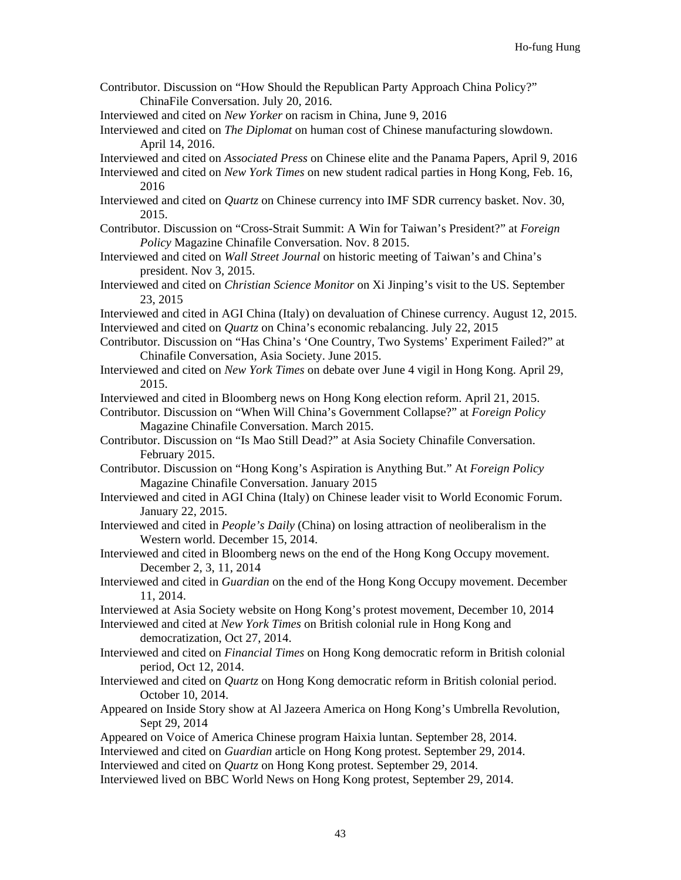Contributor. Discussion on "How Should the Republican Party Approach China Policy?" ChinaFile Conversation. July 20, 2016.

Interviewed and cited on *New Yorker* on racism in China, June 9, 2016

Interviewed and cited on *The Diplomat* on human cost of Chinese manufacturing slowdown. April 14, 2016.

Interviewed and cited on *Associated Press* on Chinese elite and the Panama Papers, April 9, 2016

Interviewed and cited on *New York Times* on new student radical parties in Hong Kong, Feb. 16, 2016

Interviewed and cited on *Quartz* on Chinese currency into IMF SDR currency basket. Nov. 30, 2015.

Contributor. Discussion on "Cross-Strait Summit: A Win for Taiwan's President?" at *Foreign Policy* Magazine Chinafile Conversation. Nov. 8 2015.

Interviewed and cited on *Wall Street Journal* on historic meeting of Taiwan's and China's president. Nov 3, 2015.

Interviewed and cited on *Christian Science Monitor* on Xi Jinping's visit to the US. September 23, 2015

Interviewed and cited in AGI China (Italy) on devaluation of Chinese currency. August 12, 2015.

Interviewed and cited on *Quartz* on China's economic rebalancing. July 22, 2015

Contributor. Discussion on "Has China's 'One Country, Two Systems' Experiment Failed?" at Chinafile Conversation, Asia Society. June 2015.

Interviewed and cited on *New York Times* on debate over June 4 vigil in Hong Kong. April 29, 2015.

Interviewed and cited in Bloomberg news on Hong Kong election reform. April 21, 2015.

Contributor. Discussion on "When Will China's Government Collapse?" at *Foreign Policy* Magazine Chinafile Conversation. March 2015.

Contributor. Discussion on "Is Mao Still Dead?" at Asia Society Chinafile Conversation. February 2015.

Contributor. Discussion on "Hong Kong's Aspiration is Anything But." At *Foreign Policy* Magazine Chinafile Conversation. January 2015

Interviewed and cited in AGI China (Italy) on Chinese leader visit to World Economic Forum. January 22, 2015.

Interviewed and cited in *People's Daily* (China) on losing attraction of neoliberalism in the Western world. December 15, 2014.

Interviewed and cited in Bloomberg news on the end of the Hong Kong Occupy movement. December 2, 3, 11, 2014

Interviewed and cited in *Guardian* on the end of the Hong Kong Occupy movement. December 11, 2014.

Interviewed at Asia Society website on Hong Kong's protest movement, December 10, 2014

Interviewed and cited at *New York Times* on British colonial rule in Hong Kong and democratization, Oct 27, 2014.

Interviewed and cited on *Financial Times* on Hong Kong democratic reform in British colonial period, Oct 12, 2014.

Interviewed and cited on *Quartz* on Hong Kong democratic reform in British colonial period. October 10, 2014.

Appeared on Inside Story show at Al Jazeera America on Hong Kong's Umbrella Revolution, Sept 29, 2014

Appeared on Voice of America Chinese program Haixia luntan. September 28, 2014.

Interviewed and cited on *Guardian* article on Hong Kong protest. September 29, 2014.

Interviewed and cited on *Quartz* on Hong Kong protest. September 29, 2014.

Interviewed lived on BBC World News on Hong Kong protest, September 29, 2014.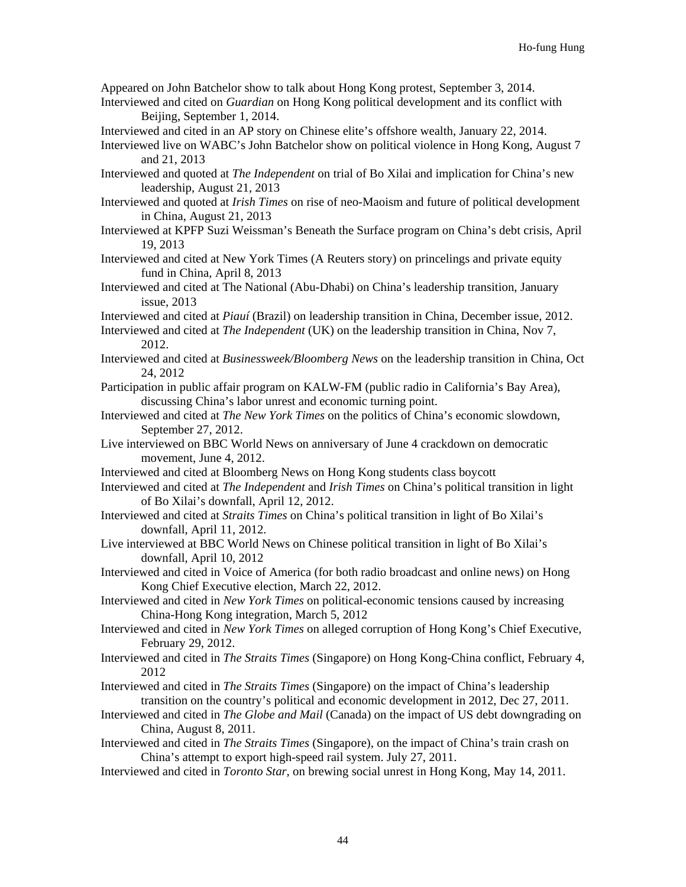Appeared on John Batchelor show to talk about Hong Kong protest, September 3, 2014.

Interviewed and cited on *Guardian* on Hong Kong political development and its conflict with Beijing, September 1, 2014.

Interviewed and cited in an AP story on Chinese elite's offshore wealth, January 22, 2014.

Interviewed live on WABC's John Batchelor show on political violence in Hong Kong, August 7 and 21, 2013

Interviewed and quoted at *The Independent* on trial of Bo Xilai and implication for China's new leadership, August 21, 2013

Interviewed and quoted at *Irish Times* on rise of neo-Maoism and future of political development in China, August 21, 2013

Interviewed at KPFP Suzi Weissman's Beneath the Surface program on China's debt crisis, April 19, 2013

Interviewed and cited at New York Times (A Reuters story) on princelings and private equity fund in China, April 8, 2013

Interviewed and cited at The National (Abu-Dhabi) on China's leadership transition, January issue, 2013

Interviewed and cited at *Piauí* (Brazil) on leadership transition in China, December issue, 2012.

Interviewed and cited at *The Independent* (UK) on the leadership transition in China, Nov 7, 2012.

Interviewed and cited at *Businessweek/Bloomberg News* on the leadership transition in China, Oct 24, 2012

Participation in public affair program on KALW-FM (public radio in California's Bay Area), discussing China's labor unrest and economic turning point.

Interviewed and cited at *The New York Times* on the politics of China's economic slowdown, September 27, 2012.

Live interviewed on BBC World News on anniversary of June 4 crackdown on democratic movement, June 4, 2012.

Interviewed and cited at Bloomberg News on Hong Kong students class boycott

Interviewed and cited at *The Independent* and *Irish Times* on China's political transition in light of Bo Xilai's downfall, April 12, 2012.

Interviewed and cited at *Straits Times* on China's political transition in light of Bo Xilai's downfall, April 11, 2012.

Live interviewed at BBC World News on Chinese political transition in light of Bo Xilai's downfall, April 10, 2012

Interviewed and cited in Voice of America (for both radio broadcast and online news) on Hong Kong Chief Executive election, March 22, 2012.

Interviewed and cited in *New York Times* on political-economic tensions caused by increasing China-Hong Kong integration, March 5, 2012

Interviewed and cited in *New York Times* on alleged corruption of Hong Kong's Chief Executive, February 29, 2012.

Interviewed and cited in *The Straits Times* (Singapore) on Hong Kong-China conflict, February 4, 2012

Interviewed and cited in *The Straits Times* (Singapore) on the impact of China's leadership transition on the country's political and economic development in 2012, Dec 27, 2011.

Interviewed and cited in *The Globe and Mail* (Canada) on the impact of US debt downgrading on China, August 8, 2011.

Interviewed and cited in *The Straits Times* (Singapore), on the impact of China's train crash on China's attempt to export high-speed rail system. July 27, 2011.

Interviewed and cited in *Toronto Star*, on brewing social unrest in Hong Kong, May 14, 2011.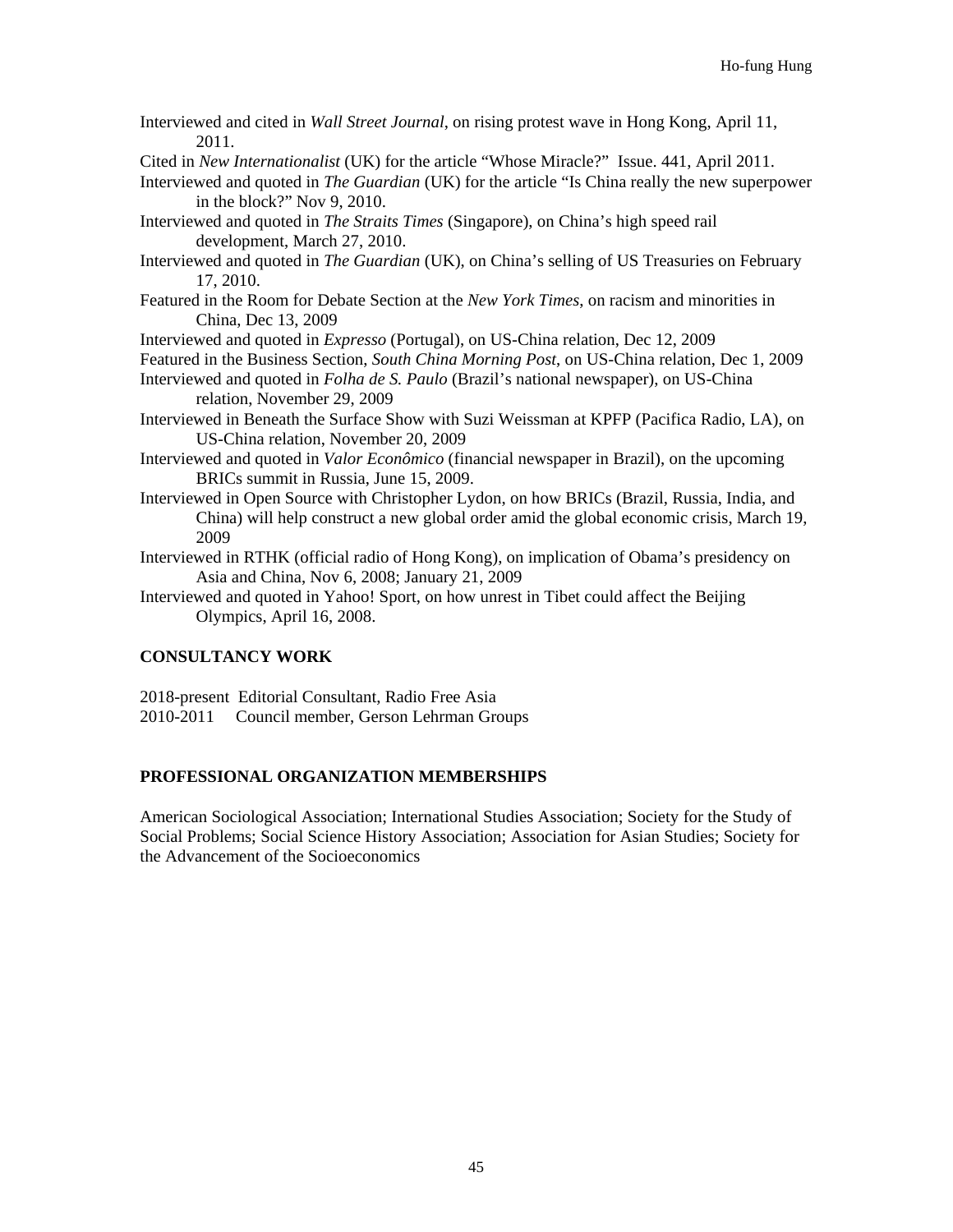Interviewed and cited in *Wall Street Journal*, on rising protest wave in Hong Kong, April 11, 2011.

Cited in *New Internationalist* (UK) for the article "Whose Miracle?" Issue. 441, April 2011.

Interviewed and quoted in *The Guardian* (UK) for the article "Is China really the new superpower in the block?" Nov 9, 2010.

Interviewed and quoted in *The Straits Times* (Singapore), on China's high speed rail development, March 27, 2010.

Interviewed and quoted in *The Guardian* (UK), on China's selling of US Treasuries on February 17, 2010.

Featured in the Room for Debate Section at the *New York Times*, on racism and minorities in China, Dec 13, 2009

Interviewed and quoted in *Expresso* (Portugal), on US-China relation, Dec 12, 2009

Featured in the Business Section, *South China Morning Post*, on US-China relation, Dec 1, 2009

Interviewed and quoted in *Folha de S. Paulo* (Brazil's national newspaper), on US-China relation, November 29, 2009

Interviewed in Beneath the Surface Show with Suzi Weissman at KPFP (Pacifica Radio, LA), on US-China relation, November 20, 2009

Interviewed and quoted in *Valor Econômico* (financial newspaper in Brazil), on the upcoming BRICs summit in Russia, June 15, 2009.

Interviewed in Open Source with Christopher Lydon, on how BRICs (Brazil, Russia, India, and China) will help construct a new global order amid the global economic crisis, March 19, 2009

Interviewed in RTHK (official radio of Hong Kong), on implication of Obama's presidency on Asia and China, Nov 6, 2008; January 21, 2009

Interviewed and quoted in Yahoo! Sport, on how unrest in Tibet could affect the Beijing Olympics, April 16, 2008.

**CONSULTANCY WORK**

2018-present Editorial Consultant, Radio Free Asia

2010-2011 Council member, Gerson Lehrman Groups

**PROFESSIONAL ORGANIZATION MEMBERSHIPS**

American Sociological Association; International Studies Association; Society for the Study of Social Problems; Social Science History Association; Association for Asian Studies; Society for the Advancement of the Socioeconomics